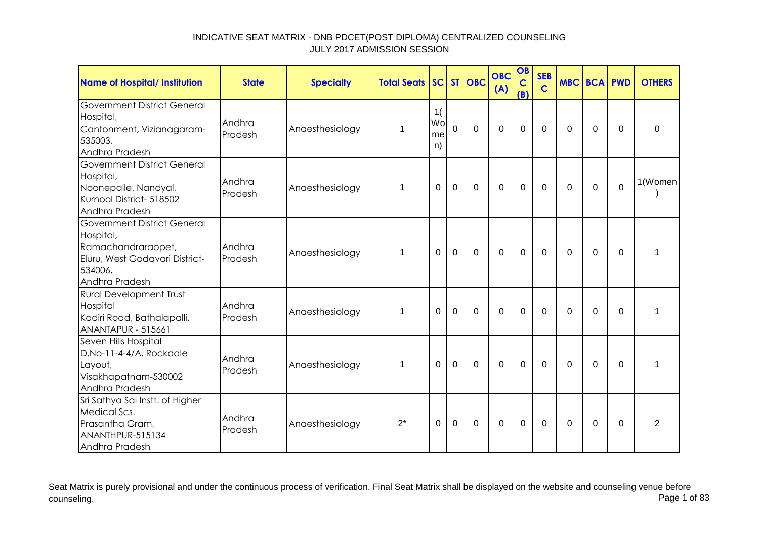# INDICATIVE SEAT MATRIX - DNB PDCET(POST DIPLOMA) CENTRALIZED COUNSELING
## JULY 2017 ADMISSION SESSION

| Name of Hospital/ Institution | State | Specialty | Total Seats | SC | ST | OBC | OBC (A) | OBC (B) | SEBC | MBC | BCA | PWD | OTHERS |
|---|---|---|---|---|---|---|---|---|---|---|---|---|---|
| Government District General Hospital, Cantonment, Vizianagaram-535003, Andhra Pradesh | Andhra Pradesh | Anaesthesiology | 1 | 1(Women) | 0 | 0 | 0 | 0 | 0 | 0 | 0 | 0 | 0 |
| Government District General Hospital, Noonepalle, Nandyal, Kurnool District- 518502 Andhra Pradesh | Andhra Pradesh | Anaesthesiology | 1 | 0 | 0 | 0 | 0 | 0 | 0 | 0 | 0 | 0 | 1(Women) |
| Government District General Hospital, Ramachandraraopet, Eluru, West Godavari District-534006, Andhra Pradesh | Andhra Pradesh | Anaesthesiology | 1 | 0 | 0 | 0 | 0 | 0 | 0 | 0 | 0 | 0 | 1 |
| Rural Development Trust Hospital Kadiri Road, Bathalapalli, ANANTAPUR - 515661 | Andhra Pradesh | Anaesthesiology | 1 | 0 | 0 | 0 | 0 | 0 | 0 | 0 | 0 | 0 | 1 |
| Seven Hills Hospital D.No-11-4-4/A, Rockdale Layout, Visakhapatnam-530002 Andhra Pradesh | Andhra Pradesh | Anaesthesiology | 1 | 0 | 0 | 0 | 0 | 0 | 0 | 0 | 0 | 0 | 1 |
| Sri Sathya Sai Instt. of Higher Medical Scs. Prasantha Gram, ANANTHPUR-515134 Andhra Pradesh | Andhra Pradesh | Anaesthesiology | 2* | 0 | 0 | 0 | 0 | 0 | 0 | 0 | 0 | 0 | 2 |

Seat Matrix is purely provisional and under the continuous process of verification. Final Seat Matrix shall be displayed on the website and counseling venue before counseling.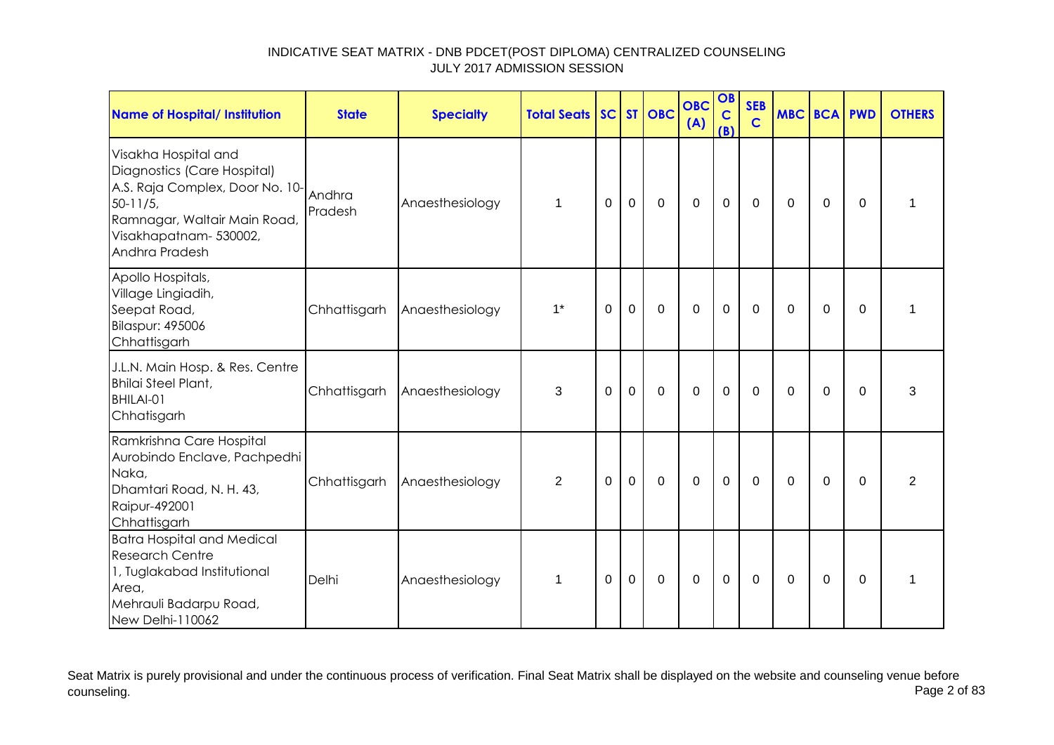# INDICATIVE SEAT MATRIX - DNB PDCET(POST DIPLOMA) CENTRALIZED COUNSELING
## JULY 2017 ADMISSION SESSION

| Name of Hospital/ Institution | State | Specialty | Total Seats | SC | ST | OBC | OBC (A) | OBC (B) | SEB C | MBC | BCA | PWD | OTHERS |
|---|---|---|---|---|---|---|---|---|---|---|---|---|---|
| Visakha Hospital and Diagnostics (Care Hospital) A.S. Raja Complex, Door No. 10-50-11/5, Ramnagar, Waltair Main Road, Visakhapatnam- 530002, Andhra Pradesh | Andhra Pradesh | Anaesthesiology | 1 | 0 | 0 | 0 | 0 | 0 | 0 | 0 | 0 | 0 | 1 |
| Apollo Hospitals, Village Lingiadih, Seepat Road, Bilaspur: 495006 Chhattisgarh | Chhattisgarh | Anaesthesiology | 1* | 0 | 0 | 0 | 0 | 0 | 0 | 0 | 0 | 0 | 1 |
| J.L.N. Main Hosp. & Res. Centre Bhilai Steel Plant, BHILAI-01 Chhatisgarh | Chhattisgarh | Anaesthesiology | 3 | 0 | 0 | 0 | 0 | 0 | 0 | 0 | 0 | 0 | 3 |
| Ramkrishna Care Hospital Aurobindo Enclave, Pachpedhi Naka, Dhamtari Road, N. H. 43, Raipur-492001 Chhattisgarh | Chhattisgarh | Anaesthesiology | 2 | 0 | 0 | 0 | 0 | 0 | 0 | 0 | 0 | 0 | 2 |
| Batra Hospital and Medical Research Centre 1, Tuglakabad Institutional Area, Mehrauli Badarpu Road, New Delhi-110062 | Delhi | Anaesthesiology | 1 | 0 | 0 | 0 | 0 | 0 | 0 | 0 | 0 | 0 | 1 |

Seat Matrix is purely provisional and under the continuous process of verification. Final Seat Matrix shall be displayed on the website and counseling venue before counseling.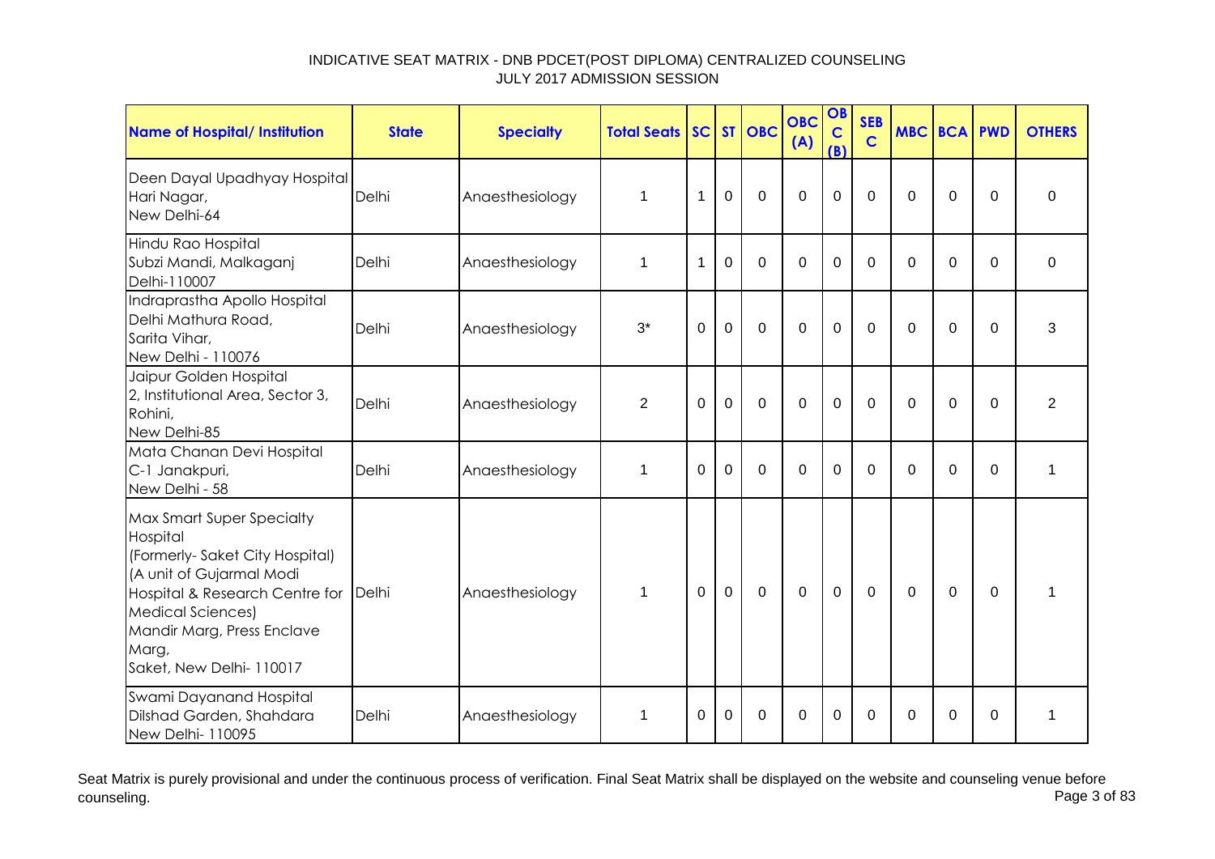INDICATIVE SEAT MATRIX - DNB PDCET(POST DIPLOMA) CENTRALIZED COUNSELING
JULY 2017 ADMISSION SESSION

| Name of Hospital/ Institution | State | Specialty | Total Seats | SC | ST | OBC | OBC (A) | OBC (B) | SEBC | MBC | BCA | PWD | OTHERS |
|---|---|---|---|---|---|---|---|---|---|---|---|---|---|
| Deen Dayal Upadhyay Hospital Hari Nagar, New Delhi-64 | Delhi | Anaesthesiology | 1 | 1 | 0 | 0 | 0 | 0 | 0 | 0 | 0 | 0 | 0 |
| Hindu Rao Hospital Subzi Mandi, Malkaganj Delhi-110007 | Delhi | Anaesthesiology | 1 | 1 | 0 | 0 | 0 | 0 | 0 | 0 | 0 | 0 | 0 |
| Indraprastha Apollo Hospital Delhi Mathura Road, Sarita Vihar, New Delhi - 110076 | Delhi | Anaesthesiology | 3* | 0 | 0 | 0 | 0 | 0 | 0 | 0 | 0 | 0 | 3 |
| Jaipur Golden Hospital 2, Institutional Area, Sector 3, Rohini, New Delhi-85 | Delhi | Anaesthesiology | 2 | 0 | 0 | 0 | 0 | 0 | 0 | 0 | 0 | 0 | 2 |
| Mata Chanan Devi Hospital C-1 Janakpuri, New Delhi - 58 | Delhi | Anaesthesiology | 1 | 0 | 0 | 0 | 0 | 0 | 0 | 0 | 0 | 0 | 1 |
| Max Smart Super Specialty Hospital (Formerly- Saket City Hospital) (A unit of Gujarmal Modi Hospital & Research Centre for Medical Sciences) Mandir Marg, Press Enclave Marg, Saket, New Delhi- 110017 | Delhi | Anaesthesiology | 1 | 0 | 0 | 0 | 0 | 0 | 0 | 0 | 0 | 0 | 1 |
| Swami Dayanand Hospital Dilshad Garden, Shahdara New Delhi- 110095 | Delhi | Anaesthesiology | 1 | 0 | 0 | 0 | 0 | 0 | 0 | 0 | 0 | 0 | 1 |

Seat Matrix is purely provisional and under the continuous process of verification. Final Seat Matrix shall be displayed on the website and counseling venue before counseling.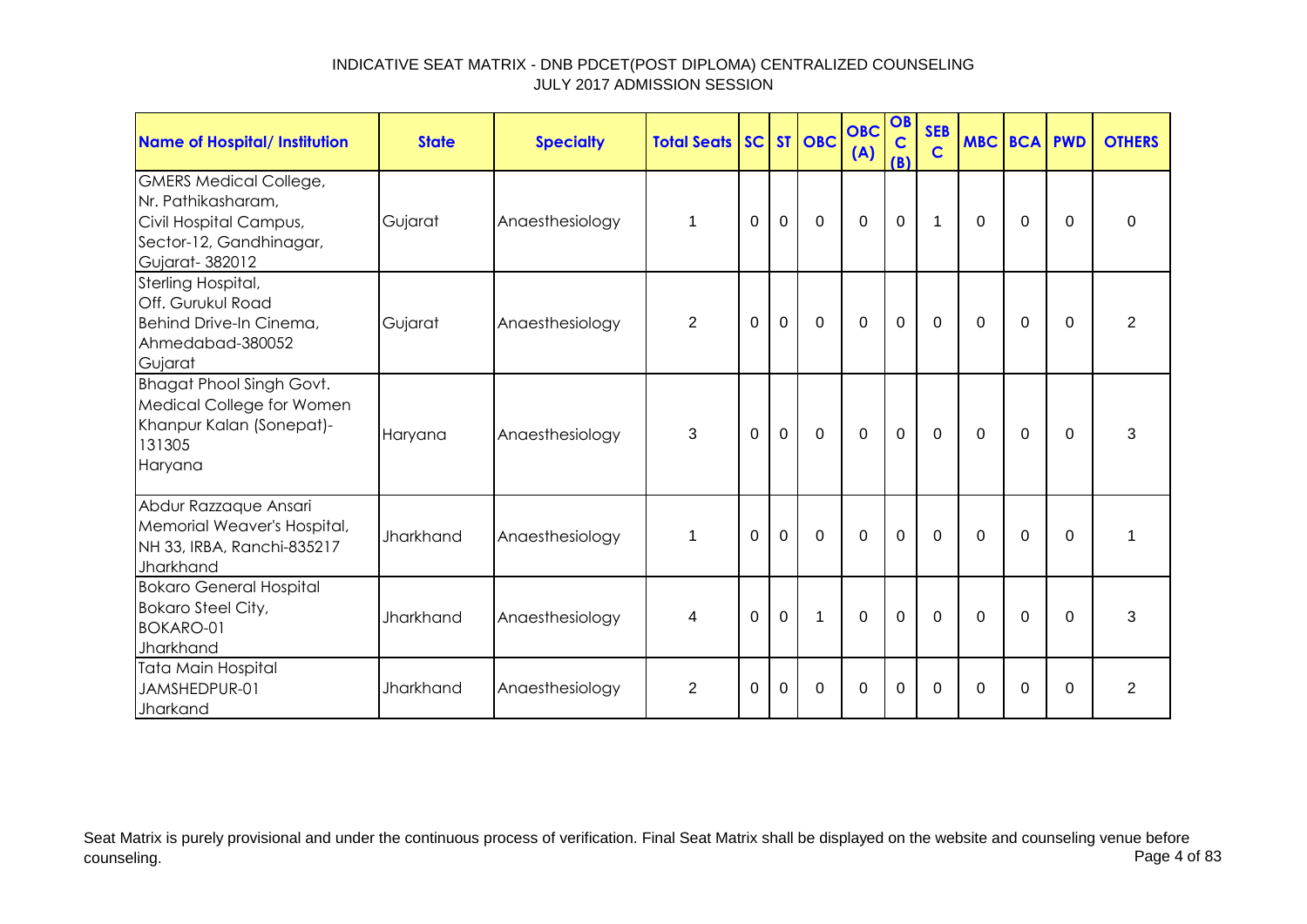INDICATIVE SEAT MATRIX - DNB PDCET(POST DIPLOMA) CENTRALIZED COUNSELING
JULY 2017 ADMISSION SESSION

| Name of Hospital/ Institution | State | Specialty | Total Seats | SC | ST | OBC | OBC (A) | OBC (B) | SEB C | MBC | BCA | PWD | OTHERS |
|---|---|---|---|---|---|---|---|---|---|---|---|---|---|
| GMERS Medical College, Nr. Pathikasharam, Civil Hospital Campus, Sector-12, Gandhinagar, Gujarat- 382012 | Gujarat | Anaesthesiology | 1 | 0 | 0 | 0 | 0 | 0 | 1 | 0 | 0 | 0 | 0 |
| Sterling Hospital, Off. Gurukul Road Behind Drive-In Cinema, Ahmedabad-380052 Gujarat | Gujarat | Anaesthesiology | 2 | 0 | 0 | 0 | 0 | 0 | 0 | 0 | 0 | 0 | 2 |
| Bhagat Phool Singh Govt. Medical College for Women Khanpur Kalan (Sonepat)-131305 Haryana | Haryana | Anaesthesiology | 3 | 0 | 0 | 0 | 0 | 0 | 0 | 0 | 0 | 0 | 3 |
| Abdur Razzaque Ansari Memorial Weaver's Hospital, NH 33, IRBA, Ranchi-835217 Jharkhand | Jharkhand | Anaesthesiology | 1 | 0 | 0 | 0 | 0 | 0 | 0 | 0 | 0 | 0 | 1 |
| Bokaro General Hospital Bokaro Steel City, BOKARO-01 Jharkhand | Jharkhand | Anaesthesiology | 4 | 0 | 0 | 1 | 0 | 0 | 0 | 0 | 0 | 0 | 3 |
| Tata Main Hospital JAMSHEDPUR-01 Jharkand | Jharkhand | Anaesthesiology | 2 | 0 | 0 | 0 | 0 | 0 | 0 | 0 | 0 | 0 | 2 |

Seat Matrix is purely provisional and under the continuous process of verification. Final Seat Matrix shall be displayed on the website and counseling venue before counseling.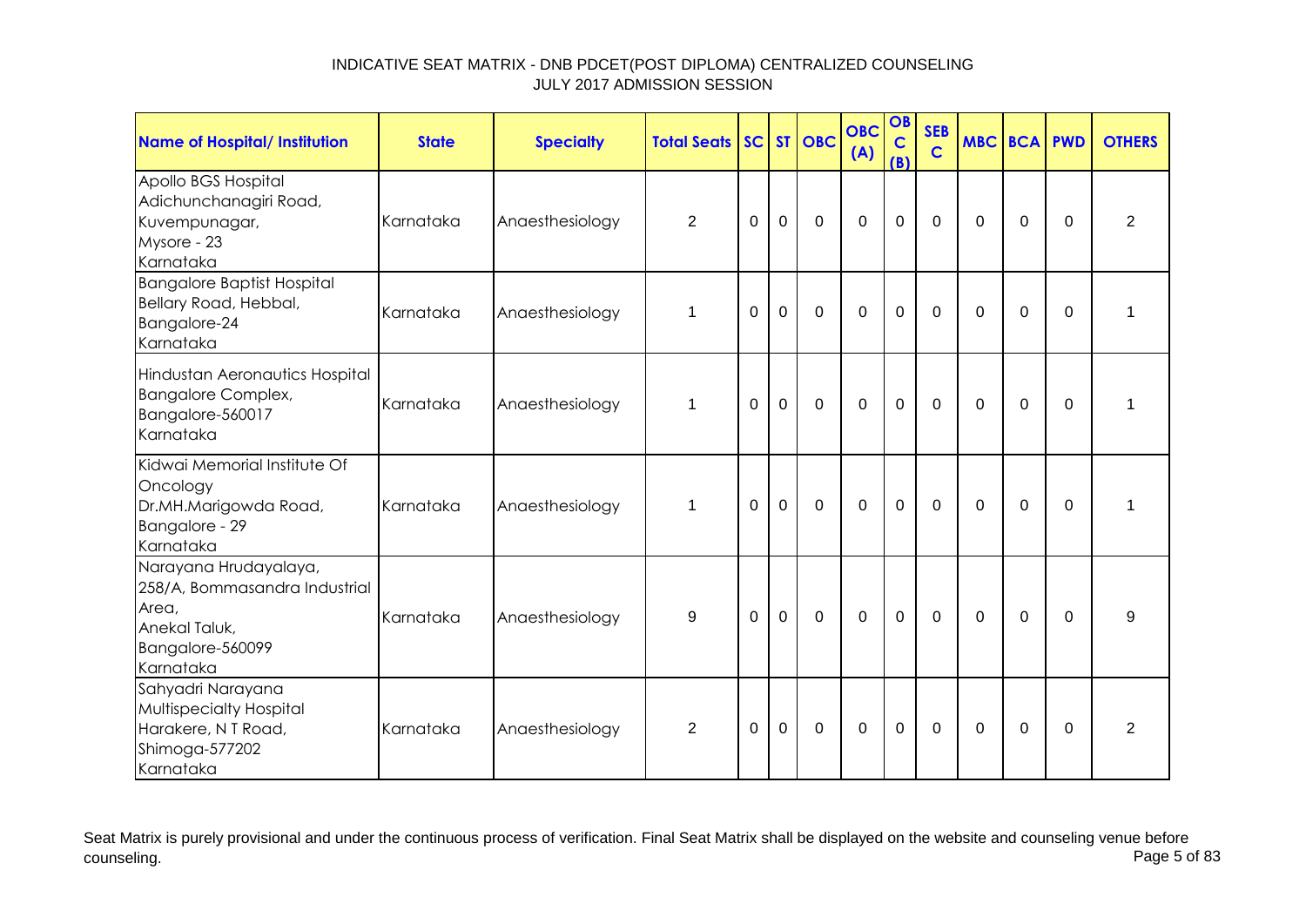INDICATIVE SEAT MATRIX - DNB PDCET(POST DIPLOMA) CENTRALIZED COUNSELING
JULY 2017 ADMISSION SESSION

| Name of Hospital/ Institution | State | Specialty | Total Seats | SC | ST | OBC | OBC (A) | OBC (B) | SEBC | MBC | BCA | PWD | OTHERS |
|---|---|---|---|---|---|---|---|---|---|---|---|---|---|
| Apollo BGS Hospital Adichunchanagiri Road, Kuvempunagar, Mysore - 23 Karnataka | Karnataka | Anaesthesiology | 2 | 0 | 0 | 0 | 0 | 0 | 0 | 0 | 0 | 0 | 2 |
| Bangalore Baptist Hospital Bellary Road, Hebbal, Bangalore-24 Karnataka | Karnataka | Anaesthesiology | 1 | 0 | 0 | 0 | 0 | 0 | 0 | 0 | 0 | 0 | 1 |
| Hindustan Aeronautics Hospital Bangalore Complex, Bangalore-560017 Karnataka | Karnataka | Anaesthesiology | 1 | 0 | 0 | 0 | 0 | 0 | 0 | 0 | 0 | 0 | 1 |
| Kidwai Memorial Institute Of Oncology Dr.MH.Marigowda Road, Bangalore - 29 Karnataka | Karnataka | Anaesthesiology | 1 | 0 | 0 | 0 | 0 | 0 | 0 | 0 | 0 | 0 | 1 |
| Narayana Hrudayalaya, 258/A, Bommasandra Industrial Area, Anekal Taluk, Bangalore-560099 Karnataka | Karnataka | Anaesthesiology | 9 | 0 | 0 | 0 | 0 | 0 | 0 | 0 | 0 | 0 | 9 |
| Sahyadri Narayana Multispecialty Hospital Harakere, N T Road, Shimoga-577202 Karnataka | Karnataka | Anaesthesiology | 2 | 0 | 0 | 0 | 0 | 0 | 0 | 0 | 0 | 0 | 2 |

Seat Matrix is purely provisional and under the continuous process of verification. Final Seat Matrix shall be displayed on the website and counseling venue before counseling.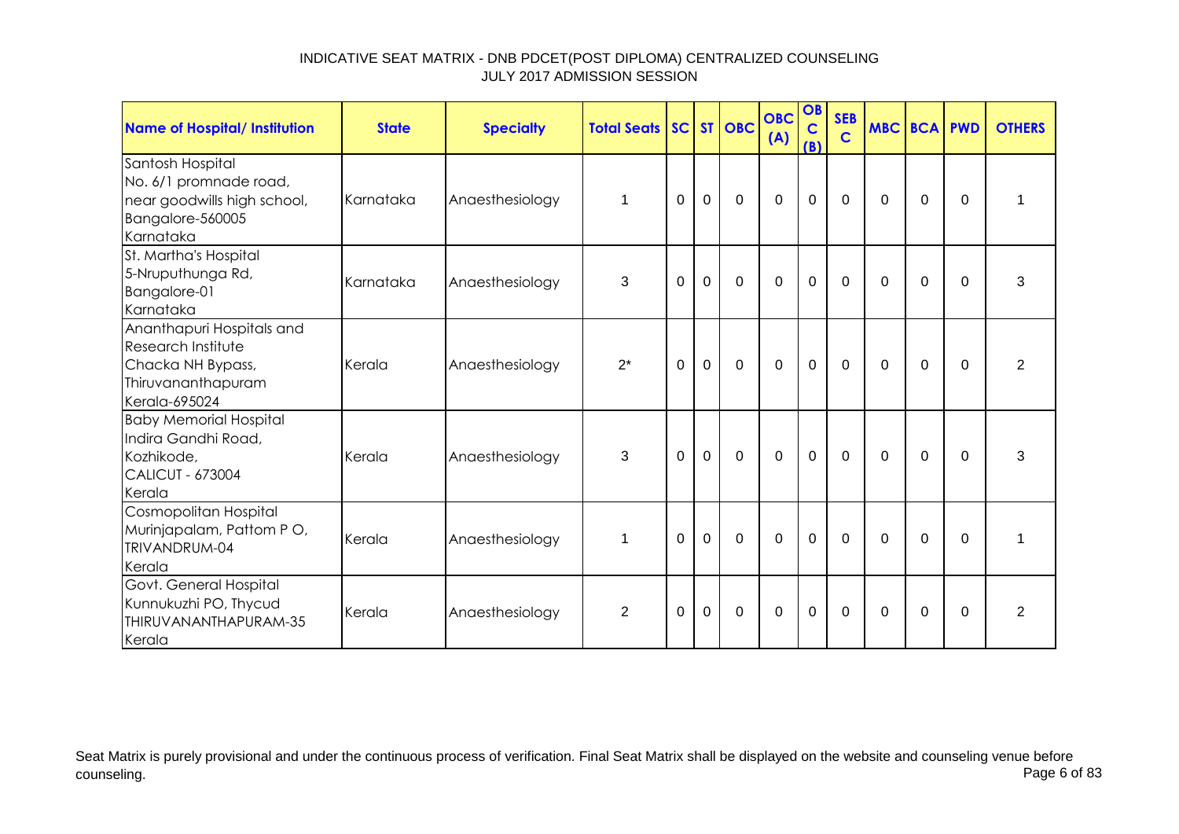# INDICATIVE SEAT MATRIX - DNB PDCET(POST DIPLOMA) CENTRALIZED COUNSELING
## JULY 2017 ADMISSION SESSION

| Name of Hospital/ Institution | State | Specialty | Total Seats | SC | ST | OBC | OBC (A) | OBC (B) | SEBC | MBC | BCA | PWD | OTHERS |
|---|---|---|---|---|---|---|---|---|---|---|---|---|---|
| Santosh Hospital<br>No. 6/1 promnade road,<br>near goodwills high school,<br>Bangalore-560005<br>Karnataka | Karnataka | Anaesthesiology | 1 | 0 | 0 | 0 | 0 | 0 | 0 | 0 | 0 | 0 | 1 |
| St. Martha's Hospital<br>5-Nruputhunga Rd,<br>Bangalore-01<br>Karnataka | Karnataka | Anaesthesiology | 3 | 0 | 0 | 0 | 0 | 0 | 0 | 0 | 0 | 0 | 3 |
| Ananthapuri Hospitals and Research Institute<br>Chacka NH Bypass,<br>Thiruvananthapuram<br>Kerala-695024 | Kerala | Anaesthesiology | 2* | 0 | 0 | 0 | 0 | 0 | 0 | 0 | 0 | 0 | 2 |
| Baby Memorial Hospital<br>Indira Gandhi Road,<br>Kozhikode,<br>CALICUT - 673004<br>Kerala | Kerala | Anaesthesiology | 3 | 0 | 0 | 0 | 0 | 0 | 0 | 0 | 0 | 0 | 3 |
| Cosmopolitan Hospital<br>Murinjapalam, Pattom P O,<br>TRIVANDRUM-04<br>Kerala | Kerala | Anaesthesiology | 1 | 0 | 0 | 0 | 0 | 0 | 0 | 0 | 0 | 0 | 1 |
| Govt. General Hospital<br>Kunnukuzhi PO, Thycud<br>THIRUVANANTHAPURAM-35<br>Kerala | Kerala | Anaesthesiology | 2 | 0 | 0 | 0 | 0 | 0 | 0 | 0 | 0 | 0 | 2 |

Seat Matrix is purely provisional and under the continuous process of verification. Final Seat Matrix shall be displayed on the website and counseling venue before counseling.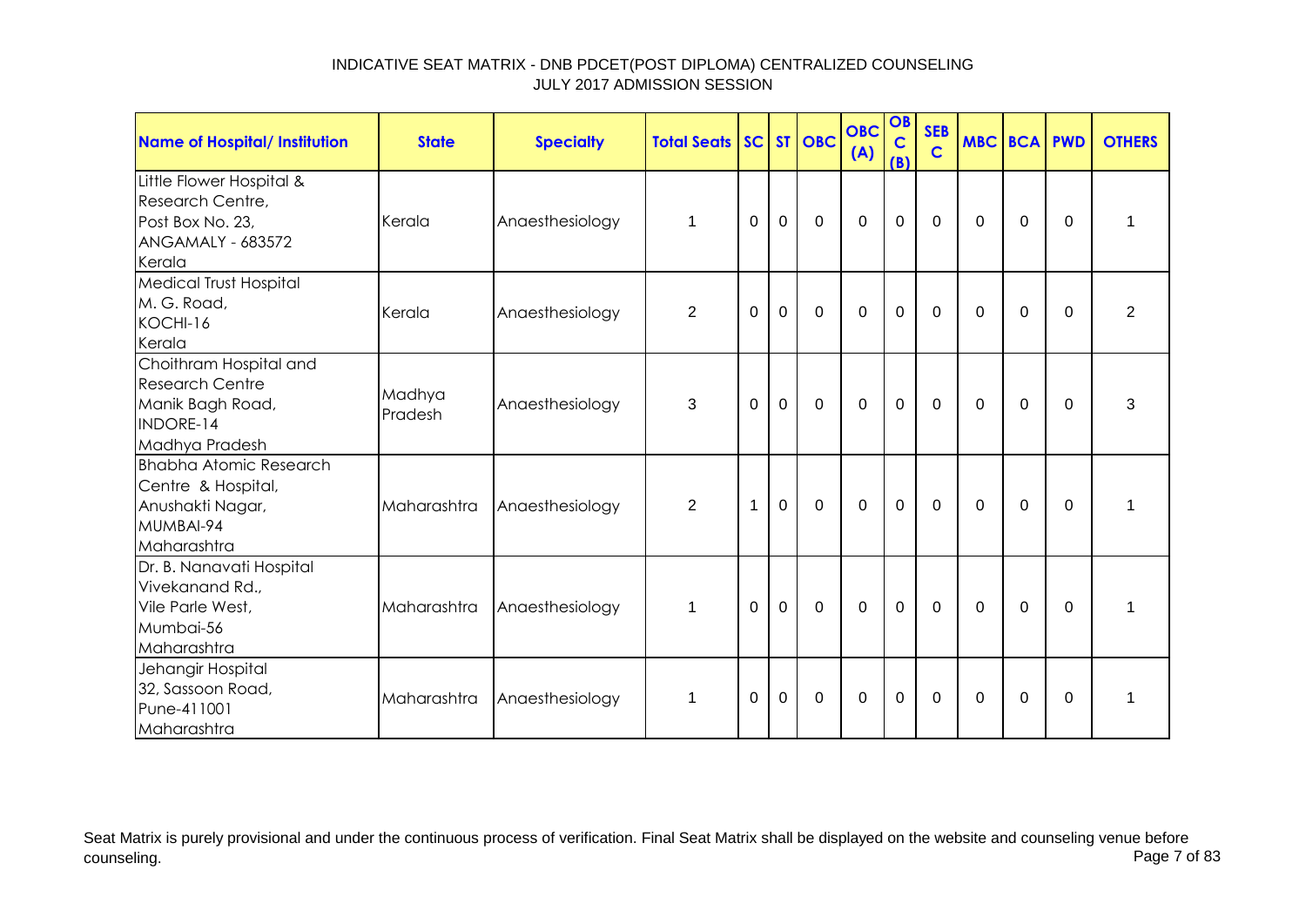# INDICATIVE SEAT MATRIX - DNB PDCET(POST DIPLOMA) CENTRALIZED COUNSELING
## JULY 2017 ADMISSION SESSION

| Name of Hospital/ Institution | State | Specialty | Total Seats | SC | ST | OBC | OBC (A) | OBC (B) | SEBC | MBC | BCA | PWD | OTHERS |
|---|---|---|---|---|---|---|---|---|---|---|---|---|---|
| Little Flower Hospital & Research Centre, Post Box No. 23, ANGAMALY - 683572 Kerala | Kerala | Anaesthesiology | 1 | 0 | 0 | 0 | 0 | 0 | 0 | 0 | 0 | 0 | 1 |
| Medical Trust Hospital M. G. Road, KOCHI-16 Kerala | Kerala | Anaesthesiology | 2 | 0 | 0 | 0 | 0 | 0 | 0 | 0 | 0 | 0 | 2 |
| Choithram Hospital and Research Centre Manik Bagh Road, INDORE-14 Madhya Pradesh | Madhya Pradesh | Anaesthesiology | 3 | 0 | 0 | 0 | 0 | 0 | 0 | 0 | 0 | 0 | 3 |
| Bhabha Atomic Research Centre & Hospital, Anushakti Nagar, MUMBAI-94 Maharashtra | Maharashtra | Anaesthesiology | 2 | 1 | 0 | 0 | 0 | 0 | 0 | 0 | 0 | 0 | 1 |
| Dr. B. Nanavati Hospital Vivekanand Rd., Vile Parle West, Mumbai-56 Maharashtra | Maharashtra | Anaesthesiology | 1 | 0 | 0 | 0 | 0 | 0 | 0 | 0 | 0 | 0 | 1 |
| Jehangir Hospital 32, Sassoon Road, Pune-411001 Maharashtra | Maharashtra | Anaesthesiology | 1 | 0 | 0 | 0 | 0 | 0 | 0 | 0 | 0 | 0 | 1 |

Seat Matrix is purely provisional and under the continuous process of verification. Final Seat Matrix shall be displayed on the website and counseling venue before counseling.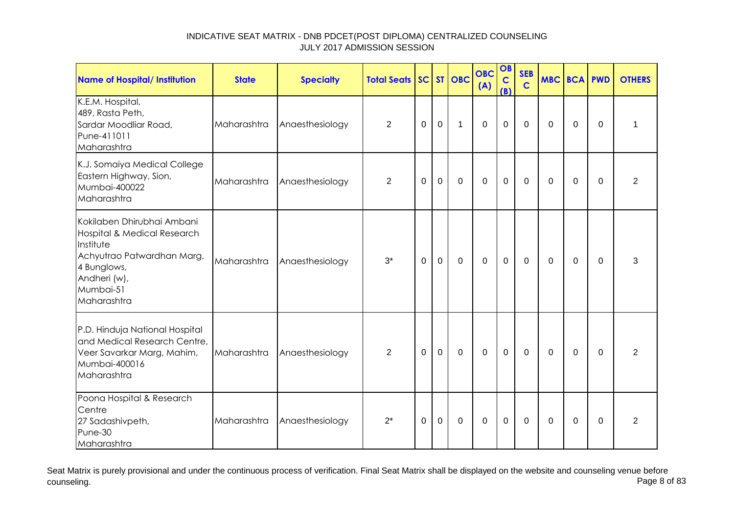# INDICATIVE SEAT MATRIX - DNB PDCET(POST DIPLOMA) CENTRALIZED COUNSELING
## JULY 2017 ADMISSION SESSION

| Name of Hospital/ Institution | State | Specialty | Total Seats | SC | ST | OBC | OBC (A) | OBC (B) | SEB C | MBC | BCA | PWD | OTHERS |
|---|---|---|---|---|---|---|---|---|---|---|---|---|---|
| K.E.M. Hospital, 489, Rasta Peth, Sardar Moodliar Road, Pune-411011 Maharashtra | Maharashtra | Anaesthesiology | 2 | 0 | 0 | 1 | 0 | 0 | 0 | 0 | 0 | 0 | 1 |
| K.J. Somaiya Medical College Eastern Highway, Sion, Mumbai-400022 Maharashtra | Maharashtra | Anaesthesiology | 2 | 0 | 0 | 0 | 0 | 0 | 0 | 0 | 0 | 0 | 2 |
| Kokilaben Dhirubhai Ambani Hospital & Medical Research Institute Achyutrao Patwardhan Marg, 4 Bunglows, Andheri (w), Mumbai-51 Maharashtra | Maharashtra | Anaesthesiology | 3* | 0 | 0 | 0 | 0 | 0 | 0 | 0 | 0 | 0 | 3 |
| P.D. Hinduja National Hospital and Medical Research Centre, Veer Savarkar Marg, Mahim, Mumbai-400016 Maharashtra | Maharashtra | Anaesthesiology | 2 | 0 | 0 | 0 | 0 | 0 | 0 | 0 | 0 | 0 | 2 |
| Poona Hospital & Research Centre 27 Sadashivpeth, Pune-30 Maharashtra | Maharashtra | Anaesthesiology | 2* | 0 | 0 | 0 | 0 | 0 | 0 | 0 | 0 | 0 | 2 |

Seat Matrix is purely provisional and under the continuous process of verification. Final Seat Matrix shall be displayed on the website and counseling venue before counseling.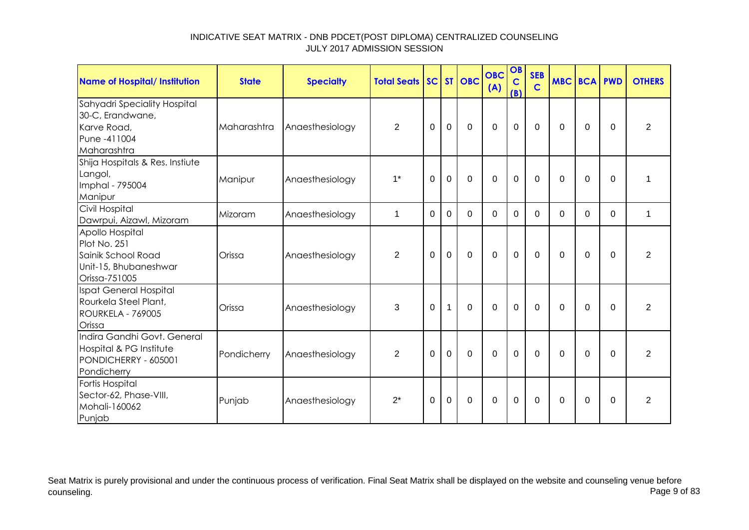INDICATIVE SEAT MATRIX - DNB PDCET(POST DIPLOMA) CENTRALIZED COUNSELING
JULY 2017 ADMISSION SESSION

| Name of Hospital/ Institution | State | Specialty | Total Seats | SC | ST | OBC | OBC (A) | OBC (B) | SEBC | MBC | BCA | PWD | OTHERS |
|---|---|---|---|---|---|---|---|---|---|---|---|---|---|
| Sahyadri Speciality Hospital 30-C, Erandwane, Karve Road, Pune -411004 Maharashtra | Maharashtra | Anaesthesiology | 2 | 0 | 0 | 0 | 0 | 0 | 0 | 0 | 0 | 0 | 2 |
| Shija Hospitals & Res. Instiute Langol, Imphal - 795004 Manipur | Manipur | Anaesthesiology | 1* | 0 | 0 | 0 | 0 | 0 | 0 | 0 | 0 | 0 | 1 |
| Civil Hospital Dawrpui, Aizawl, Mizoram | Mizoram | Anaesthesiology | 1 | 0 | 0 | 0 | 0 | 0 | 0 | 0 | 0 | 0 | 1 |
| Apollo Hospital Plot No. 251 Sainik School Road Unit-15, Bhubaneshwar Orissa-751005 | Orissa | Anaesthesiology | 2 | 0 | 0 | 0 | 0 | 0 | 0 | 0 | 0 | 0 | 2 |
| Ispat General Hospital Rourkela Steel Plant, ROURKELA - 769005 Orissa | Orissa | Anaesthesiology | 3 | 0 | 1 | 0 | 0 | 0 | 0 | 0 | 0 | 0 | 2 |
| Indira Gandhi Govt. General Hospital & PG Institute PONDICHERRY - 605001 Pondicherry | Pondicherry | Anaesthesiology | 2 | 0 | 0 | 0 | 0 | 0 | 0 | 0 | 0 | 0 | 2 |
| Fortis Hospital Sector-62, Phase-VIII, Mohali-160062 Punjab | Punjab | Anaesthesiology | 2* | 0 | 0 | 0 | 0 | 0 | 0 | 0 | 0 | 0 | 2 |

Seat Matrix is purely provisional and under the continuous process of verification. Final Seat Matrix shall be displayed on the website and counseling venue before counseling.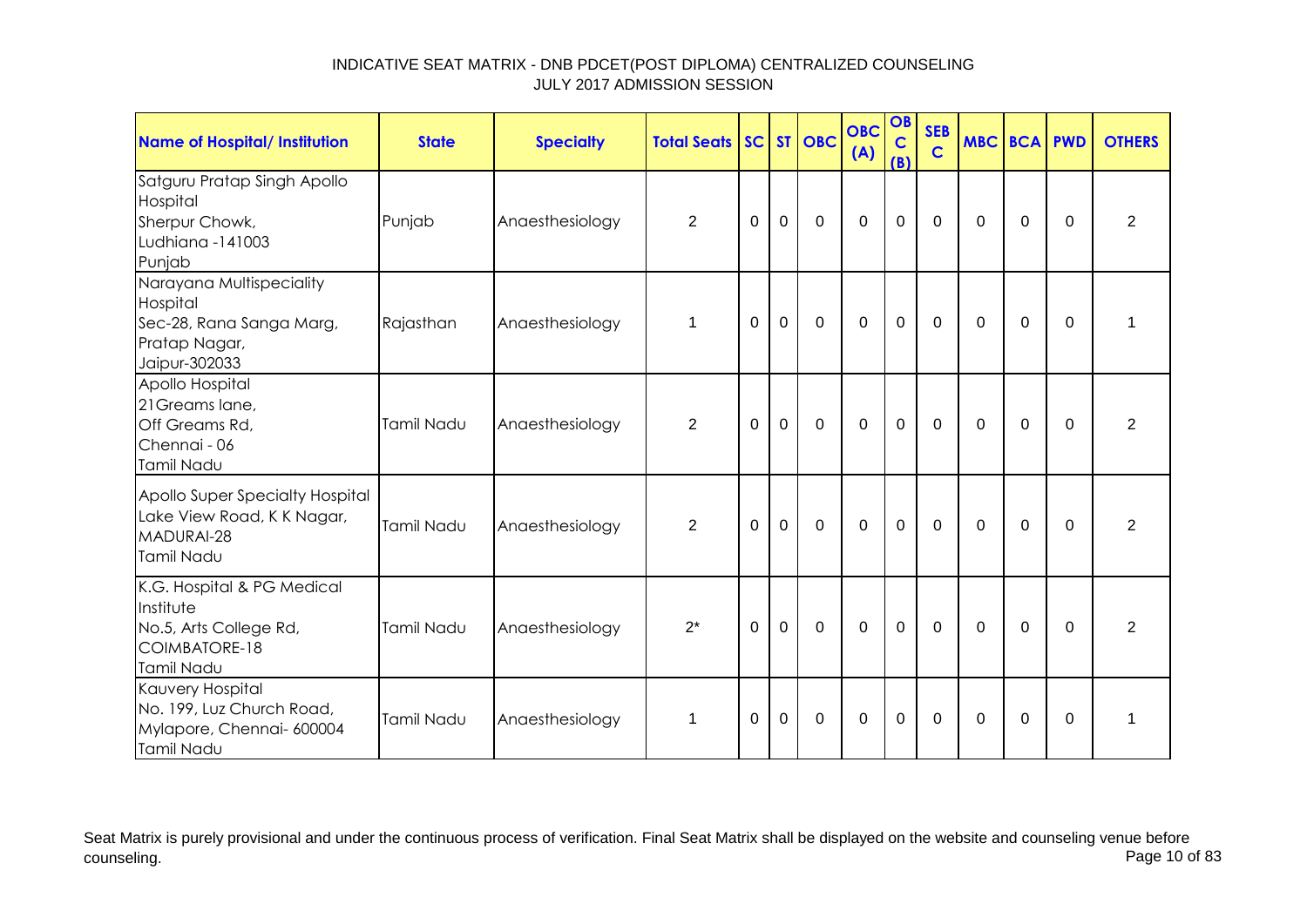INDICATIVE SEAT MATRIX - DNB PDCET(POST DIPLOMA) CENTRALIZED COUNSELING
JULY 2017 ADMISSION SESSION

| Name of Hospital/ Institution | State | Specialty | Total Seats | SC | ST | OBC | OBC (A) | OBC (B) | SEBC | MBC | BCA | PWD | OTHERS |
|---|---|---|---|---|---|---|---|---|---|---|---|---|---|
| Satguru Pratap Singh Apollo Hospital Sherpur Chowk, Ludhiana -141003 Punjab | Punjab | Anaesthesiology | 2 | 0 | 0 | 0 | 0 | 0 | 0 | 0 | 0 | 0 | 2 |
| Narayana Multispeciality Hospital Sec-28, Rana Sanga Marg, Pratap Nagar, Jaipur-302033 | Rajasthan | Anaesthesiology | 1 | 0 | 0 | 0 | 0 | 0 | 0 | 0 | 0 | 0 | 1 |
| Apollo Hospital 21Greams lane, Off Greams Rd, Chennai - 06 Tamil Nadu | Tamil Nadu | Anaesthesiology | 2 | 0 | 0 | 0 | 0 | 0 | 0 | 0 | 0 | 0 | 2 |
| Apollo Super Specialty Hospital Lake View Road, K K Nagar, MADURAI-28 Tamil Nadu | Tamil Nadu | Anaesthesiology | 2 | 0 | 0 | 0 | 0 | 0 | 0 | 0 | 0 | 0 | 2 |
| K.G. Hospital & PG Medical Institute No.5, Arts College Rd, COIMBATORE-18 Tamil Nadu | Tamil Nadu | Anaesthesiology | 2* | 0 | 0 | 0 | 0 | 0 | 0 | 0 | 0 | 0 | 2 |
| Kauvery Hospital No. 199, Luz Church Road, Mylapore, Chennai- 600004 Tamil Nadu | Tamil Nadu | Anaesthesiology | 1 | 0 | 0 | 0 | 0 | 0 | 0 | 0 | 0 | 0 | 1 |

Seat Matrix is purely provisional and under the continuous process of verification. Final Seat Matrix shall be displayed on the website and counseling venue before counseling.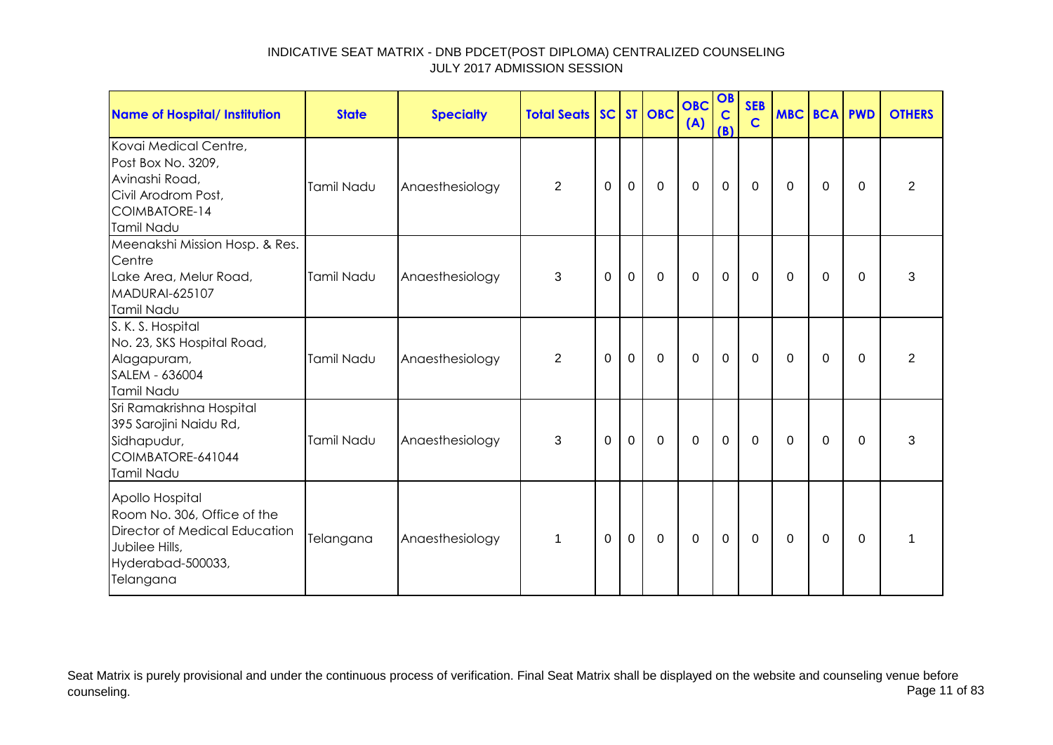# INDICATIVE SEAT MATRIX - DNB PDCET(POST DIPLOMA) CENTRALIZED COUNSELING JULY 2017 ADMISSION SESSION

| Name of Hospital/ Institution | State | Specialty | Total Seats | SC | ST | OBC | OBC (A) | OBC (B) | SEBC | MBC | BCA | PWD | OTHERS |
|---|---|---|---|---|---|---|---|---|---|---|---|---|---|
| Kovai Medical Centre, Post Box No. 3209, Avinashi Road, Civil Arodrom Post, COIMBATORE-14 Tamil Nadu | Tamil Nadu | Anaesthesiology | 2 | 0 | 0 | 0 | 0 | 0 | 0 | 0 | 0 | 0 | 2 |
| Meenakshi Mission Hosp. & Res. Centre Lake Area, Melur Road, MADURAI-625107 Tamil Nadu | Tamil Nadu | Anaesthesiology | 3 | 0 | 0 | 0 | 0 | 0 | 0 | 0 | 0 | 0 | 3 |
| S. K. S. Hospital No. 23, SKS Hospital Road, Alagapuram, SALEM - 636004 Tamil Nadu | Tamil Nadu | Anaesthesiology | 2 | 0 | 0 | 0 | 0 | 0 | 0 | 0 | 0 | 0 | 2 |
| Sri Ramakrishna Hospital 395 Sarojini Naidu Rd, Sidhapudur, COIMBATORE-641044 Tamil Nadu | Tamil Nadu | Anaesthesiology | 3 | 0 | 0 | 0 | 0 | 0 | 0 | 0 | 0 | 0 | 3 |
| Apollo Hospital Room No. 306, Office of the Director of Medical Education Jubilee Hills, Hyderabad-500033, Telangana | Telangana | Anaesthesiology | 1 | 0 | 0 | 0 | 0 | 0 | 0 | 0 | 0 | 0 | 1 |

Seat Matrix is purely provisional and under the continuous process of verification. Final Seat Matrix shall be displayed on the website and counseling venue before counseling.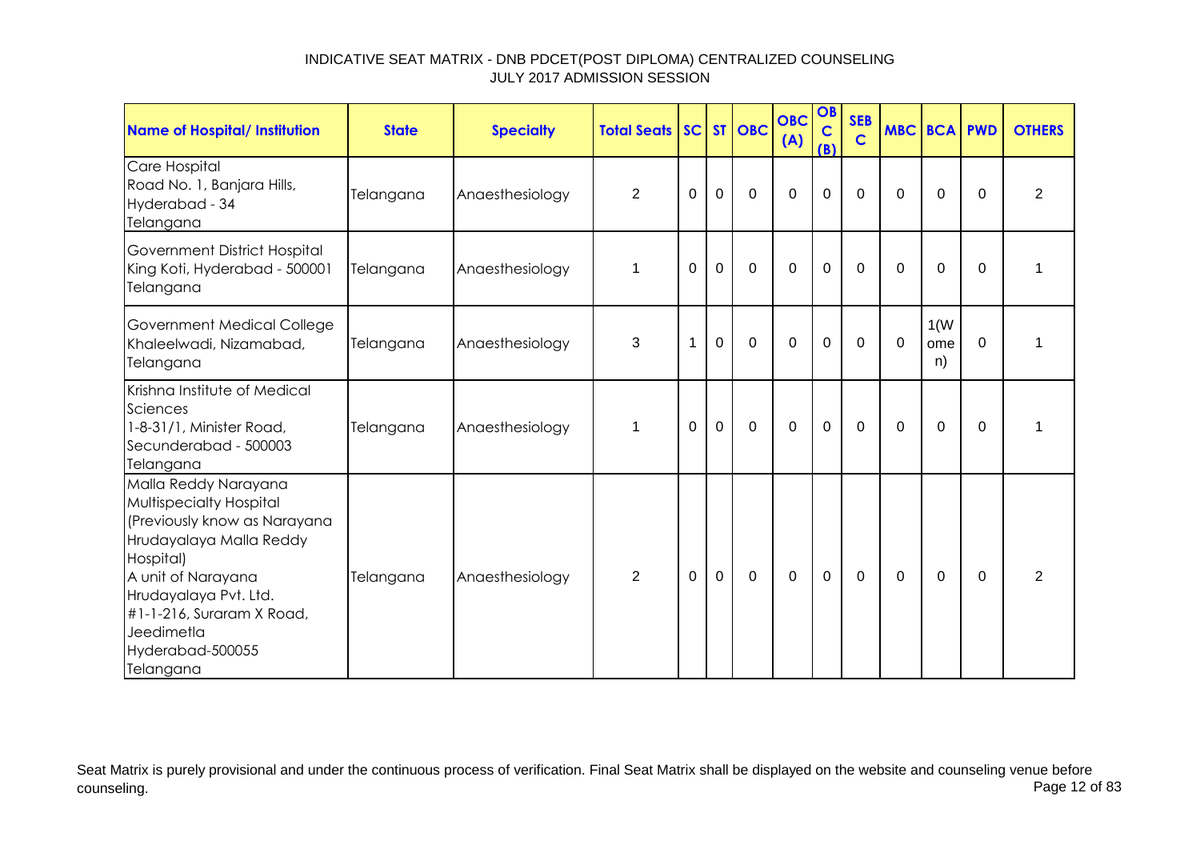INDICATIVE SEAT MATRIX - DNB PDCET(POST DIPLOMA) CENTRALIZED COUNSELING
JULY 2017 ADMISSION SESSION

| Name of Hospital/ Institution | State | Specialty | Total Seats | SC | ST | OBC | OBC (A) | OBC (B) | SEBC | MBC | BCA | PWD | OTHERS |
|---|---|---|---|---|---|---|---|---|---|---|---|---|---|
| Care Hospital Road No. 1, Banjara Hills, Hyderabad - 34 Telangana | Telangana | Anaesthesiology | 2 | 0 | 0 | 0 | 0 | 0 | 0 | 0 | 0 | 0 | 2 |
| Government District Hospital King Koti, Hyderabad - 500001 Telangana | Telangana | Anaesthesiology | 1 | 0 | 0 | 0 | 0 | 0 | 0 | 0 | 0 | 0 | 1 |
| Government Medical College Khaleelwadi, Nizamabad, Telangana | Telangana | Anaesthesiology | 3 | 1 | 0 | 0 | 0 | 0 | 0 | 0 | 1(Women) | 0 | 1 |
| Krishna Institute of Medical Sciences 1-8-31/1, Minister Road, Secunderabad - 500003 Telangana | Telangana | Anaesthesiology | 1 | 0 | 0 | 0 | 0 | 0 | 0 | 0 | 0 | 0 | 1 |
| Malla Reddy Narayana Multispecialty Hospital (Previously know as Narayana Hrudayalaya Malla Reddy Hospital) A unit of Narayana Hrudayalaya Pvt. Ltd. #1-1-216, Suraram X Road, Jeedimetla Hyderabad-500055 Telangana | Telangana | Anaesthesiology | 2 | 0 | 0 | 0 | 0 | 0 | 0 | 0 | 0 | 0 | 2 |

Seat Matrix is purely provisional and under the continuous process of verification. Final Seat Matrix shall be displayed on the website and counseling venue before counseling.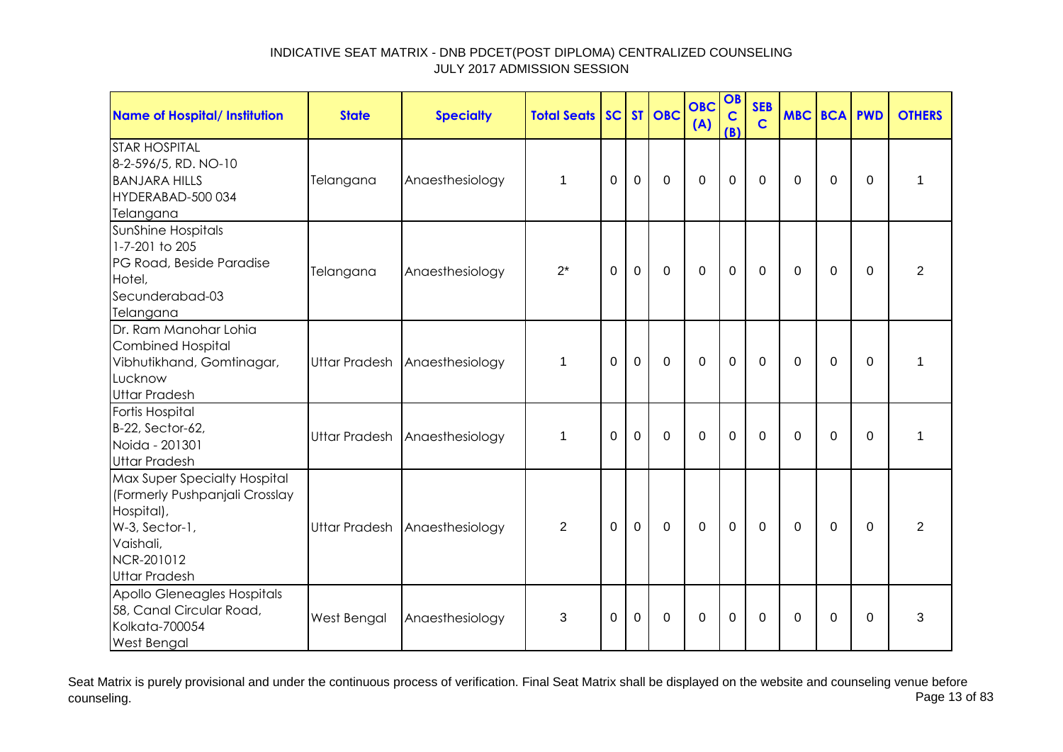# INDICATIVE SEAT MATRIX - DNB PDCET(POST DIPLOMA) CENTRALIZED COUNSELING
## JULY 2017 ADMISSION SESSION

| Name of Hospital/ Institution | State | Specialty | Total Seats | SC | ST | OBC | OBC (A) | OBC (B) | SEBC | MBC | BCA | PWD | OTHERS |
|---|---|---|---|---|---|---|---|---|---|---|---|---|---|
| STAR HOSPITAL 8-2-596/5, RD. NO-10 BANJARA HILLS HYDERABAD-500 034 Telangana | Telangana | Anaesthesiology | 1 | 0 | 0 | 0 | 0 | 0 | 0 | 0 | 0 | 0 | 1 |
| SunShine Hospitals 1-7-201 to 205 PG Road, Beside Paradise Hotel, Secunderabad-03 Telangana | Telangana | Anaesthesiology | 2* | 0 | 0 | 0 | 0 | 0 | 0 | 0 | 0 | 0 | 2 |
| Dr. Ram Manohar Lohia Combined Hospital Vibhutikhand, Gomtinagar, Lucknow Uttar Pradesh | Uttar Pradesh | Anaesthesiology | 1 | 0 | 0 | 0 | 0 | 0 | 0 | 0 | 0 | 0 | 1 |
| Fortis Hospital B-22, Sector-62, Noida - 201301 Uttar Pradesh | Uttar Pradesh | Anaesthesiology | 1 | 0 | 0 | 0 | 0 | 0 | 0 | 0 | 0 | 0 | 1 |
| Max Super Specialty Hospital (Formerly Pushpanjali Crosslay Hospital), W-3, Sector-1, Vaishali, NCR-201012 Uttar Pradesh | Uttar Pradesh | Anaesthesiology | 2 | 0 | 0 | 0 | 0 | 0 | 0 | 0 | 0 | 0 | 2 |
| Apollo Gleneagles Hospitals 58, Canal Circular Road, Kolkata-700054 West Bengal | West Bengal | Anaesthesiology | 3 | 0 | 0 | 0 | 0 | 0 | 0 | 0 | 0 | 0 | 3 |

Seat Matrix is purely provisional and under the continuous process of verification. Final Seat Matrix shall be displayed on the website and counseling venue before counseling.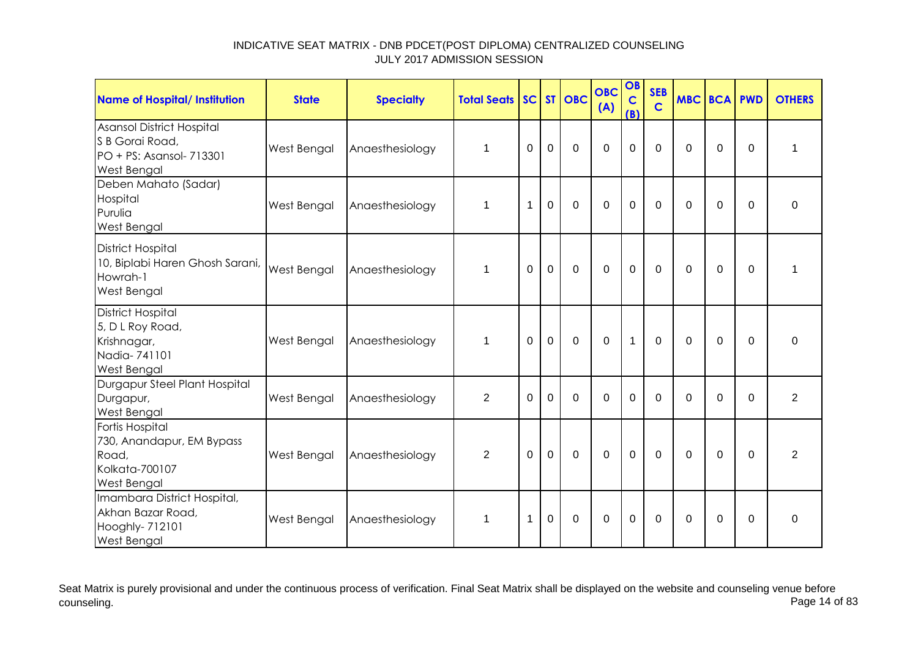# INDICATIVE SEAT MATRIX - DNB PDCET(POST DIPLOMA) CENTRALIZED COUNSELING
## JULY 2017 ADMISSION SESSION

| Name of Hospital/ Institution | State | Specialty | Total Seats | SC | ST | OBC | OBC (A) | OBC (B) | SEBC | MBC | BCA | PWD | OTHERS |
|---|---|---|---|---|---|---|---|---|---|---|---|---|---|
| Asansol District Hospital S B Gorai Road, PO + PS: Asansol- 713301 West Bengal | West Bengal | Anaesthesiology | 1 | 0 | 0 | 0 | 0 | 0 | 0 | 0 | 0 | 0 | 1 |
| Deben Mahato (Sadar) Hospital Purulia West Bengal | West Bengal | Anaesthesiology | 1 | 1 | 0 | 0 | 0 | 0 | 0 | 0 | 0 | 0 | 0 |
| District Hospital 10, Biplabi Haren Ghosh Sarani, Howrah-1 West Bengal | West Bengal | Anaesthesiology | 1 | 0 | 0 | 0 | 0 | 0 | 0 | 0 | 0 | 0 | 1 |
| District Hospital 5, D L Roy Road, Krishnagar, Nadia- 741101 West Bengal | West Bengal | Anaesthesiology | 1 | 0 | 0 | 0 | 0 | 1 | 0 | 0 | 0 | 0 | 0 |
| Durgapur Steel Plant Hospital Durgapur, West Bengal | West Bengal | Anaesthesiology | 2 | 0 | 0 | 0 | 0 | 0 | 0 | 0 | 0 | 0 | 2 |
| Fortis Hospital 730, Anandapur, EM Bypass Road, Kolkata-700107 West Bengal | West Bengal | Anaesthesiology | 2 | 0 | 0 | 0 | 0 | 0 | 0 | 0 | 0 | 0 | 2 |
| Imambara District Hospital, Akhan Bazar Road, Hooghly- 712101 West Bengal | West Bengal | Anaesthesiology | 1 | 1 | 0 | 0 | 0 | 0 | 0 | 0 | 0 | 0 | 0 |

Seat Matrix is purely provisional and under the continuous process of verification. Final Seat Matrix shall be displayed on the website and counseling venue before counseling.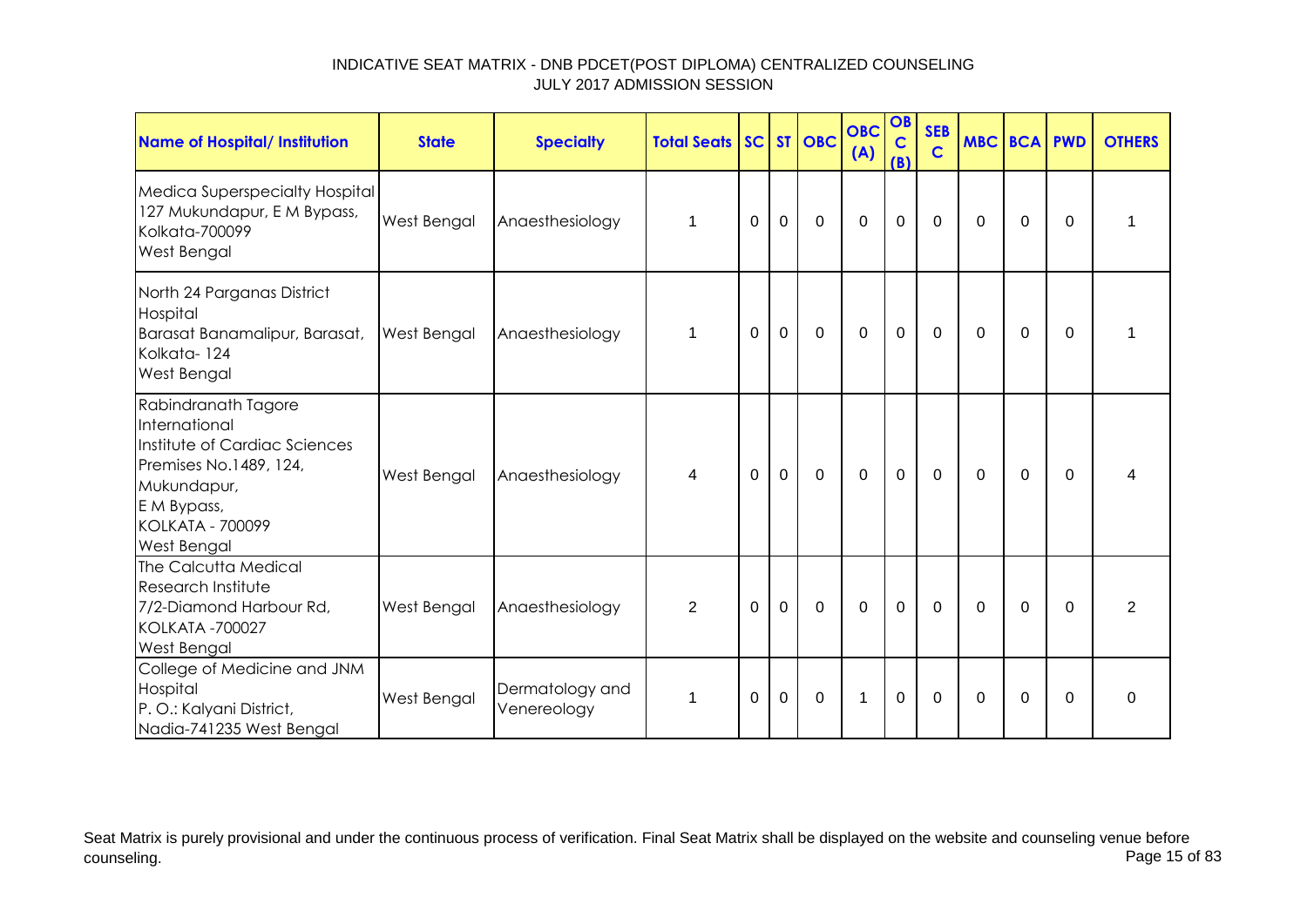INDICATIVE SEAT MATRIX - DNB PDCET(POST DIPLOMA) CENTRALIZED COUNSELING
JULY 2017 ADMISSION SESSION

| Name of Hospital/ Institution | State | Specialty | Total Seats | SC | ST | OBC | OBC (A) | OBC (B) | SEBC | MBC | BCA | PWD | OTHERS |
|---|---|---|---|---|---|---|---|---|---|---|---|---|---|
| Medica Superspecialty Hospital 127 Mukundapur, E M Bypass, Kolkata-700099 West Bengal | West Bengal | Anaesthesiology | 1 | 0 | 0 | 0 | 0 | 0 | 0 | 0 | 0 | 0 | 1 |
| North 24 Parganas District Hospital Barasat Banamalipur, Barasat, Kolkata- 124 West Bengal | West Bengal | Anaesthesiology | 1 | 0 | 0 | 0 | 0 | 0 | 0 | 0 | 0 | 0 | 1 |
| Rabindranath Tagore International Institute of Cardiac Sciences Premises No.1489, 124, Mukundapur, E M Bypass, KOLKATA - 700099 West Bengal | West Bengal | Anaesthesiology | 4 | 0 | 0 | 0 | 0 | 0 | 0 | 0 | 0 | 0 | 4 |
| The Calcutta Medical Research Institute 7/2-Diamond Harbour Rd, KOLKATA -700027 West Bengal | West Bengal | Anaesthesiology | 2 | 0 | 0 | 0 | 0 | 0 | 0 | 0 | 0 | 0 | 2 |
| College of Medicine and JNM Hospital P. O.: Kalyani District, Nadia-741235 West Bengal | West Bengal | Dermatology and Venereology | 1 | 0 | 0 | 0 | 1 | 0 | 0 | 0 | 0 | 0 | 0 |

Seat Matrix is purely provisional and under the continuous process of verification. Final Seat Matrix shall be displayed on the website and counseling venue before counseling.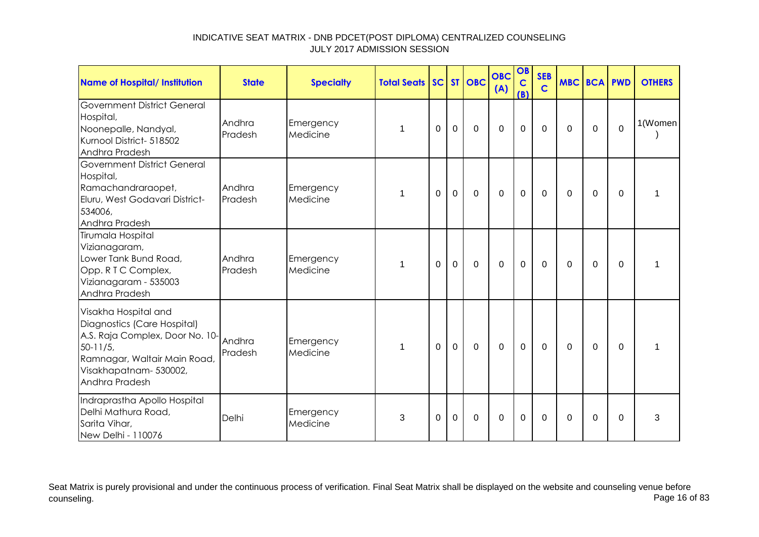INDICATIVE SEAT MATRIX - DNB PDCET(POST DIPLOMA) CENTRALIZED COUNSELING
JULY 2017 ADMISSION SESSION

| Name of Hospital/ Institution | State | Specialty | Total Seats | SC | ST | OBC | OBC (A) | OBC (B) | SEBC | MBC | BCA | PWD | OTHERS |
|---|---|---|---|---|---|---|---|---|---|---|---|---|---|
| Government District General Hospital, Noonepalle, Nandyal, Kurnool District- 518502 Andhra Pradesh | Andhra Pradesh | Emergency Medicine | 1 | 0 | 0 | 0 | 0 | 0 | 0 | 0 | 0 | 0 | 1(Women) |
| Government District General Hospital, Ramachandraraopet, Eluru, West Godavari District- 534006, Andhra Pradesh | Andhra Pradesh | Emergency Medicine | 1 | 0 | 0 | 0 | 0 | 0 | 0 | 0 | 0 | 0 | 1 |
| Tirumala Hospital Vizianagaram, Lower Tank Bund Road, Opp. R T C Complex, Vizianagaram - 535003 Andhra Pradesh | Andhra Pradesh | Emergency Medicine | 1 | 0 | 0 | 0 | 0 | 0 | 0 | 0 | 0 | 0 | 1 |
| Visakha Hospital and Diagnostics (Care Hospital) A.S. Raja Complex, Door No. 10-50-11/5, Ramnagar, Waltair Main Road, Visakhapatnam- 530002, Andhra Pradesh | Andhra Pradesh | Emergency Medicine | 1 | 0 | 0 | 0 | 0 | 0 | 0 | 0 | 0 | 0 | 1 |
| Indraprastha Apollo Hospital Delhi Mathura Road, Sarita Vihar, New Delhi - 110076 | Delhi | Emergency Medicine | 3 | 0 | 0 | 0 | 0 | 0 | 0 | 0 | 0 | 0 | 3 |

Seat Matrix is purely provisional and under the continuous process of verification. Final Seat Matrix shall be displayed on the website and counseling venue before counseling.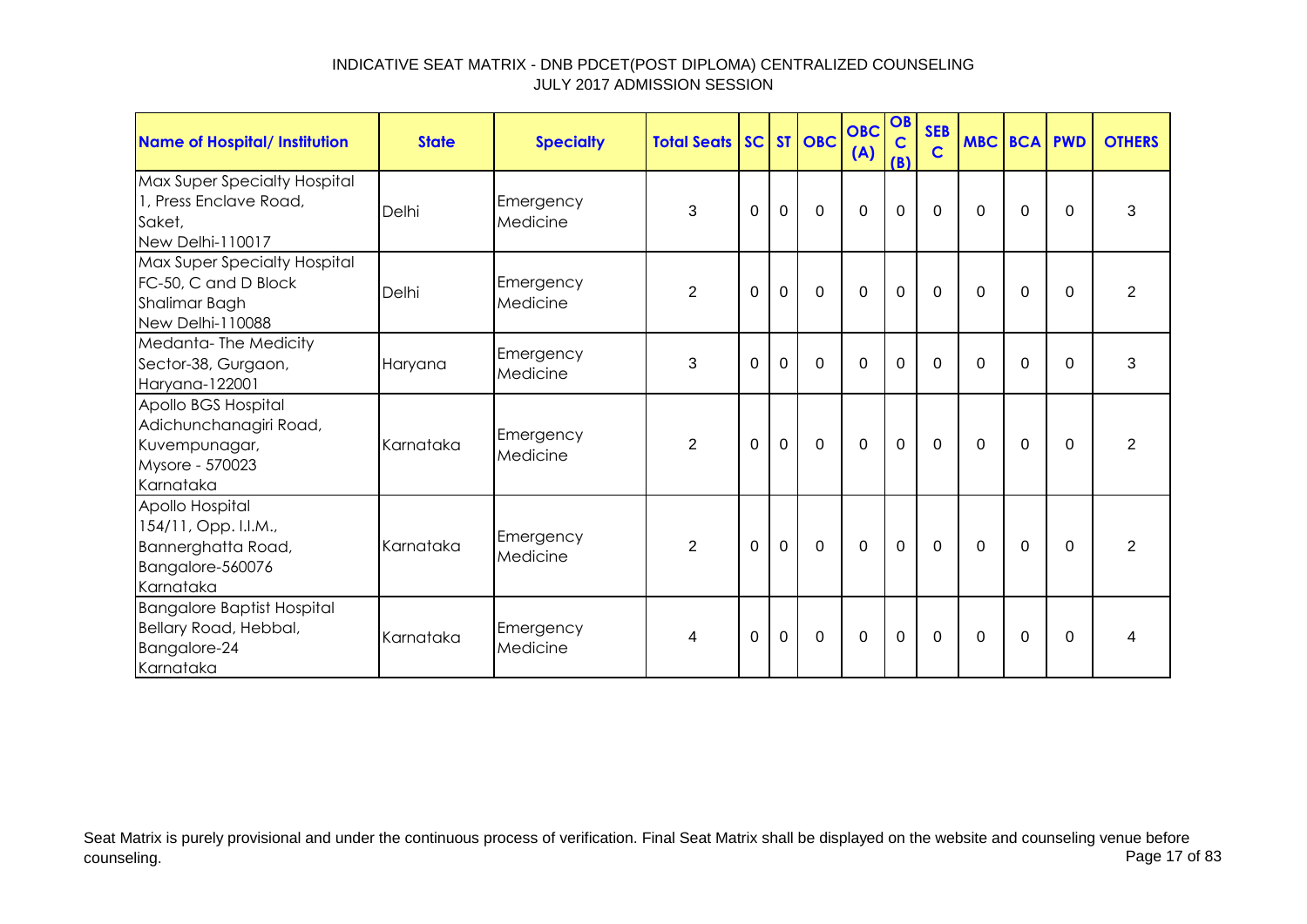INDICATIVE SEAT MATRIX - DNB PDCET(POST DIPLOMA) CENTRALIZED COUNSELING
JULY 2017 ADMISSION SESSION

| Name of Hospital/ Institution | State | Specialty | Total Seats | SC | ST | OBC | OBC (A) | OBC (B) | SEBC | MBC | BCA | PWD | OTHERS |
|---|---|---|---|---|---|---|---|---|---|---|---|---|---|
| Max Super Specialty Hospital 1, Press Enclave Road, Saket, New Delhi-110017 | Delhi | Emergency Medicine | 3 | 0 | 0 | 0 | 0 | 0 | 0 | 0 | 0 | 0 | 3 |
| Max Super Specialty Hospital FC-50, C and D Block Shalimar Bagh New Delhi-110088 | Delhi | Emergency Medicine | 2 | 0 | 0 | 0 | 0 | 0 | 0 | 0 | 0 | 0 | 2 |
| Medanta- The Medicity Sector-38, Gurgaon, Haryana-122001 | Haryana | Emergency Medicine | 3 | 0 | 0 | 0 | 0 | 0 | 0 | 0 | 0 | 0 | 3 |
| Apollo BGS Hospital Adichunchanagiri Road, Kuvempunagar, Mysore - 570023 Karnataka | Karnataka | Emergency Medicine | 2 | 0 | 0 | 0 | 0 | 0 | 0 | 0 | 0 | 0 | 2 |
| Apollo Hospital 154/11, Opp. I.I.M., Bannerghatta Road, Bangalore-560076 Karnataka | Karnataka | Emergency Medicine | 2 | 0 | 0 | 0 | 0 | 0 | 0 | 0 | 0 | 0 | 2 |
| Bangalore Baptist Hospital Bellary Road, Hebbal, Bangalore-24 Karnataka | Karnataka | Emergency Medicine | 4 | 0 | 0 | 0 | 0 | 0 | 0 | 0 | 0 | 0 | 4 |

Seat Matrix is purely provisional and under the continuous process of verification. Final Seat Matrix shall be displayed on the website and counseling venue before counseling.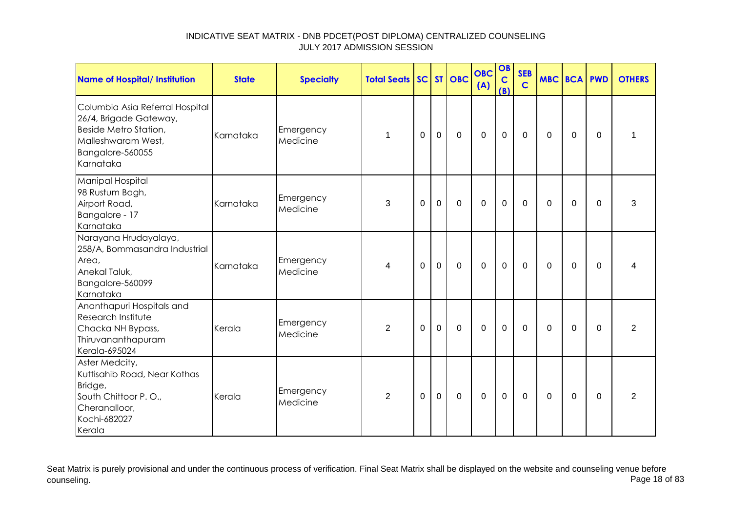INDICATIVE SEAT MATRIX - DNB PDCET(POST DIPLOMA) CENTRALIZED COUNSELING
JULY 2017 ADMISSION SESSION

| Name of Hospital/ Institution | State | Specialty | Total Seats | SC | ST | OBC | OBC (A) | OBC (B) | SEBC | MBC | BCA | PWD | OTHERS |
|---|---|---|---|---|---|---|---|---|---|---|---|---|---|
| Columbia Asia Referral Hospital 26/4, Brigade Gateway, Beside Metro Station, Malleshwaram West, Bangalore-560055 Karnataka | Karnataka | Emergency Medicine | 1 | 0 | 0 | 0 | 0 | 0 | 0 | 0 | 0 | 0 | 1 |
| Manipal Hospital 98 Rustum Bagh, Airport Road, Bangalore - 17 Karnataka | Karnataka | Emergency Medicine | 3 | 0 | 0 | 0 | 0 | 0 | 0 | 0 | 0 | 0 | 3 |
| Narayana Hrudayalaya, 258/A, Bommasandra Industrial Area, Anekal Taluk, Bangalore-560099 Karnataka | Karnataka | Emergency Medicine | 4 | 0 | 0 | 0 | 0 | 0 | 0 | 0 | 0 | 0 | 4 |
| Ananthapuri Hospitals and Research Institute Chacka NH Bypass, Thiruvananthapuram Kerala-695024 | Kerala | Emergency Medicine | 2 | 0 | 0 | 0 | 0 | 0 | 0 | 0 | 0 | 0 | 2 |
| Aster Medcity, Kuttisahib Road, Near Kothas Bridge, South Chittoor P. O., Cheranalloor, Kochi-682027 Kerala | Kerala | Emergency Medicine | 2 | 0 | 0 | 0 | 0 | 0 | 0 | 0 | 0 | 0 | 2 |

Seat Matrix is purely provisional and under the continuous process of verification. Final Seat Matrix shall be displayed on the website and counseling venue before counseling.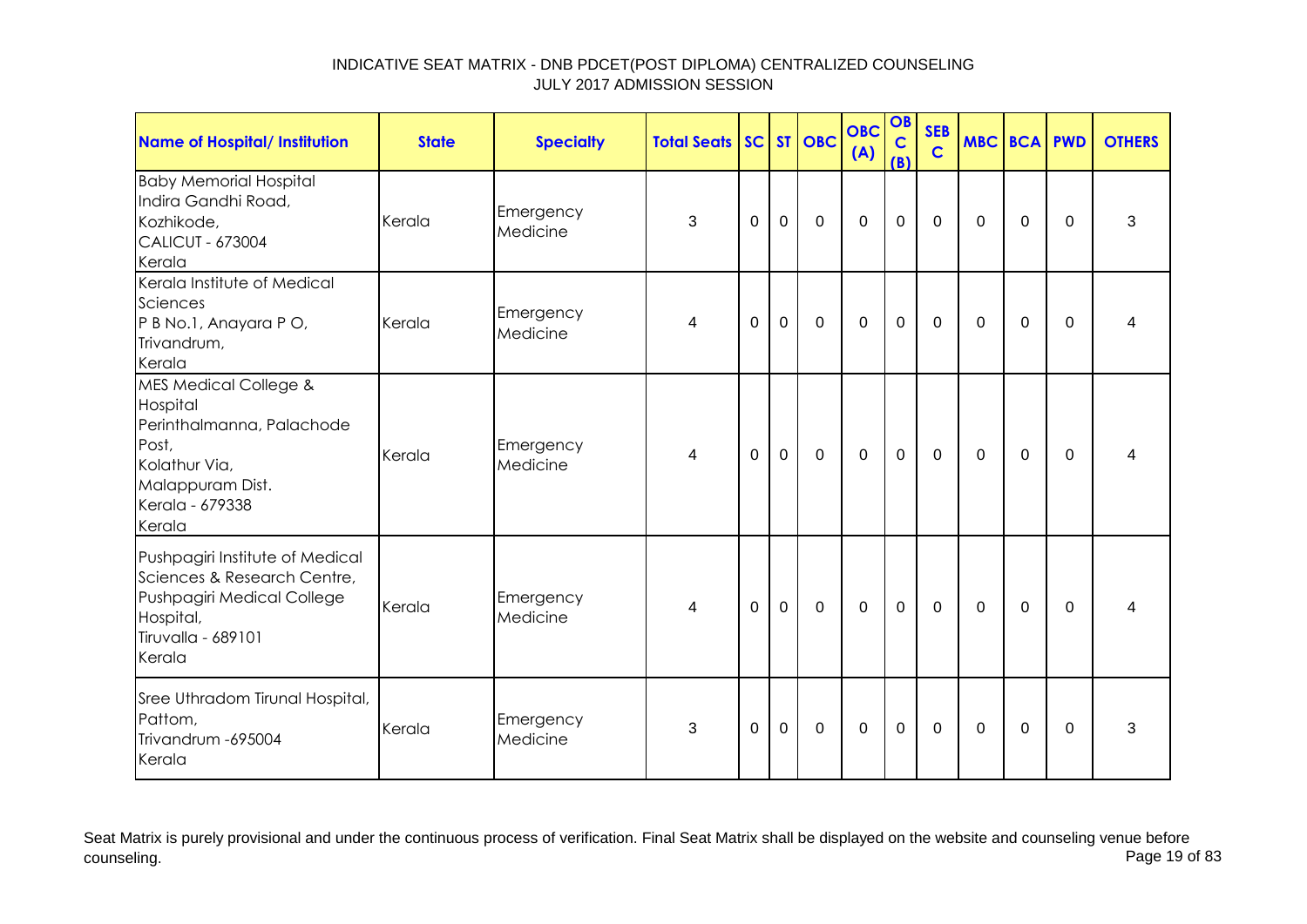INDICATIVE SEAT MATRIX - DNB PDCET(POST DIPLOMA) CENTRALIZED COUNSELING
JULY 2017 ADMISSION SESSION

| Name of Hospital/ Institution | State | Specialty | Total Seats | SC | ST | OBC | OBC (A) | OBC (B) | SEBC | MBC | BCA | PWD | OTHERS |
|---|---|---|---|---|---|---|---|---|---|---|---|---|---|
| Baby Memorial Hospital Indira Gandhi Road, Kozhikode, CALICUT - 673004 Kerala | Kerala | Emergency Medicine | 3 | 0 | 0 | 0 | 0 | 0 | 0 | 0 | 0 | 0 | 3 |
| Kerala Institute of Medical Sciences P B No.1, Anayara P O, Trivandrum, Kerala | Kerala | Emergency Medicine | 4 | 0 | 0 | 0 | 0 | 0 | 0 | 0 | 0 | 0 | 4 |
| MES Medical College & Hospital Perinthalmanna, Palachode Post, Kolathur Via, Malappuram Dist. Kerala - 679338 Kerala | Kerala | Emergency Medicine | 4 | 0 | 0 | 0 | 0 | 0 | 0 | 0 | 0 | 0 | 4 |
| Pushpagiri Institute of Medical Sciences & Research Centre, Pushpagiri Medical College Hospital, Tiruvalla - 689101 Kerala | Kerala | Emergency Medicine | 4 | 0 | 0 | 0 | 0 | 0 | 0 | 0 | 0 | 0 | 4 |
| Sree Uthradom Tirunal Hospital, Pattom, Trivandrum -695004 Kerala | Kerala | Emergency Medicine | 3 | 0 | 0 | 0 | 0 | 0 | 0 | 0 | 0 | 0 | 3 |

Seat Matrix is purely provisional and under the continuous process of verification. Final Seat Matrix shall be displayed on the website and counseling venue before counseling.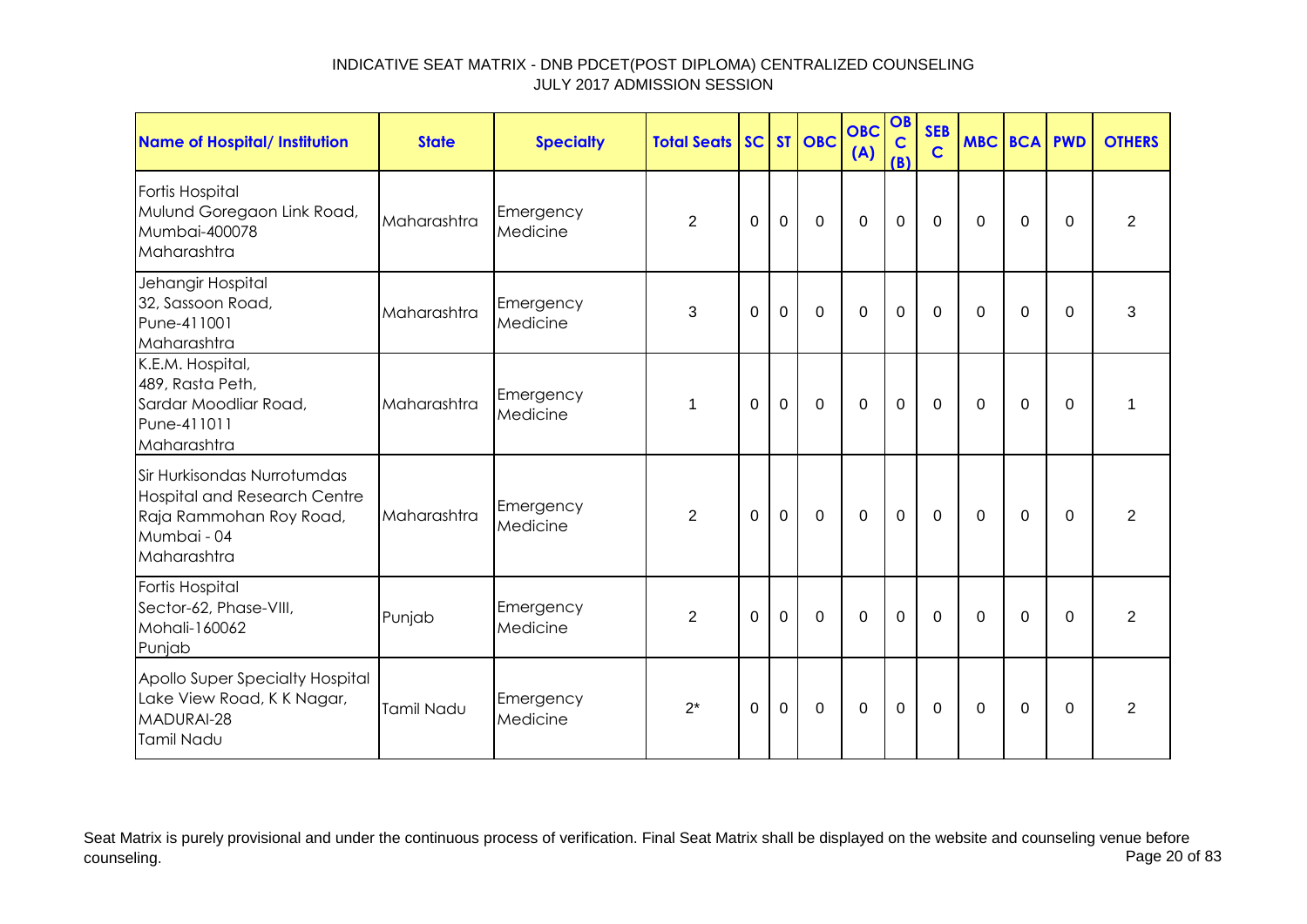INDICATIVE SEAT MATRIX - DNB PDCET(POST DIPLOMA) CENTRALIZED COUNSELING
JULY 2017 ADMISSION SESSION

| Name of Hospital/ Institution | State | Specialty | Total Seats | SC | ST | OBC | OBC (A) | OBC (B) | SEB C | MBC | BCA | PWD | OTHERS |
|---|---|---|---|---|---|---|---|---|---|---|---|---|---|
| Fortis Hospital Mulund Goregaon Link Road, Mumbai-400078 Maharashtra | Maharashtra | Emergency Medicine | 2 | 0 | 0 | 0 | 0 | 0 | 0 | 0 | 0 | 0 | 2 |
| Jehangir Hospital 32, Sassoon Road, Pune-411001 Maharashtra | Maharashtra | Emergency Medicine | 3 | 0 | 0 | 0 | 0 | 0 | 0 | 0 | 0 | 0 | 3 |
| K.E.M. Hospital, 489, Rasta Peth, Sardar Moodliar Road, Pune-411011 Maharashtra | Maharashtra | Emergency Medicine | 1 | 0 | 0 | 0 | 0 | 0 | 0 | 0 | 0 | 0 | 1 |
| Sir Hurkisondas Nurrotumdas Hospital and Research Centre Raja Rammohan Roy Road, Mumbai - 04 Maharashtra | Maharashtra | Emergency Medicine | 2 | 0 | 0 | 0 | 0 | 0 | 0 | 0 | 0 | 0 | 2 |
| Fortis Hospital Sector-62, Phase-VIII, Mohali-160062 Punjab | Punjab | Emergency Medicine | 2 | 0 | 0 | 0 | 0 | 0 | 0 | 0 | 0 | 0 | 2 |
| Apollo Super Specialty Hospital Lake View Road, K K Nagar, MADURAI-28 Tamil Nadu | Tamil Nadu | Emergency Medicine | 2* | 0 | 0 | 0 | 0 | 0 | 0 | 0 | 0 | 0 | 2 |

Seat Matrix is purely provisional and under the continuous process of verification. Final Seat Matrix shall be displayed on the website and counseling venue before counseling.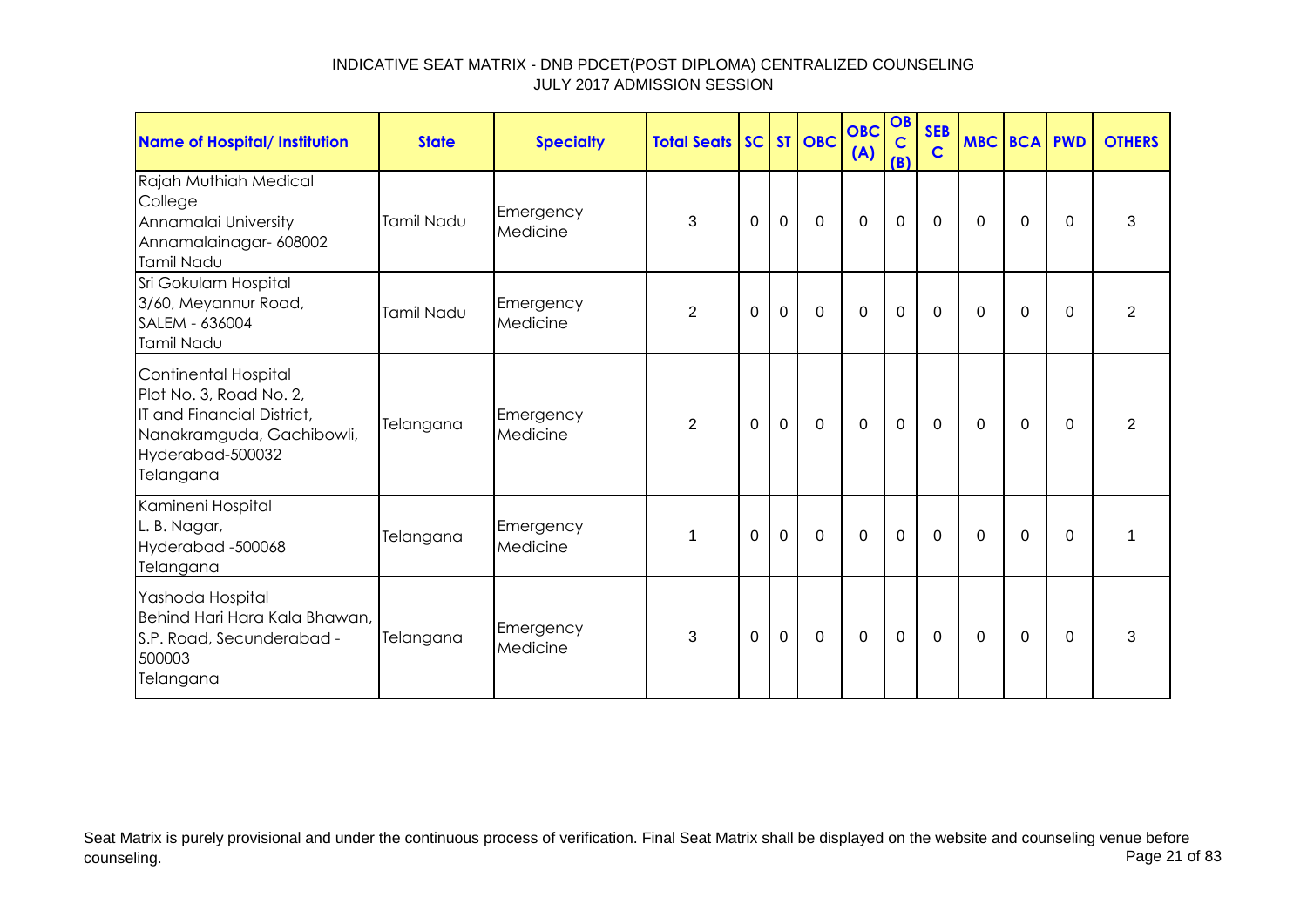INDICATIVE SEAT MATRIX - DNB PDCET(POST DIPLOMA) CENTRALIZED COUNSELING
JULY 2017 ADMISSION SESSION

| Name of Hospital/ Institution | State | Specialty | Total Seats | SC | ST | OBC | OBC (A) | OBC (B) | SEBC | MBC | BCA | PWD | OTHERS |
|---|---|---|---|---|---|---|---|---|---|---|---|---|---|
| Rajah Muthiah Medical College<br>Annamalai University<br>Annamalainagar- 608002<br>Tamil Nadu | Tamil Nadu | Emergency Medicine | 3 | 0 | 0 | 0 | 0 | 0 | 0 | 0 | 0 | 0 | 3 |
| Sri Gokulam Hospital<br>3/60, Meyannur Road,<br>SALEM - 636004<br>Tamil Nadu | Tamil Nadu | Emergency Medicine | 2 | 0 | 0 | 0 | 0 | 0 | 0 | 0 | 0 | 0 | 2 |
| Continental Hospital<br>Plot No. 3, Road No. 2,<br>IT and Financial District,<br>Nanakramguda, Gachibowli,<br>Hyderabad-500032<br>Telangana | Telangana | Emergency Medicine | 2 | 0 | 0 | 0 | 0 | 0 | 0 | 0 | 0 | 0 | 2 |
| Kamineni Hospital<br>L. B. Nagar,<br>Hyderabad -500068<br>Telangana | Telangana | Emergency Medicine | 1 | 0 | 0 | 0 | 0 | 0 | 0 | 0 | 0 | 0 | 1 |
| Yashoda Hospital<br>Behind Hari Hara Kala Bhawan,<br>S.P. Road, Secunderabad - 500003<br>Telangana | Telangana | Emergency Medicine | 3 | 0 | 0 | 0 | 0 | 0 | 0 | 0 | 0 | 0 | 3 |

Seat Matrix is purely provisional and under the continuous process of verification. Final Seat Matrix shall be displayed on the website and counseling venue before counseling.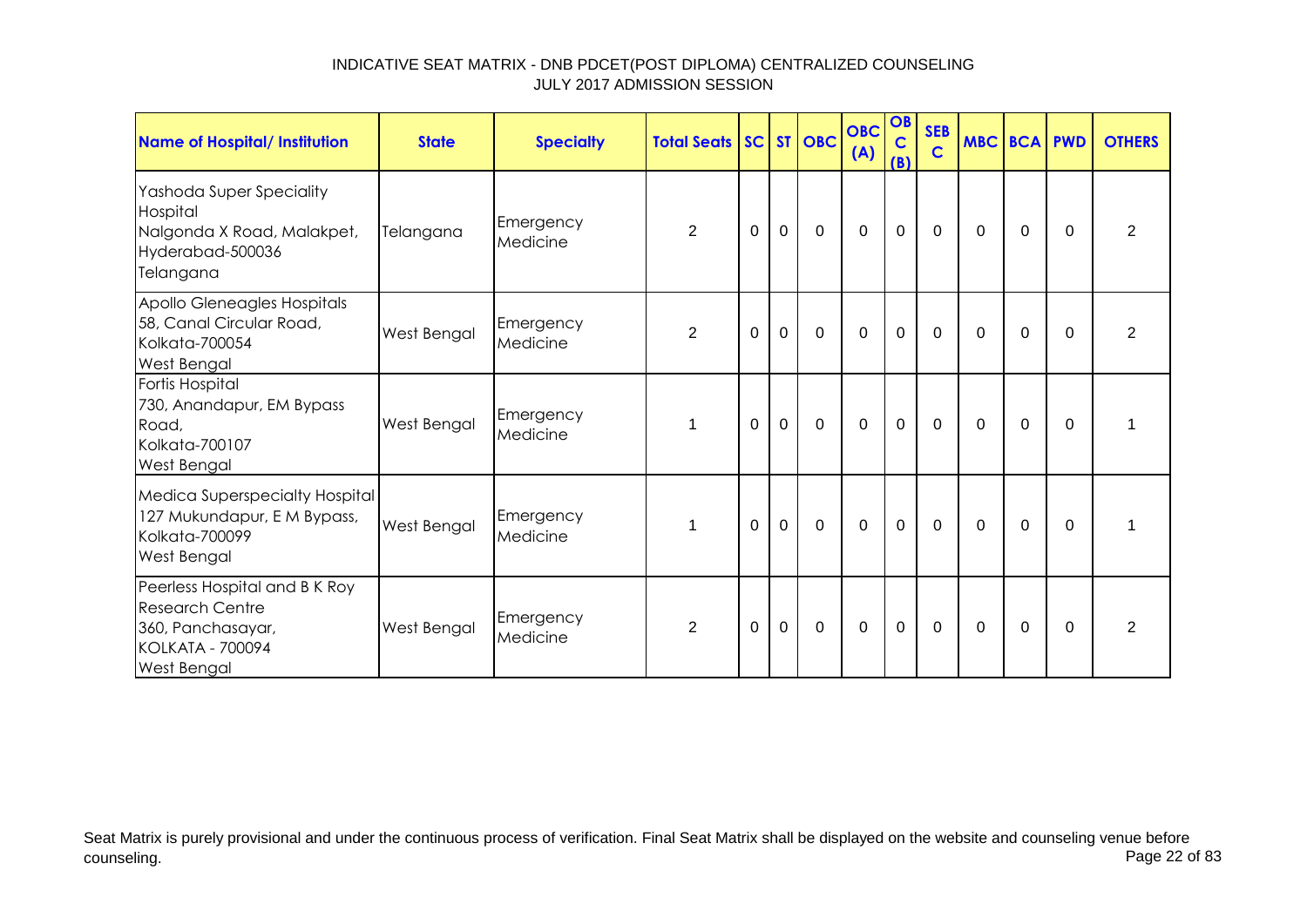INDICATIVE SEAT MATRIX - DNB PDCET(POST DIPLOMA) CENTRALIZED COUNSELING
JULY 2017 ADMISSION SESSION

| Name of Hospital/ Institution | State | Specialty | Total Seats | SC | ST | OBC | OBC (A) | OBC (B) | SEB C | MBC | BCA | PWD | OTHERS |
|---|---|---|---|---|---|---|---|---|---|---|---|---|---|
| Yashoda Super Speciality Hospital Nalgonda X Road, Malakpet, Hyderabad-500036 Telangana | Telangana | Emergency Medicine | 2 | 0 | 0 | 0 | 0 | 0 | 0 | 0 | 0 | 0 | 2 |
| Apollo Gleneagles Hospitals 58, Canal Circular Road, Kolkata-700054 West Bengal | West Bengal | Emergency Medicine | 2 | 0 | 0 | 0 | 0 | 0 | 0 | 0 | 0 | 0 | 2 |
| Fortis Hospital 730, Anandapur, EM Bypass Road, Kolkata-700107 West Bengal | West Bengal | Emergency Medicine | 1 | 0 | 0 | 0 | 0 | 0 | 0 | 0 | 0 | 0 | 1 |
| Medica Superspecialty Hospital 127 Mukundapur, E M Bypass, Kolkata-700099 West Bengal | West Bengal | Emergency Medicine | 1 | 0 | 0 | 0 | 0 | 0 | 0 | 0 | 0 | 0 | 1 |
| Peerless Hospital and B K Roy Research Centre 360, Panchasayar, KOLKATA - 700094 West Bengal | West Bengal | Emergency Medicine | 2 | 0 | 0 | 0 | 0 | 0 | 0 | 0 | 0 | 0 | 2 |

Seat Matrix is purely provisional and under the continuous process of verification. Final Seat Matrix shall be displayed on the website and counseling venue before counseling.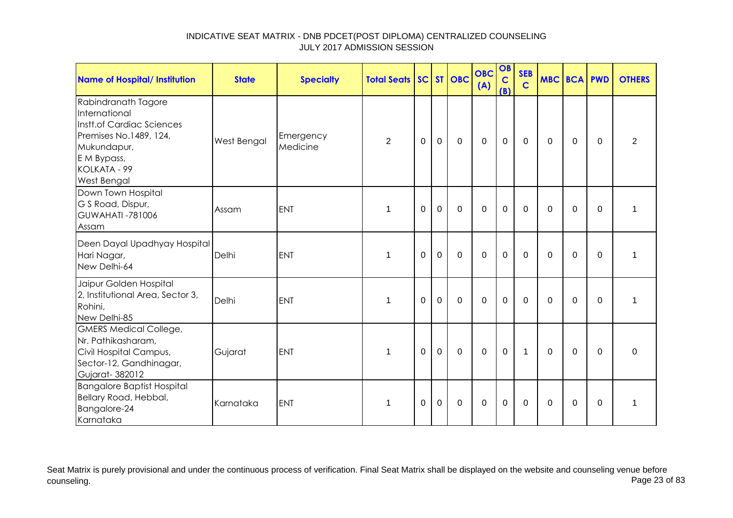INDICATIVE SEAT MATRIX - DNB PDCET(POST DIPLOMA) CENTRALIZED COUNSELING
JULY 2017 ADMISSION SESSION

| Name of Hospital/ Institution | State | Specialty | Total Seats | SC | ST | OBC | OBC (A) | OBC (B) | SEBC | MBC | BCA | PWD | OTHERS |
|---|---|---|---|---|---|---|---|---|---|---|---|---|---|
| Rabindranath Tagore International Instt.of Cardiac Sciences Premises No.1489, 124, Mukundapur, E M Bypass, KOLKATA - 99 West Bengal | West Bengal | Emergency Medicine | 2 | 0 | 0 | 0 | 0 | 0 | 0 | 0 | 0 | 0 | 2 |
| Down Town Hospital G S Road, Dispur, GUWAHATI -781006 Assam | Assam | ENT | 1 | 0 | 0 | 0 | 0 | 0 | 0 | 0 | 0 | 0 | 1 |
| Deen Dayal Upadhyay Hospital Hari Nagar, New Delhi-64 | Delhi | ENT | 1 | 0 | 0 | 0 | 0 | 0 | 0 | 0 | 0 | 0 | 1 |
| Jaipur Golden Hospital 2, Institutional Area, Sector 3, Rohini, New Delhi-85 | Delhi | ENT | 1 | 0 | 0 | 0 | 0 | 0 | 0 | 0 | 0 | 0 | 1 |
| GMERS Medical College, Nr. Pathikasharam, Civil Hospital Campus, Sector-12, Gandhinagar, Gujarat- 382012 | Gujarat | ENT | 1 | 0 | 0 | 0 | 0 | 0 | 1 | 0 | 0 | 0 | 0 |
| Bangalore Baptist Hospital Bellary Road, Hebbal, Bangalore-24 Karnataka | Karnataka | ENT | 1 | 0 | 0 | 0 | 0 | 0 | 0 | 0 | 0 | 0 | 1 |

Seat Matrix is purely provisional and under the continuous process of verification. Final Seat Matrix shall be displayed on the website and counseling venue before counseling.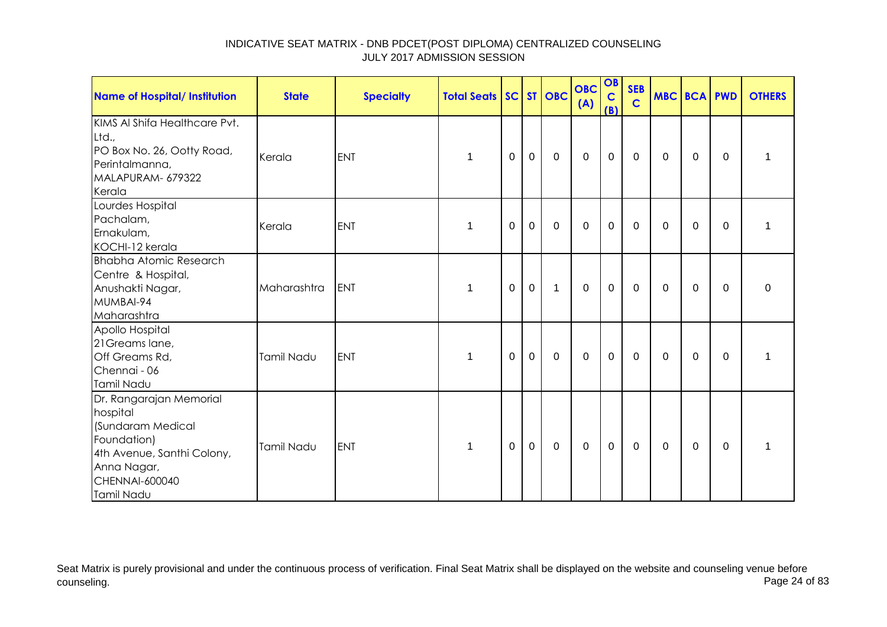INDICATIVE SEAT MATRIX - DNB PDCET(POST DIPLOMA) CENTRALIZED COUNSELING
JULY 2017 ADMISSION SESSION

| Name of Hospital/ Institution | State | Specialty | Total Seats | SC | ST | OBC | OBC (A) | OBC (B) | SEBC | MBC | BCA | PWD | OTHERS |
|---|---|---|---|---|---|---|---|---|---|---|---|---|---|
| KIMS Al Shifa Healthcare Pvt. Ltd., PO Box No. 26, Ootty Road, Perintalmanna, MALAPURAM- 679322 Kerala | Kerala | ENT | 1 | 0 | 0 | 0 | 0 | 0 | 0 | 0 | 0 | 0 | 1 |
| Lourdes Hospital Pachalam, Ernakulam, KOCHI-12 kerala | Kerala | ENT | 1 | 0 | 0 | 0 | 0 | 0 | 0 | 0 | 0 | 0 | 1 |
| Bhabha Atomic Research Centre & Hospital, Anushakti Nagar, MUMBAI-94 Maharashtra | Maharashtra | ENT | 1 | 0 | 0 | 1 | 0 | 0 | 0 | 0 | 0 | 0 | 0 |
| Apollo Hospital 21Greams lane, Off Greams Rd, Chennai - 06 Tamil Nadu | Tamil Nadu | ENT | 1 | 0 | 0 | 0 | 0 | 0 | 0 | 0 | 0 | 0 | 1 |
| Dr. Rangarajan Memorial hospital (Sundaram Medical Foundation) 4th Avenue, Santhi Colony, Anna Nagar, CHENNAI-600040 Tamil Nadu | Tamil Nadu | ENT | 1 | 0 | 0 | 0 | 0 | 0 | 0 | 0 | 0 | 0 | 1 |

Seat Matrix is purely provisional and under the continuous process of verification. Final Seat Matrix shall be displayed on the website and counseling venue before counseling.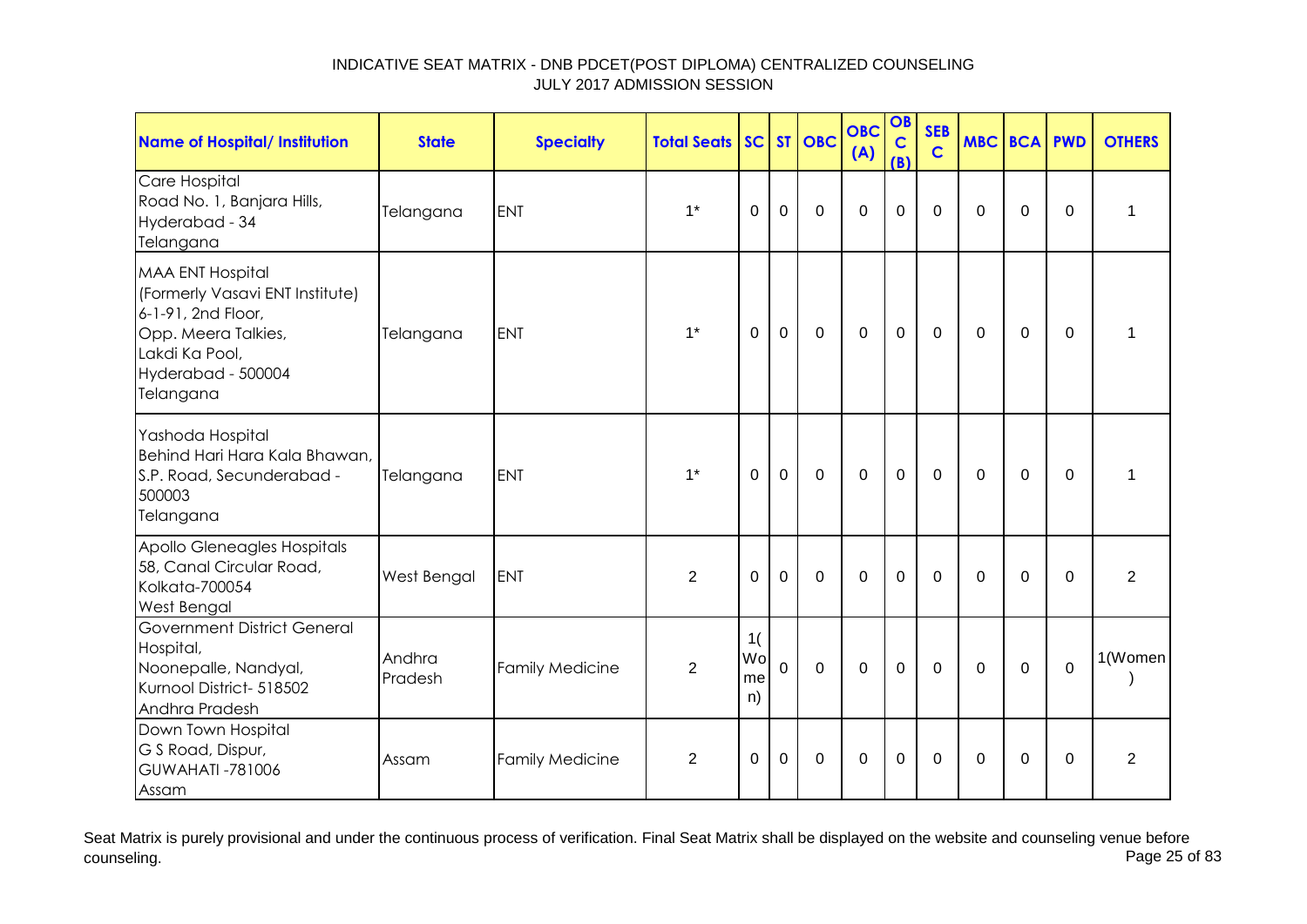# INDICATIVE SEAT MATRIX - DNB PDCET(POST DIPLOMA) CENTRALIZED COUNSELING
## JULY 2017 ADMISSION SESSION

| Name of Hospital/ Institution | State | Specialty | Total Seats | SC | ST | OBC | OBC (A) | OBC (B) | SEBC | MBC | BCA | PWD | OTHERS |
|---|---|---|---|---|---|---|---|---|---|---|---|---|---|
| Care Hospital<br>Road No. 1, Banjara Hills,<br>Hyderabad - 34<br>Telangana | Telangana | ENT | 1* | 0 | 0 | 0 | 0 | 0 | 0 | 0 | 0 | 0 | 1 |
| MAA ENT Hospital<br>(Formerly Vasavi ENT Institute)<br>6-1-91, 2nd Floor,<br>Opp. Meera Talkies,<br>Lakdi Ka Pool,<br>Hyderabad - 500004<br>Telangana | Telangana | ENT | 1* | 0 | 0 | 0 | 0 | 0 | 0 | 0 | 0 | 0 | 1 |
| Yashoda Hospital<br>Behind Hari Hara Kala Bhawan,<br>S.P. Road, Secunderabad - 500003<br>Telangana | Telangana | ENT | 1* | 0 | 0 | 0 | 0 | 0 | 0 | 0 | 0 | 0 | 1 |
| Apollo Gleneagles Hospitals<br>58, Canal Circular Road,<br>Kolkata-700054<br>West Bengal | West Bengal | ENT | 2 | 0 | 0 | 0 | 0 | 0 | 0 | 0 | 0 | 0 | 2 |
| Government District General Hospital,<br>Noonepalle, Nandyal,<br>Kurnool District- 518502<br>Andhra Pradesh | Andhra Pradesh | Family Medicine | 2 | 1(Women) | 0 | 0 | 0 | 0 | 0 | 0 | 0 | 0 | 1(Women) |
| Down Town Hospital<br>G S Road, Dispur,<br>GUWAHATI -781006<br>Assam | Assam | Family Medicine | 2 | 0 | 0 | 0 | 0 | 0 | 0 | 0 | 0 | 0 | 2 |

Seat Matrix is purely provisional and under the continuous process of verification. Final Seat Matrix shall be displayed on the website and counseling venue before counseling.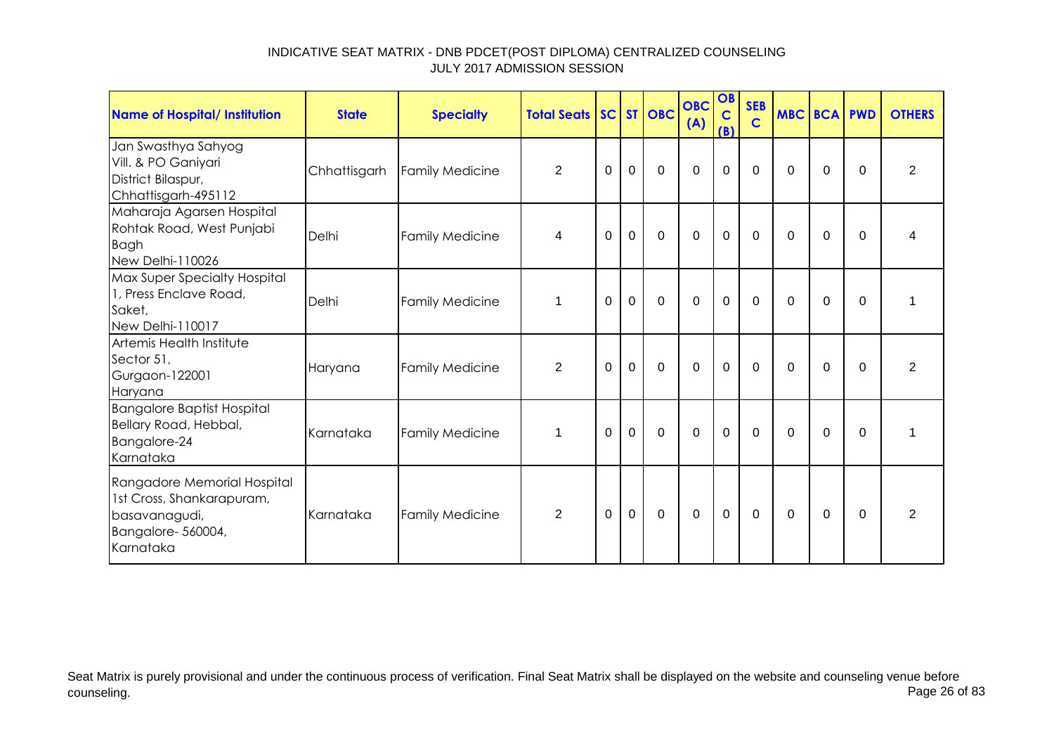# INDICATIVE SEAT MATRIX - DNB PDCET(POST DIPLOMA) CENTRALIZED COUNSELING
## JULY 2017 ADMISSION SESSION

| Name of Hospital/ Institution | State | Specialty | Total Seats | SC | ST | OBC | OBC (A) | OBC (B) | SEB C | MBC | BCA | PWD | OTHERS |
|---|---|---|---|---|---|---|---|---|---|---|---|---|---|
| Jan Swasthya Sahyog Vill. & PO Ganiyari District Bilaspur, Chhattisgarh-495112 | Chhattisgarh | Family Medicine | 2 | 0 | 0 | 0 | 0 | 0 | 0 | 0 | 0 | 0 | 2 |
| Maharaja Agarsen Hospital Rohtak Road, West Punjabi Bagh New Delhi-110026 | Delhi | Family Medicine | 4 | 0 | 0 | 0 | 0 | 0 | 0 | 0 | 0 | 0 | 4 |
| Max Super Specialty Hospital 1, Press Enclave Road, Saket, New Delhi-110017 | Delhi | Family Medicine | 1 | 0 | 0 | 0 | 0 | 0 | 0 | 0 | 0 | 0 | 1 |
| Artemis Health Institute Sector 51, Gurgaon-122001 Haryana | Haryana | Family Medicine | 2 | 0 | 0 | 0 | 0 | 0 | 0 | 0 | 0 | 0 | 2 |
| Bangalore Baptist Hospital Bellary Road, Hebbal, Bangalore-24 Karnataka | Karnataka | Family Medicine | 1 | 0 | 0 | 0 | 0 | 0 | 0 | 0 | 0 | 0 | 1 |
| Rangadore Memorial Hospital 1st Cross, Shankarapuram, basavanagudi, Bangalore- 560004, Karnataka | Karnataka | Family Medicine | 2 | 0 | 0 | 0 | 0 | 0 | 0 | 0 | 0 | 0 | 2 |

Seat Matrix is purely provisional and under the continuous process of verification. Final Seat Matrix shall be displayed on the website and counseling venue before counseling.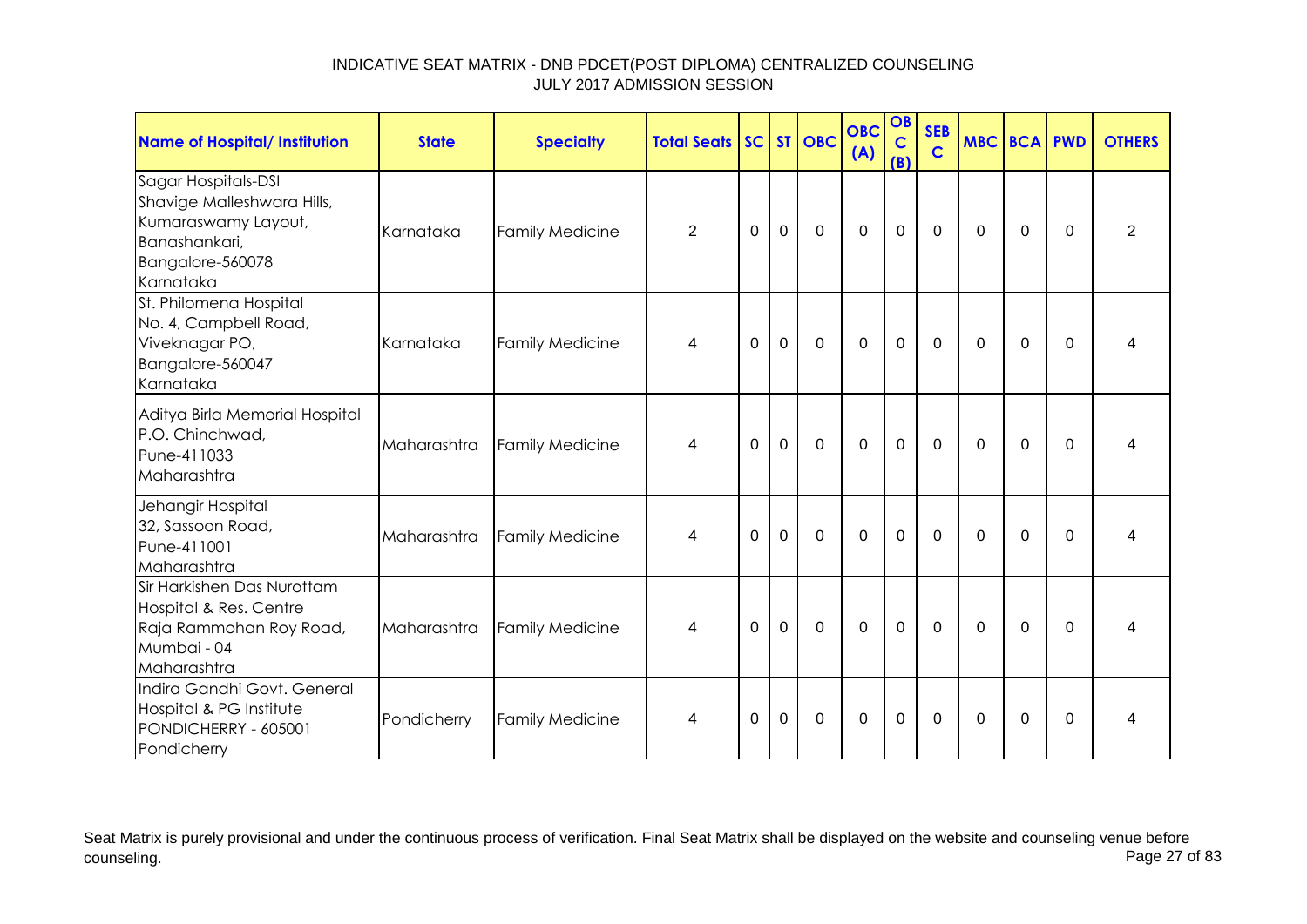INDICATIVE SEAT MATRIX - DNB PDCET(POST DIPLOMA) CENTRALIZED COUNSELING
JULY 2017 ADMISSION SESSION

| Name of Hospital/ Institution | State | Specialty | Total Seats | SC | ST | OBC | OBC (A) | OBC (B) | SEBC | MBC | BCA | PWD | OTHERS |
|---|---|---|---|---|---|---|---|---|---|---|---|---|---|
| Sagar Hospitals-DSI Shavige Malleshwara Hills, Kumaraswamy Layout, Banashankari, Bangalore-560078 Karnataka | Karnataka | Family Medicine | 2 | 0 | 0 | 0 | 0 | 0 | 0 | 0 | 0 | 0 | 2 |
| St. Philomena Hospital No. 4, Campbell Road, Viveknagar PO, Bangalore-560047 Karnataka | Karnataka | Family Medicine | 4 | 0 | 0 | 0 | 0 | 0 | 0 | 0 | 0 | 0 | 4 |
| Aditya Birla Memorial Hospital P.O. Chinchwad, Pune-411033 Maharashtra | Maharashtra | Family Medicine | 4 | 0 | 0 | 0 | 0 | 0 | 0 | 0 | 0 | 0 | 4 |
| Jehangir Hospital 32, Sassoon Road, Pune-411001 Maharashtra | Maharashtra | Family Medicine | 4 | 0 | 0 | 0 | 0 | 0 | 0 | 0 | 0 | 0 | 4 |
| Sir Harkishen Das Nurottam Hospital & Res. Centre Raja Rammohan Roy Road, Mumbai - 04 Maharashtra | Maharashtra | Family Medicine | 4 | 0 | 0 | 0 | 0 | 0 | 0 | 0 | 0 | 0 | 4 |
| Indira Gandhi Govt. General Hospital & PG Institute PONDICHERRY - 605001 Pondicherry | Pondicherry | Family Medicine | 4 | 0 | 0 | 0 | 0 | 0 | 0 | 0 | 0 | 0 | 4 |

Seat Matrix is purely provisional and under the continuous process of verification. Final Seat Matrix shall be displayed on the website and counseling venue before counseling.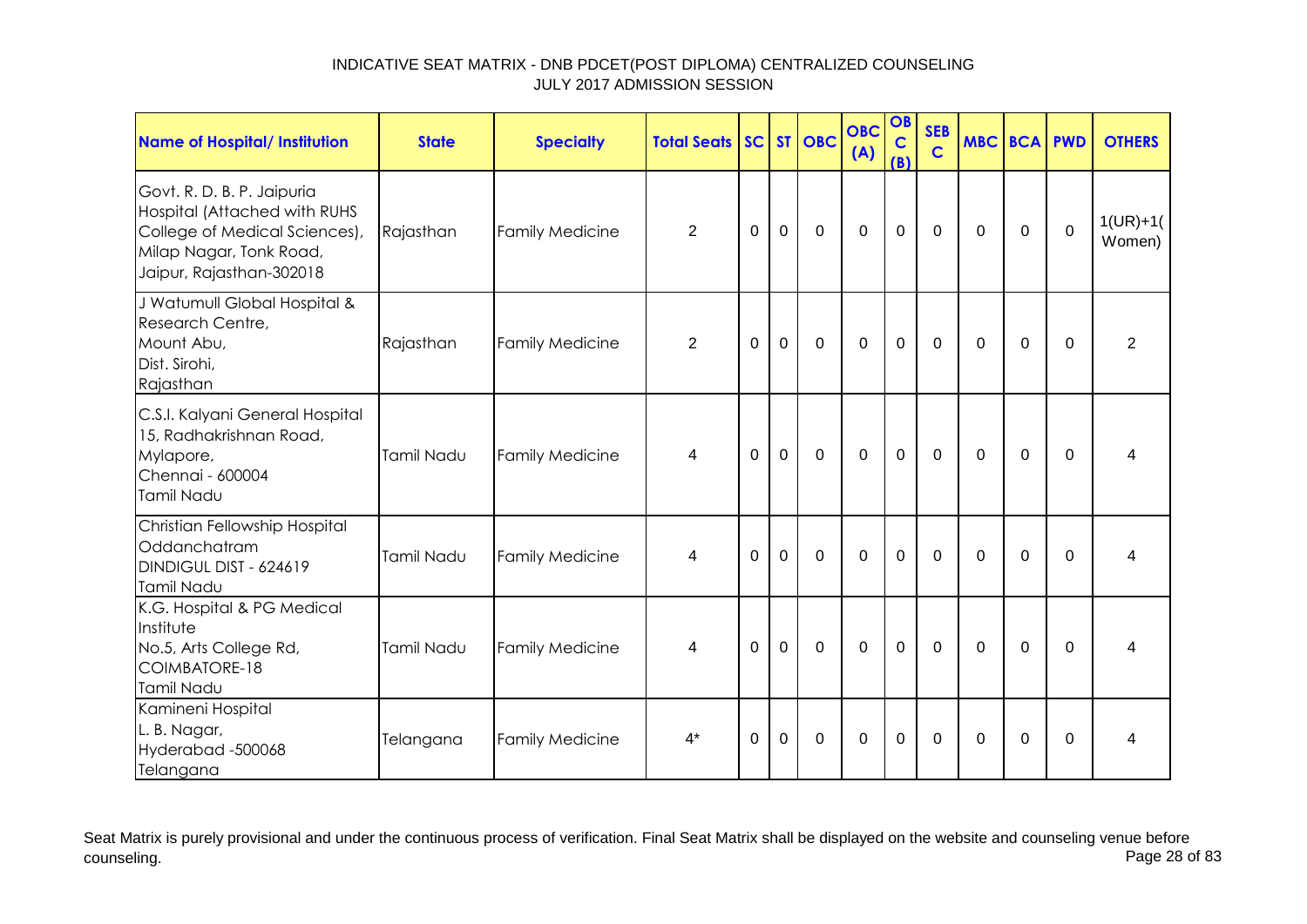INDICATIVE SEAT MATRIX - DNB PDCET(POST DIPLOMA) CENTRALIZED COUNSELING
JULY 2017 ADMISSION SESSION

| Name of Hospital/ Institution | State | Specialty | Total Seats | SC | ST | OBC | OBC (A) | OBC (B) | SEBC | MBC | BCA | PWD | OTHERS |
|---|---|---|---|---|---|---|---|---|---|---|---|---|---|
| Govt. R. D. B. P. Jaipuria Hospital (Attached with RUHS College of Medical Sciences), Milap Nagar, Tonk Road, Jaipur, Rajasthan-302018 | Rajasthan | Family Medicine | 2 | 0 | 0 | 0 | 0 | 0 | 0 | 0 | 0 | 0 | 1(UR)+1(Women) |
| J Watumull Global Hospital & Research Centre, Mount Abu, Dist. Sirohi, Rajasthan | Rajasthan | Family Medicine | 2 | 0 | 0 | 0 | 0 | 0 | 0 | 0 | 0 | 0 | 2 |
| C.S.I. Kalyani General Hospital 15, Radhakrishnan Road, Mylapore, Chennai - 600004 Tamil Nadu | Tamil Nadu | Family Medicine | 4 | 0 | 0 | 0 | 0 | 0 | 0 | 0 | 0 | 0 | 4 |
| Christian Fellowship Hospital Oddanchatram DINDIGUL DIST - 624619 Tamil Nadu | Tamil Nadu | Family Medicine | 4 | 0 | 0 | 0 | 0 | 0 | 0 | 0 | 0 | 0 | 4 |
| K.G. Hospital & PG Medical Institute No.5, Arts College Rd, COIMBATORE-18 Tamil Nadu | Tamil Nadu | Family Medicine | 4 | 0 | 0 | 0 | 0 | 0 | 0 | 0 | 0 | 0 | 4 |
| Kamineni Hospital L. B. Nagar, Hyderabad -500068 Telangana | Telangana | Family Medicine | 4* | 0 | 0 | 0 | 0 | 0 | 0 | 0 | 0 | 0 | 4 |

Seat Matrix is purely provisional and under the continuous process of verification. Final Seat Matrix shall be displayed on the website and counseling venue before counseling.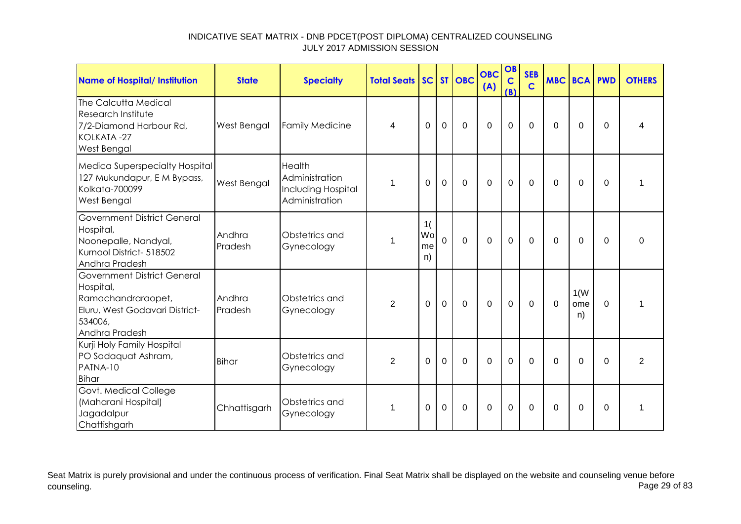INDICATIVE SEAT MATRIX - DNB PDCET(POST DIPLOMA) CENTRALIZED COUNSELING
JULY 2017 ADMISSION SESSION

| Name of Hospital/ Institution | State | Specialty | Total Seats | SC | ST | OBC | OBC (A) | OBC (B) | SEB C | MBC | BCA | PWD | OTHERS |
|---|---|---|---|---|---|---|---|---|---|---|---|---|---|
| The Calcutta Medical Research Institute 7/2-Diamond Harbour Rd, KOLKATA -27 West Bengal | West Bengal | Family Medicine | 4 | 0 | 0 | 0 | 0 | 0 | 0 | 0 | 0 | 0 | 4 |
| Medica Superspecialty Hospital 127 Mukundapur, E M Bypass, Kolkata-700099 West Bengal | West Bengal | Health Administration Including Hospital Administration | 1 | 0 | 0 | 0 | 0 | 0 | 0 | 0 | 0 | 0 | 1 |
| Government District General Hospital, Noonepalle, Nandyal, Kurnool District- 518502 Andhra Pradesh | Andhra Pradesh | Obstetrics and Gynecology | 1 | 1(Women) | 0 | 0 | 0 | 0 | 0 | 0 | 0 | 0 | 0 |
| Government District General Hospital, Ramachandraraopet, Eluru, West Godavari District-534006, Andhra Pradesh | Andhra Pradesh | Obstetrics and Gynecology | 2 | 0 | 0 | 0 | 0 | 0 | 0 | 0 | 1(Women) | 0 | 1 |
| Kurji Holy Family Hospital PO Sadaquat Ashram, PATNA-10 Bihar | Bihar | Obstetrics and Gynecology | 2 | 0 | 0 | 0 | 0 | 0 | 0 | 0 | 0 | 0 | 2 |
| Govt. Medical College (Maharani Hospital) Jagadalpur Chattishgarh | Chhattisgarh | Obstetrics and Gynecology | 1 | 0 | 0 | 0 | 0 | 0 | 0 | 0 | 0 | 0 | 1 |

Seat Matrix is purely provisional and under the continuous process of verification. Final Seat Matrix shall be displayed on the website and counseling venue before counseling.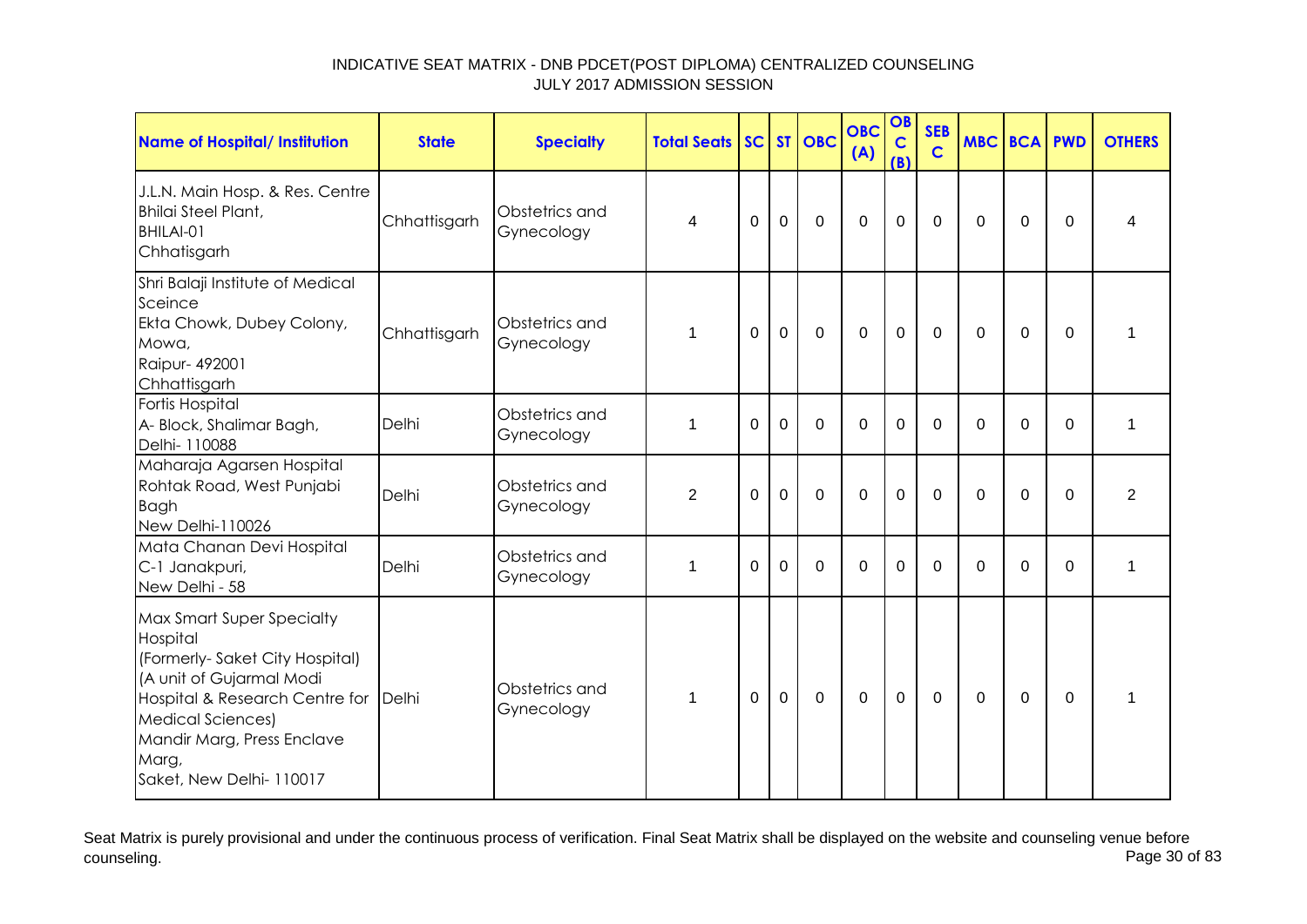INDICATIVE SEAT MATRIX - DNB PDCET(POST DIPLOMA) CENTRALIZED COUNSELING
JULY 2017 ADMISSION SESSION

| Name of Hospital/ Institution | State | Specialty | Total Seats | SC | ST | OBC | OBC (A) | OBC (B) | SEBC | MBC | BCA | PWD | OTHERS |
|---|---|---|---|---|---|---|---|---|---|---|---|---|---|
| J.L.N. Main Hosp. & Res. Centre<br>Bhilai Steel Plant,<br>BHILAI-01<br>Chhatisgarh | Chhattisgarh | Obstetrics and Gynecology | 4 | 0 | 0 | 0 | 0 | 0 | 0 | 0 | 0 | 0 | 4 |
| Shri Balaji Institute of Medical Sceince<br>Ekta Chowk, Dubey Colony, Mowa,<br>Raipur- 492001<br>Chhattisgarh | Chhattisgarh | Obstetrics and Gynecology | 1 | 0 | 0 | 0 | 0 | 0 | 0 | 0 | 0 | 0 | 1 |
| Fortis Hospital<br>A- Block, Shalimar Bagh,<br>Delhi- 110088 | Delhi | Obstetrics and Gynecology | 1 | 0 | 0 | 0 | 0 | 0 | 0 | 0 | 0 | 0 | 1 |
| Maharaja Agarsen Hospital<br>Rohtak Road, West Punjabi Bagh<br>New Delhi-110026 | Delhi | Obstetrics and Gynecology | 2 | 0 | 0 | 0 | 0 | 0 | 0 | 0 | 0 | 0 | 2 |
| Mata Chanan Devi Hospital<br>C-1 Janakpuri,<br>New Delhi - 58 | Delhi | Obstetrics and Gynecology | 1 | 0 | 0 | 0 | 0 | 0 | 0 | 0 | 0 | 0 | 1 |
| Max Smart Super Specialty Hospital<br>(Formerly- Saket City Hospital)<br>(A unit of Gujarmal Modi Hospital & Research Centre for Medical Sciences)<br>Mandir Marg, Press Enclave Marg,<br>Saket, New Delhi- 110017 | Delhi | Obstetrics and Gynecology | 1 | 0 | 0 | 0 | 0 | 0 | 0 | 0 | 0 | 0 | 1 |

Seat Matrix is purely provisional and under the continuous process of verification. Final Seat Matrix shall be displayed on the website and counseling venue before counseling.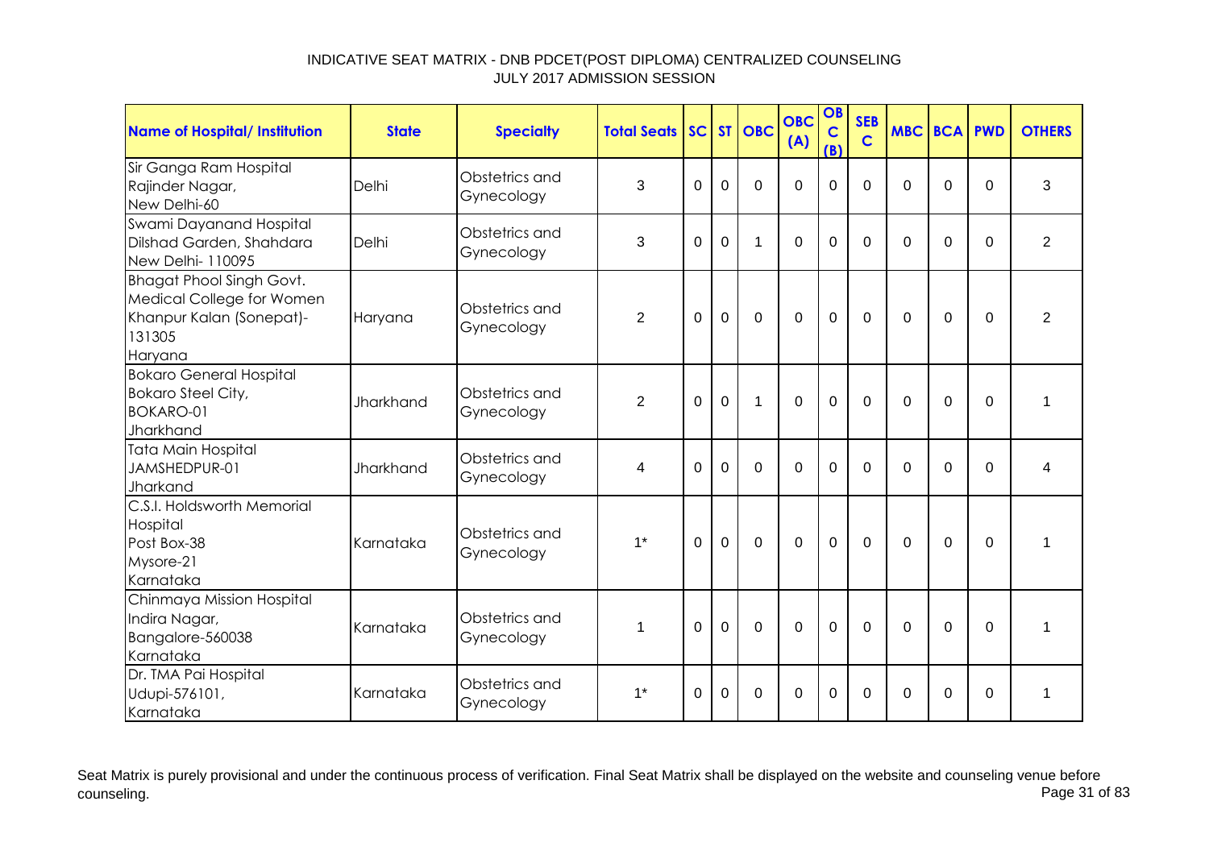# INDICATIVE SEAT MATRIX - DNB PDCET(POST DIPLOMA) CENTRALIZED COUNSELING
## JULY 2017 ADMISSION SESSION

| Name of Hospital/ Institution | State | Specialty | Total Seats | SC | ST | OBC | OBC (A) | OBC (B) | SEBC | MBC | BCA | PWD | OTHERS |
|---|---|---|---|---|---|---|---|---|---|---|---|---|---|
| Sir Ganga Ram Hospital Rajinder Nagar, New Delhi-60 | Delhi | Obstetrics and Gynecology | 3 | 0 | 0 | 0 | 0 | 0 | 0 | 0 | 0 | 0 | 3 |
| Swami Dayanand Hospital Dilshad Garden, Shahdara New Delhi- 110095 | Delhi | Obstetrics and Gynecology | 3 | 0 | 0 | 1 | 0 | 0 | 0 | 0 | 0 | 0 | 2 |
| Bhagat Phool Singh Govt. Medical College for Women Khanpur Kalan (Sonepat)-131305 Haryana | Haryana | Obstetrics and Gynecology | 2 | 0 | 0 | 0 | 0 | 0 | 0 | 0 | 0 | 0 | 2 |
| Bokaro General Hospital Bokaro Steel City, BOKARO-01 Jharkhand | Jharkhand | Obstetrics and Gynecology | 2 | 0 | 0 | 1 | 0 | 0 | 0 | 0 | 0 | 0 | 1 |
| Tata Main Hospital JAMSHEDPUR-01 Jharkand | Jharkhand | Obstetrics and Gynecology | 4 | 0 | 0 | 0 | 0 | 0 | 0 | 0 | 0 | 0 | 4 |
| C.S.I. Holdsworth Memorial Hospital Post Box-38 Mysore-21 Karnataka | Karnataka | Obstetrics and Gynecology | 1* | 0 | 0 | 0 | 0 | 0 | 0 | 0 | 0 | 0 | 1 |
| Chinmaya Mission Hospital Indira Nagar, Bangalore-560038 Karnataka | Karnataka | Obstetrics and Gynecology | 1 | 0 | 0 | 0 | 0 | 0 | 0 | 0 | 0 | 0 | 1 |
| Dr. TMA Pai Hospital Udupi-576101, Karnataka | Karnataka | Obstetrics and Gynecology | 1* | 0 | 0 | 0 | 0 | 0 | 0 | 0 | 0 | 0 | 1 |

Seat Matrix is purely provisional and under the continuous process of verification. Final Seat Matrix shall be displayed on the website and counseling venue before counseling.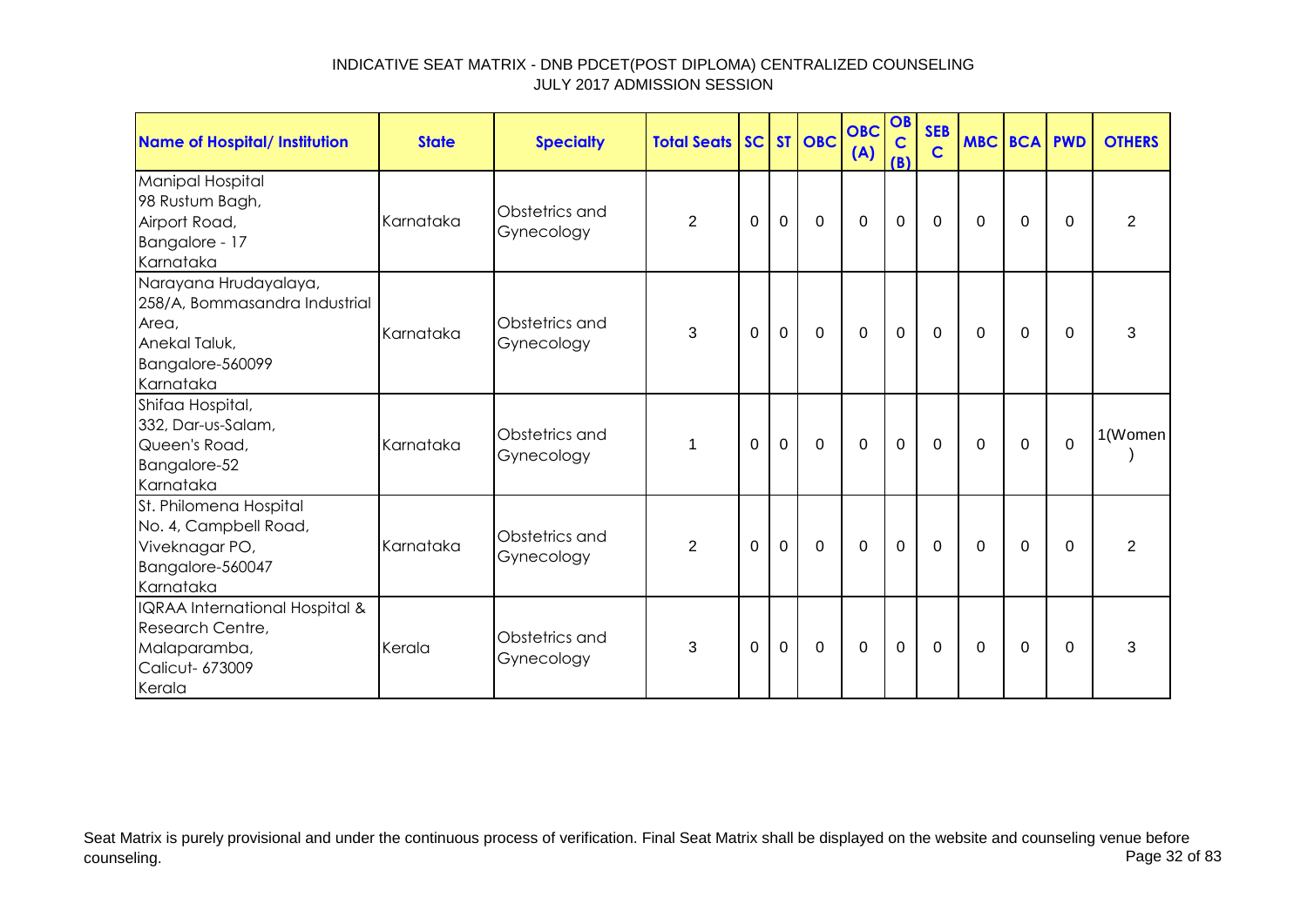INDICATIVE SEAT MATRIX - DNB PDCET(POST DIPLOMA) CENTRALIZED COUNSELING
JULY 2017 ADMISSION SESSION

| Name of Hospital/ Institution | State | Specialty | Total Seats | SC | ST | OBC | OBC (A) | OBC (B) | SEBC | MBC | BCA | PWD | OTHERS |
|---|---|---|---|---|---|---|---|---|---|---|---|---|---|
| Manipal Hospital<br>98 Rustum Bagh,<br>Airport Road,<br>Bangalore - 17<br>Karnataka | Karnataka | Obstetrics and Gynecology | 2 | 0 | 0 | 0 | 0 | 0 | 0 | 0 | 0 | 0 | 2 |
| Narayana Hrudayalaya,<br>258/A, Bommasandra Industrial Area,<br>Anekal Taluk,<br>Bangalore-560099<br>Karnataka | Karnataka | Obstetrics and Gynecology | 3 | 0 | 0 | 0 | 0 | 0 | 0 | 0 | 0 | 0 | 3 |
| Shifaa Hospital,<br>332, Dar-us-Salam,<br>Queen's Road,<br>Bangalore-52<br>Karnataka | Karnataka | Obstetrics and Gynecology | 1 | 0 | 0 | 0 | 0 | 0 | 0 | 0 | 0 | 0 | 1(Women) |
| St. Philomena Hospital<br>No. 4, Campbell Road,<br>Viveknagar PO,<br>Bangalore-560047<br>Karnataka | Karnataka | Obstetrics and Gynecology | 2 | 0 | 0 | 0 | 0 | 0 | 0 | 0 | 0 | 0 | 2 |
| IQRAA International Hospital & Research Centre,<br>Malaparamba,<br>Calicut- 673009<br>Kerala | Kerala | Obstetrics and Gynecology | 3 | 0 | 0 | 0 | 0 | 0 | 0 | 0 | 0 | 0 | 3 |

Seat Matrix is purely provisional and under the continuous process of verification. Final Seat Matrix shall be displayed on the website and counseling venue before counseling.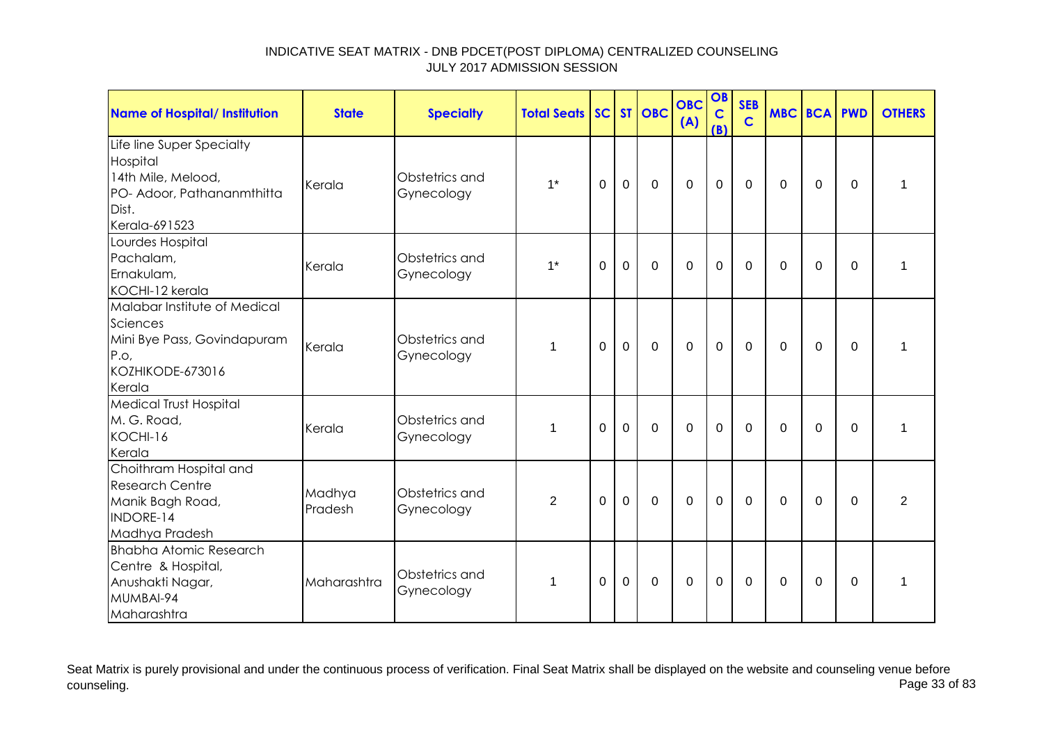# INDICATIVE SEAT MATRIX - DNB PDCET(POST DIPLOMA) CENTRALIZED COUNSELING
## JULY 2017 ADMISSION SESSION

| Name of Hospital/ Institution | State | Specialty | Total Seats | SC | ST | OBC | OBC (A) | OBC (B) | SEBC | MBC | BCA | PWD | OTHERS |
|---|---|---|---|---|---|---|---|---|---|---|---|---|---|
| Life line Super Specialty Hospital 14th Mile, Melood, PO- Adoor, Pathananmthitta Dist. Kerala-691523 | Kerala | Obstetrics and Gynecology | 1* | 0 | 0 | 0 | 0 | 0 | 0 | 0 | 0 | 0 | 1 |
| Lourdes Hospital Pachalam, Ernakulam, KOCHI-12 kerala | Kerala | Obstetrics and Gynecology | 1* | 0 | 0 | 0 | 0 | 0 | 0 | 0 | 0 | 0 | 1 |
| Malabar Institute of Medical Sciences Mini Bye Pass, Govindapuram P.o, KOZHIKODE-673016 Kerala | Kerala | Obstetrics and Gynecology | 1 | 0 | 0 | 0 | 0 | 0 | 0 | 0 | 0 | 0 | 1 |
| Medical Trust Hospital M. G. Road, KOCHI-16 Kerala | Kerala | Obstetrics and Gynecology | 1 | 0 | 0 | 0 | 0 | 0 | 0 | 0 | 0 | 0 | 1 |
| Choithram Hospital and Research Centre Manik Bagh Road, INDORE-14 Madhya Pradesh | Madhya Pradesh | Obstetrics and Gynecology | 2 | 0 | 0 | 0 | 0 | 0 | 0 | 0 | 0 | 0 | 2 |
| Bhabha Atomic Research Centre & Hospital, Anushakti Nagar, MUMBAI-94 Maharashtra | Maharashtra | Obstetrics and Gynecology | 1 | 0 | 0 | 0 | 0 | 0 | 0 | 0 | 0 | 0 | 1 |

Seat Matrix is purely provisional and under the continuous process of verification. Final Seat Matrix shall be displayed on the website and counseling venue before counseling.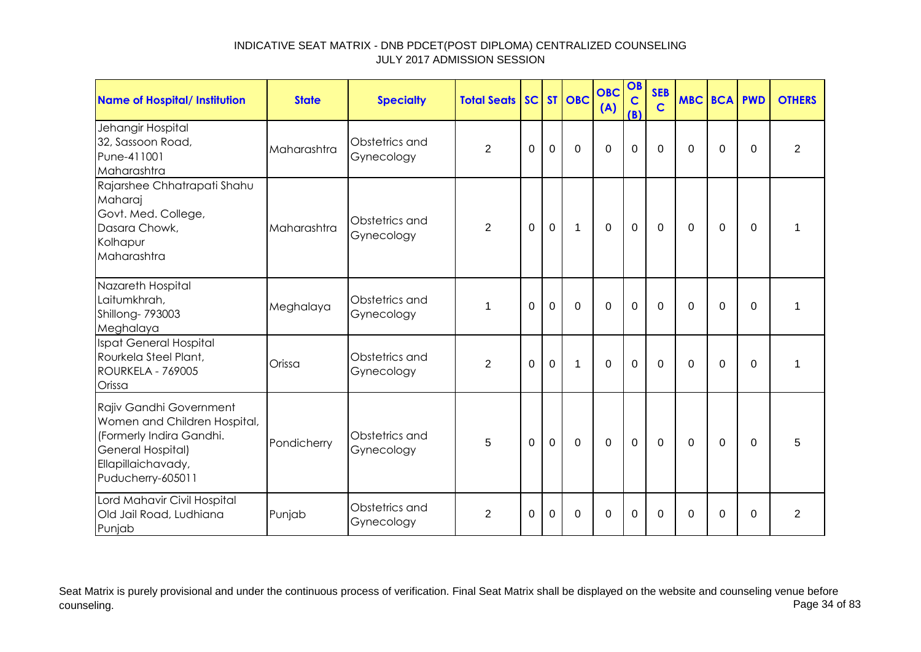# INDICATIVE SEAT MATRIX - DNB PDCET(POST DIPLOMA) CENTRALIZED COUNSELING
## JULY 2017 ADMISSION SESSION

| Name of Hospital/ Institution | State | Specialty | Total Seats | SC | ST | OBC | OBC (A) | OBC (B) | SEBC | MBC | BCA | PWD | OTHERS |
|---|---|---|---|---|---|---|---|---|---|---|---|---|---|
| Jehangir Hospital 32, Sassoon Road, Pune-411001 Maharashtra | Maharashtra | Obstetrics and Gynecology | 2 | 0 | 0 | 0 | 0 | 0 | 0 | 0 | 0 | 0 | 2 |
| Rajarshee Chhatrapati Shahu Maharaj Govt. Med. College, Dasara Chowk, Kolhapur Maharashtra | Maharashtra | Obstetrics and Gynecology | 2 | 0 | 0 | 1 | 0 | 0 | 0 | 0 | 0 | 0 | 1 |
| Nazareth Hospital Laitumkhrah, Shillong- 793003 Meghalaya | Meghalaya | Obstetrics and Gynecology | 1 | 0 | 0 | 0 | 0 | 0 | 0 | 0 | 0 | 0 | 1 |
| Ispat General Hospital Rourkela Steel Plant, ROURKELA - 769005 Orissa | Orissa | Obstetrics and Gynecology | 2 | 0 | 0 | 1 | 0 | 0 | 0 | 0 | 0 | 0 | 1 |
| Rajiv Gandhi Government Women and Children Hospital, (Formerly Indira Gandhi. General Hospital) Ellapillaichavady, Puducherry-605011 | Pondicherry | Obstetrics and Gynecology | 5 | 0 | 0 | 0 | 0 | 0 | 0 | 0 | 0 | 0 | 5 |
| Lord Mahavir Civil Hospital Old Jail Road, Ludhiana Punjab | Punjab | Obstetrics and Gynecology | 2 | 0 | 0 | 0 | 0 | 0 | 0 | 0 | 0 | 0 | 2 |

Seat Matrix is purely provisional and under the continuous process of verification. Final Seat Matrix shall be displayed on the website and counseling venue before counseling.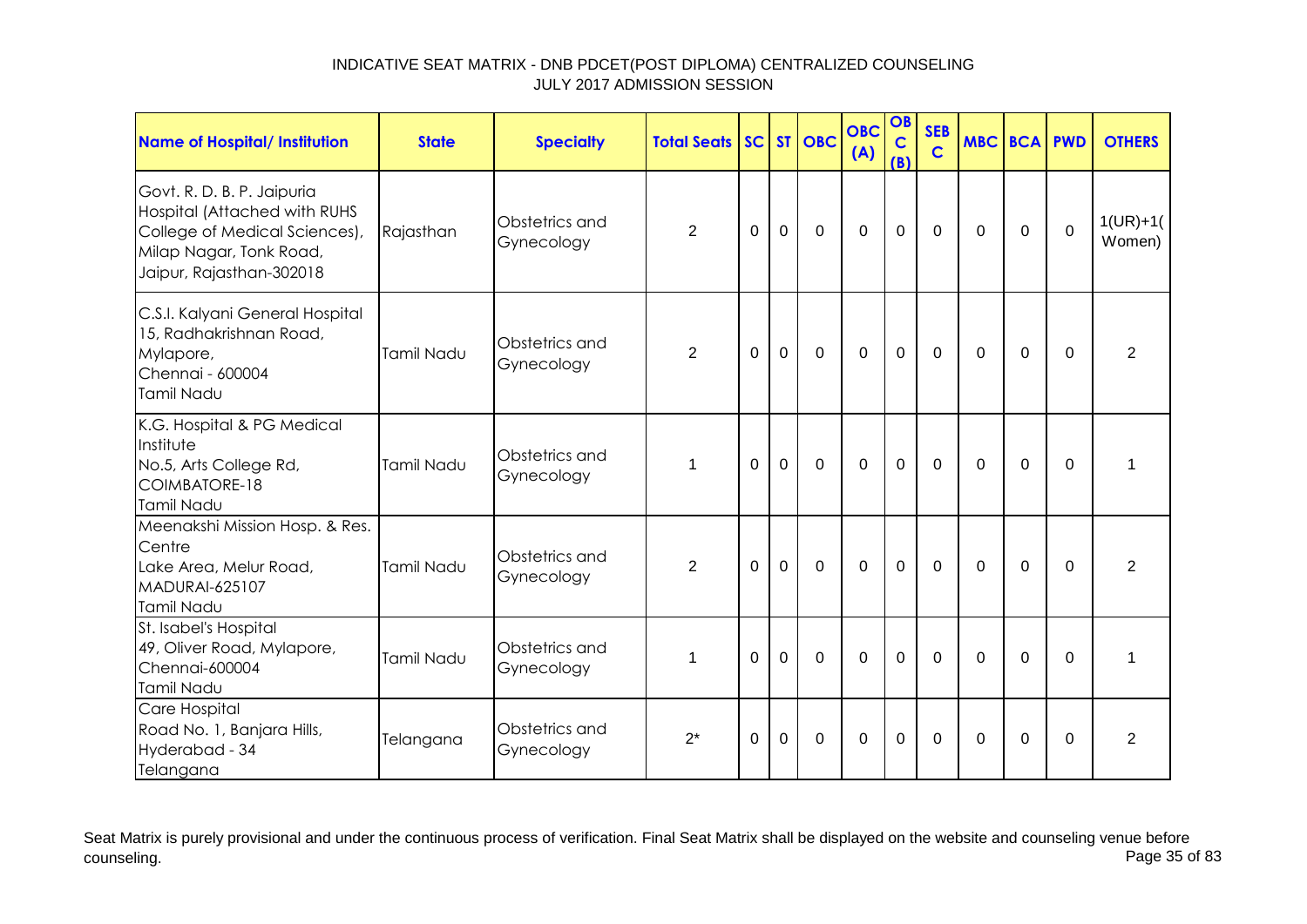# INDICATIVE SEAT MATRIX - DNB PDCET(POST DIPLOMA) CENTRALIZED COUNSELING
## JULY 2017 ADMISSION SESSION

| Name of Hospital/ Institution | State | Specialty | Total Seats | SC | ST | OBC | OBC (A) | OBC (B) | SEBC | MBC | BCA | PWD | OTHERS |
|---|---|---|---|---|---|---|---|---|---|---|---|---|---|
| Govt. R. D. B. P. Jaipuria Hospital (Attached with RUHS College of Medical Sciences), Milap Nagar, Tonk Road, Jaipur, Rajasthan-302018 | Rajasthan | Obstetrics and Gynecology | 2 | 0 | 0 | 0 | 0 | 0 | 0 | 0 | 0 | 0 | 1(UR)+1(Women) |
| C.S.I. Kalyani General Hospital 15, Radhakrishnan Road, Mylapore, Chennai - 600004 Tamil Nadu | Tamil Nadu | Obstetrics and Gynecology | 2 | 0 | 0 | 0 | 0 | 0 | 0 | 0 | 0 | 0 | 2 |
| K.G. Hospital & PG Medical Institute No.5, Arts College Rd, COIMBATORE-18 Tamil Nadu | Tamil Nadu | Obstetrics and Gynecology | 1 | 0 | 0 | 0 | 0 | 0 | 0 | 0 | 0 | 0 | 1 |
| Meenakshi Mission Hosp. & Res. Centre Lake Area, Melur Road, MADURAI-625107 Tamil Nadu | Tamil Nadu | Obstetrics and Gynecology | 2 | 0 | 0 | 0 | 0 | 0 | 0 | 0 | 0 | 0 | 2 |
| St. Isabel's Hospital 49, Oliver Road, Mylapore, Chennai-600004 Tamil Nadu | Tamil Nadu | Obstetrics and Gynecology | 1 | 0 | 0 | 0 | 0 | 0 | 0 | 0 | 0 | 0 | 1 |
| Care Hospital Road No. 1, Banjara Hills, Hyderabad - 34 Telangana | Telangana | Obstetrics and Gynecology | 2* | 0 | 0 | 0 | 0 | 0 | 0 | 0 | 0 | 0 | 2 |

Seat Matrix is purely provisional and under the continuous process of verification. Final Seat Matrix shall be displayed on the website and counseling venue before counseling.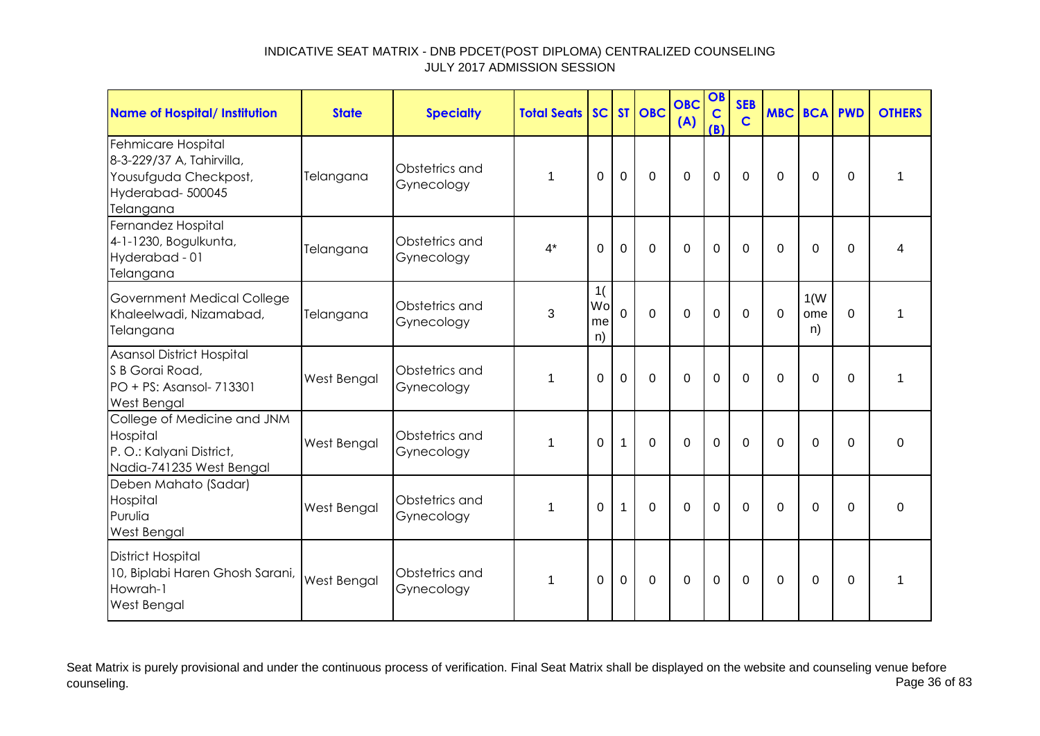# INDICATIVE SEAT MATRIX - DNB PDCET(POST DIPLOMA) CENTRALIZED COUNSELING
## JULY 2017 ADMISSION SESSION

| Name of Hospital/ Institution | State | Specialty | Total Seats | SC | ST | OBC | OBC (A) | OBC (B) | SEBC | MBC | BCA | PWD | OTHERS |
|---|---|---|---|---|---|---|---|---|---|---|---|---|---|
| Fehmicare Hospital 8-3-229/37 A, Tahirvilla, Yousufguda Checkpost, Hyderabad- 500045 Telangana | Telangana | Obstetrics and Gynecology | 1 | 0 | 0 | 0 | 0 | 0 | 0 | 0 | 0 | 0 | 1 |
| Fernandez Hospital 4-1-1230, Bogulkunta, Hyderabad - 01 Telangana | Telangana | Obstetrics and Gynecology | 4* | 0 | 0 | 0 | 0 | 0 | 0 | 0 | 0 | 0 | 4 |
| Government Medical College Khaleelwadi, Nizamabad, Telangana | Telangana | Obstetrics and Gynecology | 3 | 1(Women) | 0 | 0 | 0 | 0 | 0 | 0 | 1(Women) | 0 | 1 |
| Asansol District Hospital S B Gorai Road, PO + PS: Asansol- 713301 West Bengal | West Bengal | Obstetrics and Gynecology | 1 | 0 | 0 | 0 | 0 | 0 | 0 | 0 | 0 | 0 | 1 |
| College of Medicine and JNM Hospital P. O.: Kalyani District, Nadia-741235 West Bengal | West Bengal | Obstetrics and Gynecology | 1 | 0 | 1 | 0 | 0 | 0 | 0 | 0 | 0 | 0 | 0 |
| Deben Mahato (Sadar) Hospital Purulia West Bengal | West Bengal | Obstetrics and Gynecology | 1 | 0 | 1 | 0 | 0 | 0 | 0 | 0 | 0 | 0 | 0 |
| District Hospital 10, Biplabi Haren Ghosh Sarani, Howrah-1 West Bengal | West Bengal | Obstetrics and Gynecology | 1 | 0 | 0 | 0 | 0 | 0 | 0 | 0 | 0 | 0 | 1 |

Seat Matrix is purely provisional and under the continuous process of verification. Final Seat Matrix shall be displayed on the website and counseling venue before counseling.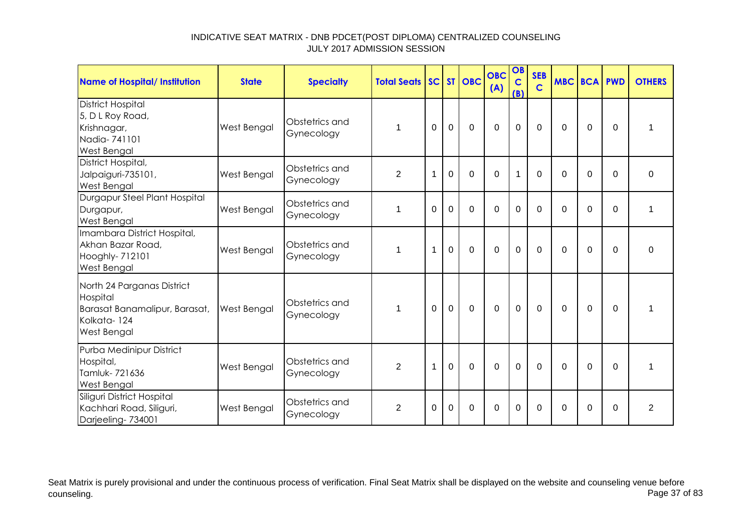# INDICATIVE SEAT MATRIX - DNB PDCET(POST DIPLOMA) CENTRALIZED COUNSELING
## JULY 2017 ADMISSION SESSION

| Name of Hospital/ Institution | State | Specialty | Total Seats | SC | ST | OBC | OBC (A) | OBC (B) | SEB C | MBC | BCA | PWD | OTHERS |
|---|---|---|---|---|---|---|---|---|---|---|---|---|---|
| District Hospital 5, D L Roy Road, Krishnagar, Nadia- 741101 West Bengal | West Bengal | Obstetrics and Gynecology | 1 | 0 | 0 | 0 | 0 | 0 | 0 | 0 | 0 | 0 | 1 |
| District Hospital, Jalpaiguri-735101, West Bengal | West Bengal | Obstetrics and Gynecology | 2 | 1 | 0 | 0 | 0 | 1 | 0 | 0 | 0 | 0 | 0 |
| Durgapur Steel Plant Hospital Durgapur, West Bengal | West Bengal | Obstetrics and Gynecology | 1 | 0 | 0 | 0 | 0 | 0 | 0 | 0 | 0 | 0 | 1 |
| Imambara District Hospital, Akhan Bazar Road, Hooghly- 712101 West Bengal | West Bengal | Obstetrics and Gynecology | 1 | 1 | 0 | 0 | 0 | 0 | 0 | 0 | 0 | 0 | 0 |
| North 24 Parganas District Hospital Barasat Banamalipur, Barasat, Kolkata- 124 West Bengal | West Bengal | Obstetrics and Gynecology | 1 | 0 | 0 | 0 | 0 | 0 | 0 | 0 | 0 | 0 | 1 |
| Purba Medinipur District Hospital, Tamluk- 721636 West Bengal | West Bengal | Obstetrics and Gynecology | 2 | 1 | 0 | 0 | 0 | 0 | 0 | 0 | 0 | 0 | 1 |
| Siliguri District Hospital Kachhari Road, Siliguri, Darjeeling- 734001 | West Bengal | Obstetrics and Gynecology | 2 | 0 | 0 | 0 | 0 | 0 | 0 | 0 | 0 | 0 | 2 |

Seat Matrix is purely provisional and under the continuous process of verification. Final Seat Matrix shall be displayed on the website and counseling venue before counseling.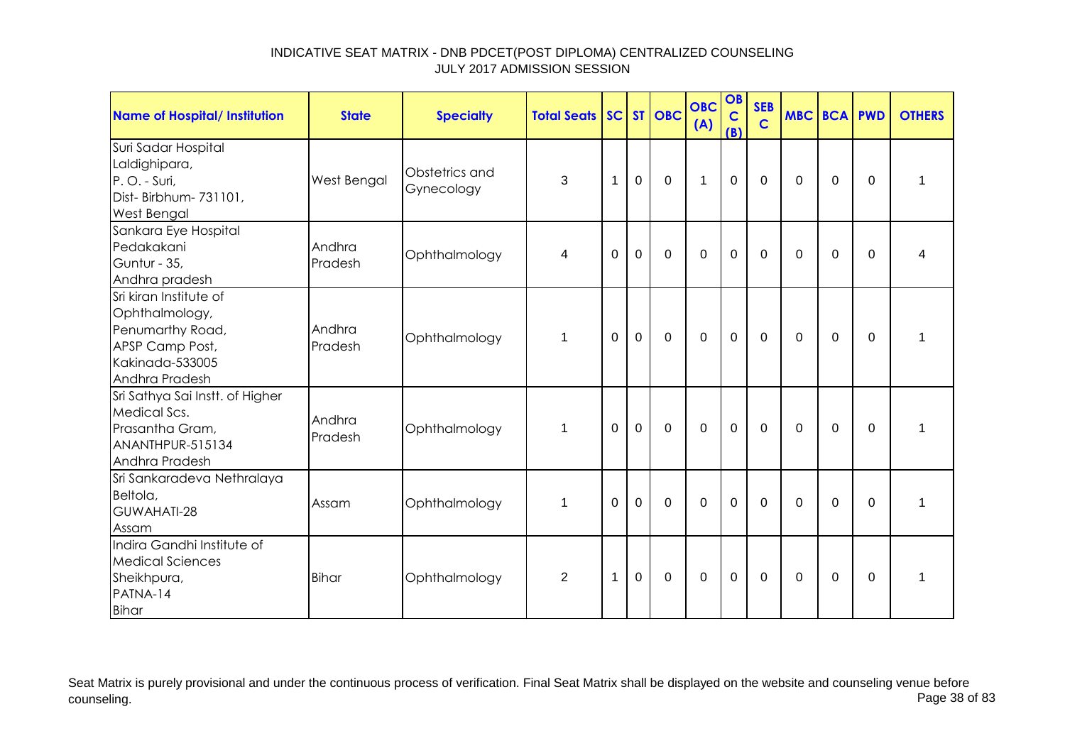INDICATIVE SEAT MATRIX - DNB PDCET(POST DIPLOMA) CENTRALIZED COUNSELING
JULY 2017 ADMISSION SESSION

| Name of Hospital/ Institution | State | Specialty | Total Seats | SC | ST | OBC | OBC (A) | OBC (B) | SEB C | MBC | BCA | PWD | OTHERS |
|---|---|---|---|---|---|---|---|---|---|---|---|---|---|
| Suri Sadar Hospital Laldighipara, P. O. - Suri, Dist- Birbhum- 731101, West Bengal | West Bengal | Obstetrics and Gynecology | 3 | 1 | 0 | 0 | 1 | 0 | 0 | 0 | 0 | 0 | 1 |
| Sankara Eye Hospital Pedakakani Guntur - 35, Andhra pradesh | Andhra Pradesh | Ophthalmology | 4 | 0 | 0 | 0 | 0 | 0 | 0 | 0 | 0 | 0 | 4 |
| Sri kiran Institute of Ophthalmology, Penumarthy Road, APSP Camp Post, Kakinada-533005 Andhra Pradesh | Andhra Pradesh | Ophthalmology | 1 | 0 | 0 | 0 | 0 | 0 | 0 | 0 | 0 | 0 | 1 |
| Sri Sathya Sai Instt. of Higher Medical Scs. Prasantha Gram, ANANTHPUR-515134 Andhra Pradesh | Andhra Pradesh | Ophthalmology | 1 | 0 | 0 | 0 | 0 | 0 | 0 | 0 | 0 | 0 | 1 |
| Sri Sankaradeva Nethralaya Beltola, GUWAHATI-28 Assam | Assam | Ophthalmology | 1 | 0 | 0 | 0 | 0 | 0 | 0 | 0 | 0 | 0 | 1 |
| Indira Gandhi Institute of Medical Sciences Sheikhpura, PATNA-14 Bihar | Bihar | Ophthalmology | 2 | 1 | 0 | 0 | 0 | 0 | 0 | 0 | 0 | 0 | 1 |

Seat Matrix is purely provisional and under the continuous process of verification. Final Seat Matrix shall be displayed on the website and counseling venue before counseling.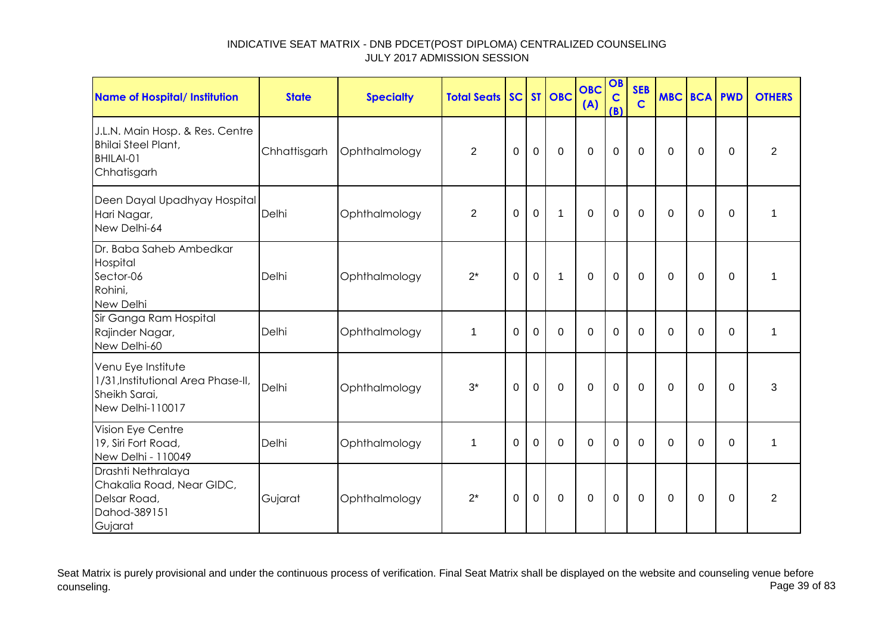INDICATIVE SEAT MATRIX - DNB PDCET(POST DIPLOMA) CENTRALIZED COUNSELING
JULY 2017 ADMISSION SESSION

| Name of Hospital/ Institution | State | Specialty | Total Seats | SC | ST | OBC | OBC (A) | OBC (B) | SEB C | MBC | BCA | PWD | OTHERS |
|---|---|---|---|---|---|---|---|---|---|---|---|---|---|
| J.L.N. Main Hosp. & Res. Centre Bhilai Steel Plant, BHILAI-01 Chhatisgarh | Chhattisgarh | Ophthalmology | 2 | 0 | 0 | 0 | 0 | 0 | 0 | 0 | 0 | 0 | 2 |
| Deen Dayal Upadhyay Hospital Hari Nagar, New Delhi-64 | Delhi | Ophthalmology | 2 | 0 | 0 | 1 | 0 | 0 | 0 | 0 | 0 | 0 | 1 |
| Dr. Baba Saheb Ambedkar Hospital Sector-06 Rohini, New Delhi | Delhi | Ophthalmology | 2* | 0 | 0 | 1 | 0 | 0 | 0 | 0 | 0 | 0 | 1 |
| Sir Ganga Ram Hospital Rajinder Nagar, New Delhi-60 | Delhi | Ophthalmology | 1 | 0 | 0 | 0 | 0 | 0 | 0 | 0 | 0 | 0 | 1 |
| Venu Eye Institute 1/31,Institutional Area Phase-II, Sheikh Sarai, New Delhi-110017 | Delhi | Ophthalmology | 3* | 0 | 0 | 0 | 0 | 0 | 0 | 0 | 0 | 0 | 3 |
| Vision Eye Centre 19, Siri Fort Road, New Delhi - 110049 | Delhi | Ophthalmology | 1 | 0 | 0 | 0 | 0 | 0 | 0 | 0 | 0 | 0 | 1 |
| Drashti Nethralaya Chakalia Road, Near GIDC, Delsar Road, Dahod-389151 Gujarat | Gujarat | Ophthalmology | 2* | 0 | 0 | 0 | 0 | 0 | 0 | 0 | 0 | 0 | 2 |

Seat Matrix is purely provisional and under the continuous process of verification. Final Seat Matrix shall be displayed on the website and counseling venue before counseling.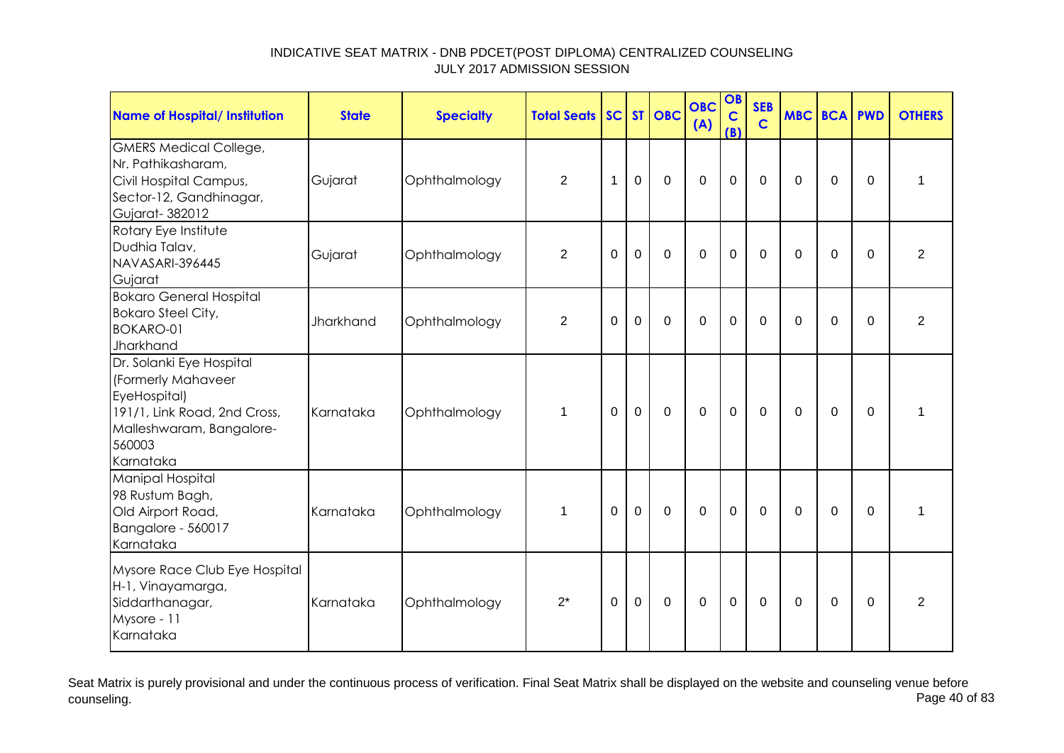INDICATIVE SEAT MATRIX - DNB PDCET(POST DIPLOMA) CENTRALIZED COUNSELING
JULY 2017 ADMISSION SESSION

| Name of Hospital/ Institution | State | Specialty | Total Seats | SC | ST | OBC | OBC (A) | OBC (B) | SEBC | MBC | BCA | PWD | OTHERS |
|---|---|---|---|---|---|---|---|---|---|---|---|---|---|
| GMERS Medical College, Nr. Pathikasharam, Civil Hospital Campus, Sector-12, Gandhinagar, Gujarat- 382012 | Gujarat | Ophthalmology | 2 | 1 | 0 | 0 | 0 | 0 | 0 | 0 | 0 | 0 | 1 |
| Rotary Eye Institute Dudhia Talav, NAVASARI-396445 Gujarat | Gujarat | Ophthalmology | 2 | 0 | 0 | 0 | 0 | 0 | 0 | 0 | 0 | 0 | 2 |
| Bokaro General Hospital Bokaro Steel City, BOKARO-01 Jharkhand | Jharkhand | Ophthalmology | 2 | 0 | 0 | 0 | 0 | 0 | 0 | 0 | 0 | 0 | 2 |
| Dr. Solanki Eye Hospital (Formerly Mahaveer EyeHospital) 191/1, Link Road, 2nd Cross, Malleshwaram, Bangalore-560003 Karnataka | Karnataka | Ophthalmology | 1 | 0 | 0 | 0 | 0 | 0 | 0 | 0 | 0 | 0 | 1 |
| Manipal Hospital 98 Rustum Bagh, Old Airport Road, Bangalore - 560017 Karnataka | Karnataka | Ophthalmology | 1 | 0 | 0 | 0 | 0 | 0 | 0 | 0 | 0 | 0 | 1 |
| Mysore Race Club Eye Hospital H-1, Vinayamarga, Siddarthanagar, Mysore - 11 Karnataka | Karnataka | Ophthalmology | 2* | 0 | 0 | 0 | 0 | 0 | 0 | 0 | 0 | 0 | 2 |

Seat Matrix is purely provisional and under the continuous process of verification. Final Seat Matrix shall be displayed on the website and counseling venue before counseling.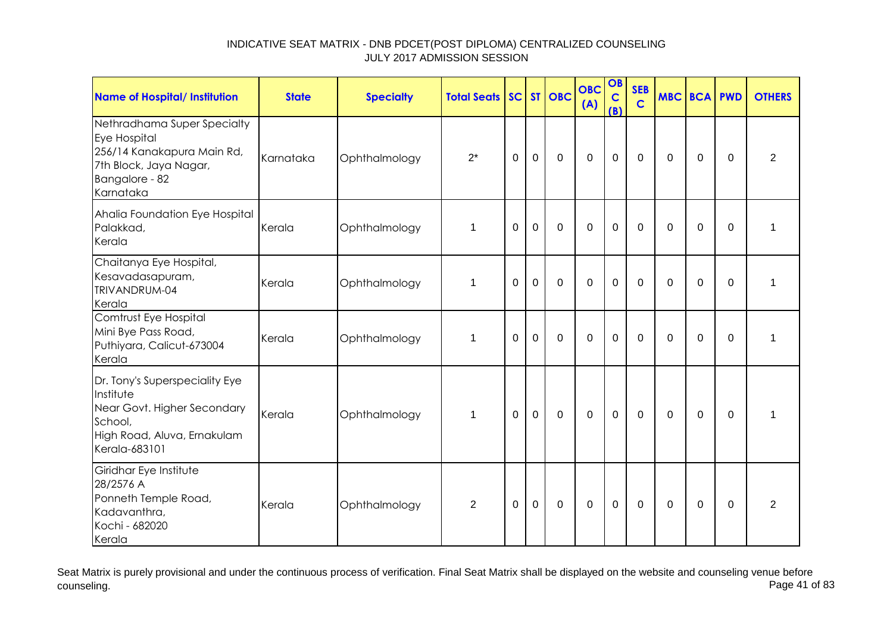# INDICATIVE SEAT MATRIX - DNB PDCET(POST DIPLOMA) CENTRALIZED COUNSELING
## JULY 2017 ADMISSION SESSION

| Name of Hospital/ Institution | State | Specialty | Total Seats | SC | ST | OBC | OBC (A) | OBC (B) | SEBC | MBC | BCA | PWD | OTHERS |
|---|---|---|---|---|---|---|---|---|---|---|---|---|---|
| Nethradhama Super Specialty Eye Hospital 256/14 Kanakapura Main Rd, 7th Block, Jaya Nagar, Bangalore - 82 Karnataka | Karnataka | Ophthalmology | 2* | 0 | 0 | 0 | 0 | 0 | 0 | 0 | 0 | 0 | 2 |
| Ahalia Foundation Eye Hospital Palakkad, Kerala | Kerala | Ophthalmology | 1 | 0 | 0 | 0 | 0 | 0 | 0 | 0 | 0 | 0 | 1 |
| Chaitanya Eye Hospital, Kesavadasapuram, TRIVANDRUM-04 Kerala | Kerala | Ophthalmology | 1 | 0 | 0 | 0 | 0 | 0 | 0 | 0 | 0 | 0 | 1 |
| Comtrust Eye Hospital Mini Bye Pass Road, Puthiyara, Calicut-673004 Kerala | Kerala | Ophthalmology | 1 | 0 | 0 | 0 | 0 | 0 | 0 | 0 | 0 | 0 | 1 |
| Dr. Tony's Superspeciality Eye Institute Near Govt. Higher Secondary School, High Road, Aluva, Ernakulam Kerala-683101 | Kerala | Ophthalmology | 1 | 0 | 0 | 0 | 0 | 0 | 0 | 0 | 0 | 0 | 1 |
| Giridhar Eye Institute 28/2576 A Ponneth Temple Road, Kadavanthra, Kochi - 682020 Kerala | Kerala | Ophthalmology | 2 | 0 | 0 | 0 | 0 | 0 | 0 | 0 | 0 | 0 | 2 |

Seat Matrix is purely provisional and under the continuous process of verification. Final Seat Matrix shall be displayed on the website and counseling venue before counseling.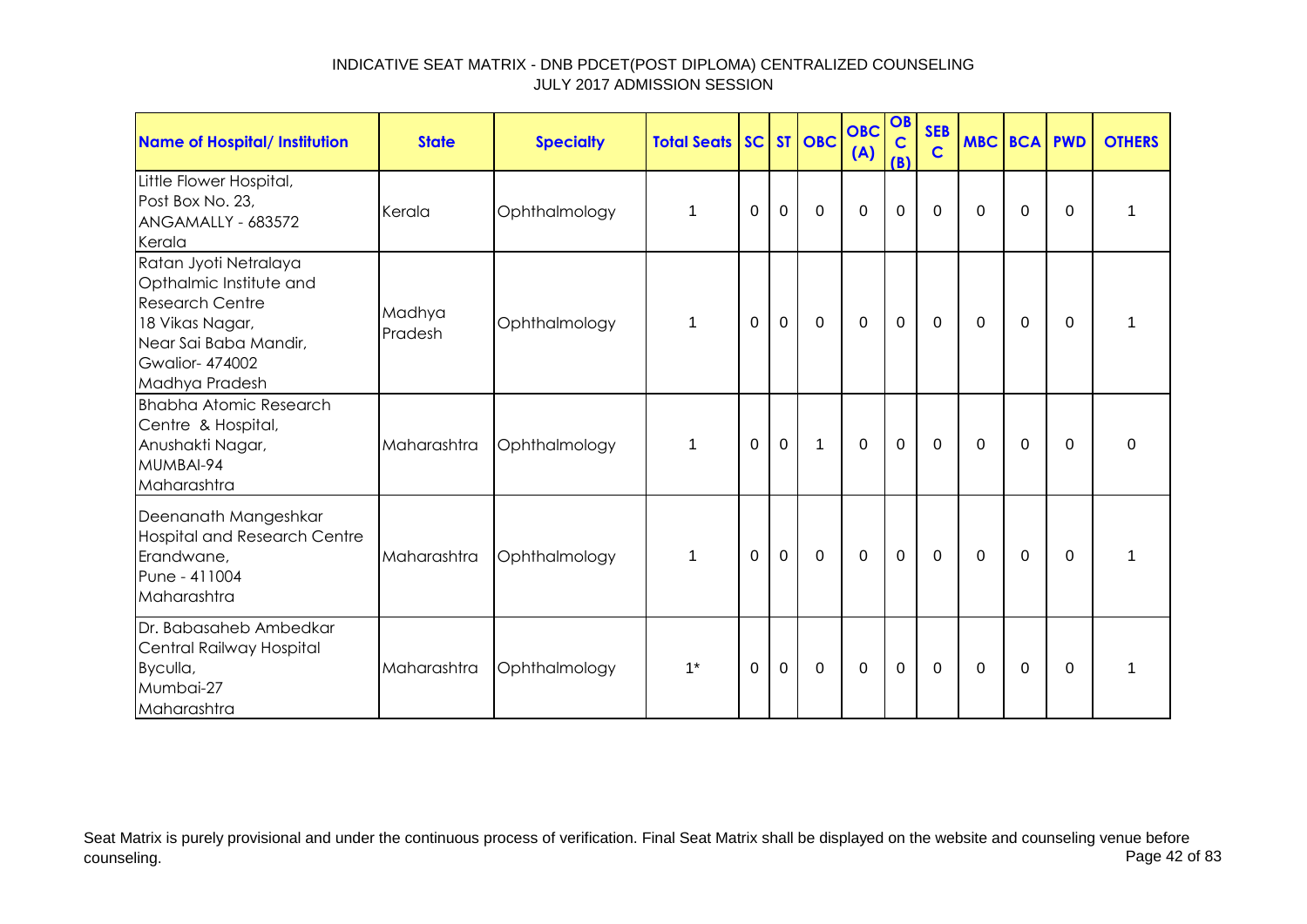INDICATIVE SEAT MATRIX - DNB PDCET(POST DIPLOMA) CENTRALIZED COUNSELING
JULY 2017 ADMISSION SESSION

| Name of Hospital/ Institution | State | Specialty | Total Seats | SC | ST | OBC | OBC (A) | OBC (B) | SEBC | MBC | BCA | PWD | OTHERS |
|---|---|---|---|---|---|---|---|---|---|---|---|---|---|
| Little Flower Hospital, Post Box No. 23, ANGAMALLY - 683572 Kerala | Kerala | Ophthalmology | 1 | 0 | 0 | 0 | 0 | 0 | 0 | 0 | 0 | 0 | 1 |
| Ratan Jyoti Netralaya Opthalmic Institute and Research Centre 18 Vikas Nagar, Near Sai Baba Mandir, Gwalior- 474002 Madhya Pradesh | Madhya Pradesh | Ophthalmology | 1 | 0 | 0 | 0 | 0 | 0 | 0 | 0 | 0 | 0 | 1 |
| Bhabha Atomic Research Centre & Hospital, Anushakti Nagar, MUMBAI-94 Maharashtra | Maharashtra | Ophthalmology | 1 | 0 | 0 | 1 | 0 | 0 | 0 | 0 | 0 | 0 | 0 |
| Deenanath Mangeshkar Hospital and Research Centre Erandwane, Pune - 411004 Maharashtra | Maharashtra | Ophthalmology | 1 | 0 | 0 | 0 | 0 | 0 | 0 | 0 | 0 | 0 | 1 |
| Dr. Babasaheb Ambedkar Central Railway Hospital Byculla, Mumbai-27 Maharashtra | Maharashtra | Ophthalmology | 1* | 0 | 0 | 0 | 0 | 0 | 0 | 0 | 0 | 0 | 1 |

Seat Matrix is purely provisional and under the continuous process of verification. Final Seat Matrix shall be displayed on the website and counseling venue before counseling.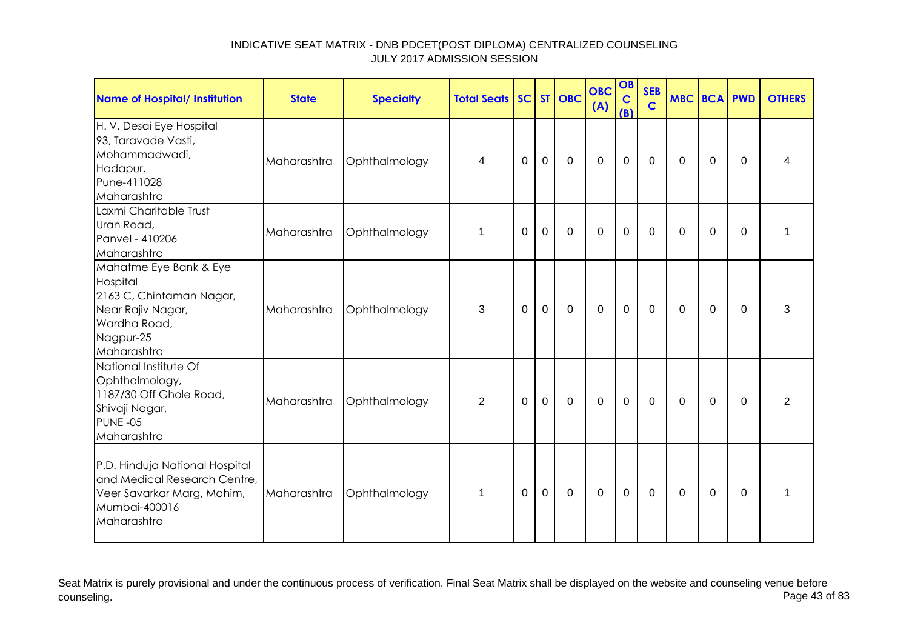INDICATIVE SEAT MATRIX - DNB PDCET(POST DIPLOMA) CENTRALIZED COUNSELING
JULY 2017 ADMISSION SESSION

| Name of Hospital/ Institution | State | Specialty | Total Seats | SC | ST | OBC | OBC (A) | OBC (B) | SEBC | MBC | BCA | PWD | OTHERS |
|---|---|---|---|---|---|---|---|---|---|---|---|---|---|
| H. V. Desai Eye Hospital 93, Taravade Vasti, Mohammadwadi, Hadapur, Pune-411028 Maharashtra | Maharashtra | Ophthalmology | 4 | 0 | 0 | 0 | 0 | 0 | 0 | 0 | 0 | 0 | 4 |
| Laxmi Charitable Trust Uran Road, Panvel - 410206 Maharashtra | Maharashtra | Ophthalmology | 1 | 0 | 0 | 0 | 0 | 0 | 0 | 0 | 0 | 0 | 1 |
| Mahatme Eye Bank & Eye Hospital 2163 C, Chintaman Nagar, Near Rajiv Nagar, Wardha Road, Nagpur-25 Maharashtra | Maharashtra | Ophthalmology | 3 | 0 | 0 | 0 | 0 | 0 | 0 | 0 | 0 | 0 | 3 |
| National Institute Of Ophthalmology, 1187/30 Off Ghole Road, Shivaji Nagar, PUNE -05 Maharashtra | Maharashtra | Ophthalmology | 2 | 0 | 0 | 0 | 0 | 0 | 0 | 0 | 0 | 0 | 2 |
| P.D. Hinduja National Hospital and Medical Research Centre, Veer Savarkar Marg, Mahim, Mumbai-400016 Maharashtra | Maharashtra | Ophthalmology | 1 | 0 | 0 | 0 | 0 | 0 | 0 | 0 | 0 | 0 | 1 |

Seat Matrix is purely provisional and under the continuous process of verification. Final Seat Matrix shall be displayed on the website and counseling venue before counseling.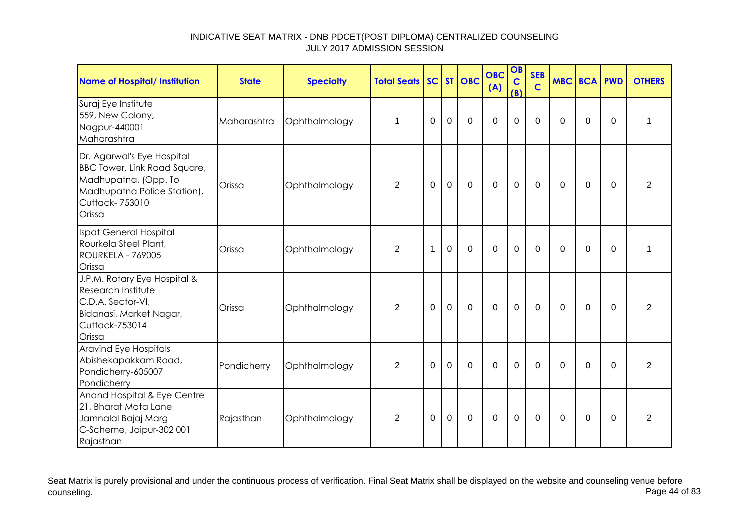# INDICATIVE SEAT MATRIX - DNB PDCET(POST DIPLOMA) CENTRALIZED COUNSELING
## JULY 2017 ADMISSION SESSION

| Name of Hospital/ Institution | State | Specialty | Total Seats | SC | ST | OBC | OBC (A) | OBC (B) | SEB C | MBC | BCA | PWD | OTHERS |
|---|---|---|---|---|---|---|---|---|---|---|---|---|---|
| Suraj Eye Institute 559, New Colony, Nagpur-440001 Maharashtra | Maharashtra | Ophthalmology | 1 | 0 | 0 | 0 | 0 | 0 | 0 | 0 | 0 | 0 | 1 |
| Dr. Agarwal's Eye Hospital BBC Tower, Link Road Square, Madhupatna, (Opp. To Madhupatna Police Station), Cuttack- 753010 Orissa | Orissa | Ophthalmology | 2 | 0 | 0 | 0 | 0 | 0 | 0 | 0 | 0 | 0 | 2 |
| Ispat General Hospital Rourkela Steel Plant, ROURKELA - 769005 Orissa | Orissa | Ophthalmology | 2 | 1 | 0 | 0 | 0 | 0 | 0 | 0 | 0 | 0 | 1 |
| J.P.M. Rotary Eye Hospital & Research Institute C.D.A. Sector-VI, Bidanasi, Market Nagar, Cuttack-753014 Orissa | Orissa | Ophthalmology | 2 | 0 | 0 | 0 | 0 | 0 | 0 | 0 | 0 | 0 | 2 |
| Aravind Eye Hospitals Abishekapakkam Road, Pondicherry-605007 Pondicherry | Pondicherry | Ophthalmology | 2 | 0 | 0 | 0 | 0 | 0 | 0 | 0 | 0 | 0 | 2 |
| Anand Hospital & Eye Centre 21, Bharat Mata Lane Jamnalal Bajaj Marg C-Scheme, Jaipur-302 001 Rajasthan | Rajasthan | Ophthalmology | 2 | 0 | 0 | 0 | 0 | 0 | 0 | 0 | 0 | 0 | 2 |

Seat Matrix is purely provisional and under the continuous process of verification. Final Seat Matrix shall be displayed on the website and counseling venue before counseling.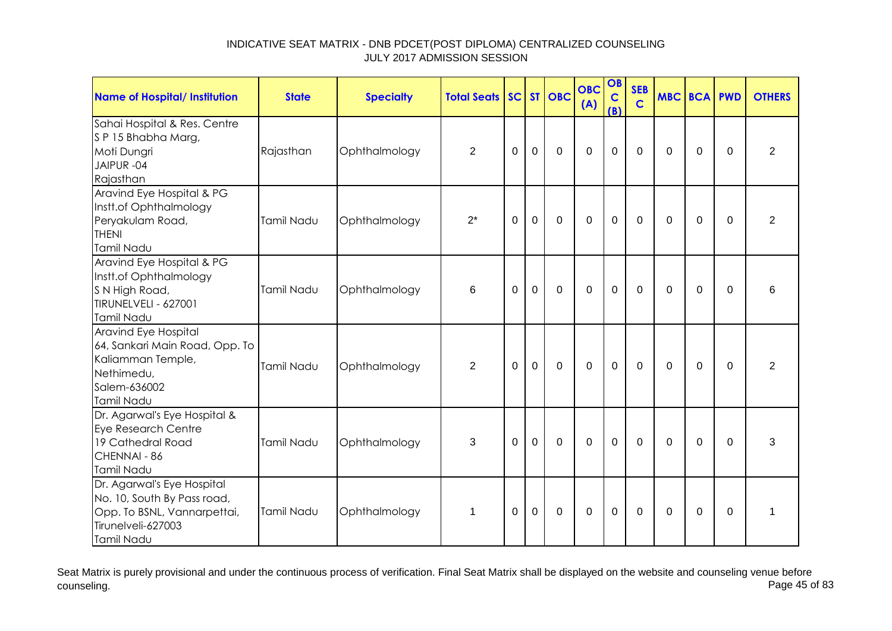INDICATIVE SEAT MATRIX - DNB PDCET(POST DIPLOMA) CENTRALIZED COUNSELING
JULY 2017 ADMISSION SESSION

| Name of Hospital/ Institution | State | Specialty | Total Seats | SC | ST | OBC | OBC (A) | OBC (B) | SEBC | MBC | BCA | PWD | OTHERS |
|---|---|---|---|---|---|---|---|---|---|---|---|---|---|
| Sahai Hospital & Res. Centre S P 15 Bhabha Marg, Moti Dungri JAIPUR -04 Rajasthan | Rajasthan | Ophthalmology | 2 | 0 | 0 | 0 | 0 | 0 | 0 | 0 | 0 | 0 | 2 |
| Aravind Eye Hospital & PG Instt.of Ophthalmology Peryakulam Road, THENI Tamil Nadu | Tamil Nadu | Ophthalmology | 2* | 0 | 0 | 0 | 0 | 0 | 0 | 0 | 0 | 0 | 2 |
| Aravind Eye Hospital & PG Instt.of Ophthalmology S N High Road, TIRUNELVELI - 627001 Tamil Nadu | Tamil Nadu | Ophthalmology | 6 | 0 | 0 | 0 | 0 | 0 | 0 | 0 | 0 | 0 | 6 |
| Aravind Eye Hospital 64, Sankari Main Road, Opp. To Kaliamman Temple, Nethimedu, Salem-636002 Tamil Nadu | Tamil Nadu | Ophthalmology | 2 | 0 | 0 | 0 | 0 | 0 | 0 | 0 | 0 | 0 | 2 |
| Dr. Agarwal's Eye Hospital & Eye Research Centre 19 Cathedral Road CHENNAI - 86 Tamil Nadu | Tamil Nadu | Ophthalmology | 3 | 0 | 0 | 0 | 0 | 0 | 0 | 0 | 0 | 0 | 3 |
| Dr. Agarwal's Eye Hospital No. 10, South By Pass road, Opp. To BSNL, Vannarpettai, Tirunelveli-627003 Tamil Nadu | Tamil Nadu | Ophthalmology | 1 | 0 | 0 | 0 | 0 | 0 | 0 | 0 | 0 | 0 | 1 |

Seat Matrix is purely provisional and under the continuous process of verification. Final Seat Matrix shall be displayed on the website and counseling venue before counseling.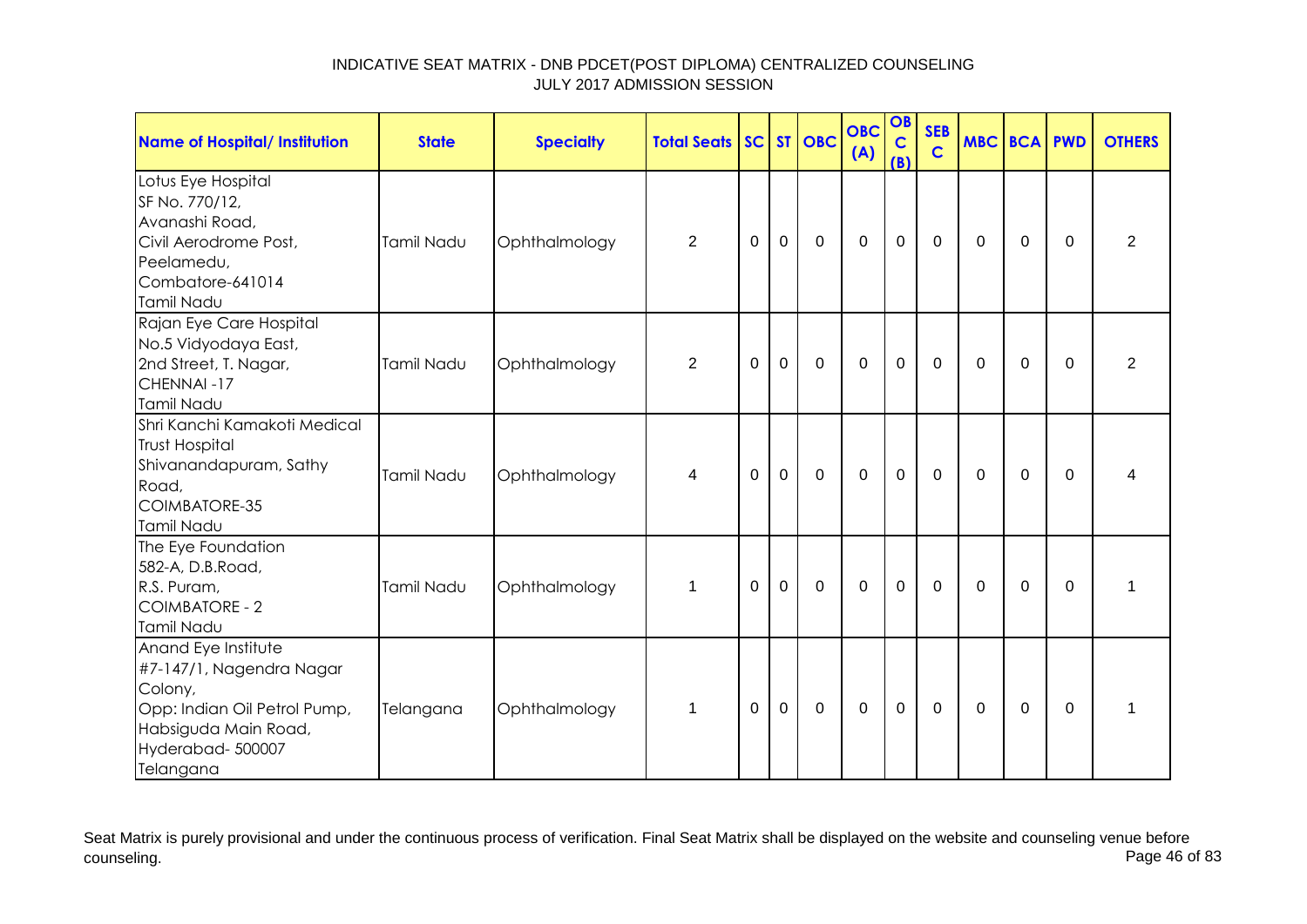INDICATIVE SEAT MATRIX - DNB PDCET(POST DIPLOMA) CENTRALIZED COUNSELING
JULY 2017 ADMISSION SESSION

| Name of Hospital/ Institution | State | Specialty | Total Seats | SC | ST | OBC | OBC (A) | OBC (B) | SEBC | MBC | BCA | PWD | OTHERS |
|---|---|---|---|---|---|---|---|---|---|---|---|---|---|
| Lotus Eye Hospital SF No. 770/12, Avanashi Road, Civil Aerodrome Post, Peelamedu, Combatore-641014 Tamil Nadu | Tamil Nadu | Ophthalmology | 2 | 0 | 0 | 0 | 0 | 0 | 0 | 0 | 0 | 0 | 2 |
| Rajan Eye Care Hospital No.5 Vidyodaya East, 2nd Street, T. Nagar, CHENNAI -17 Tamil Nadu | Tamil Nadu | Ophthalmology | 2 | 0 | 0 | 0 | 0 | 0 | 0 | 0 | 0 | 0 | 2 |
| Shri Kanchi Kamakoti Medical Trust Hospital Shivanandapuram, Sathy Road, COIMBATORE-35 Tamil Nadu | Tamil Nadu | Ophthalmology | 4 | 0 | 0 | 0 | 0 | 0 | 0 | 0 | 0 | 0 | 4 |
| The Eye Foundation 582-A, D.B.Road, R.S. Puram, COIMBATORE - 2 Tamil Nadu | Tamil Nadu | Ophthalmology | 1 | 0 | 0 | 0 | 0 | 0 | 0 | 0 | 0 | 0 | 1 |
| Anand Eye Institute #7-147/1, Nagendra Nagar Colony, Opp: Indian Oil Petrol Pump, Habsiguda Main Road, Hyderabad- 500007 Telangana | Telangana | Ophthalmology | 1 | 0 | 0 | 0 | 0 | 0 | 0 | 0 | 0 | 0 | 1 |

Seat Matrix is purely provisional and under the continuous process of verification. Final Seat Matrix shall be displayed on the website and counseling venue before counseling.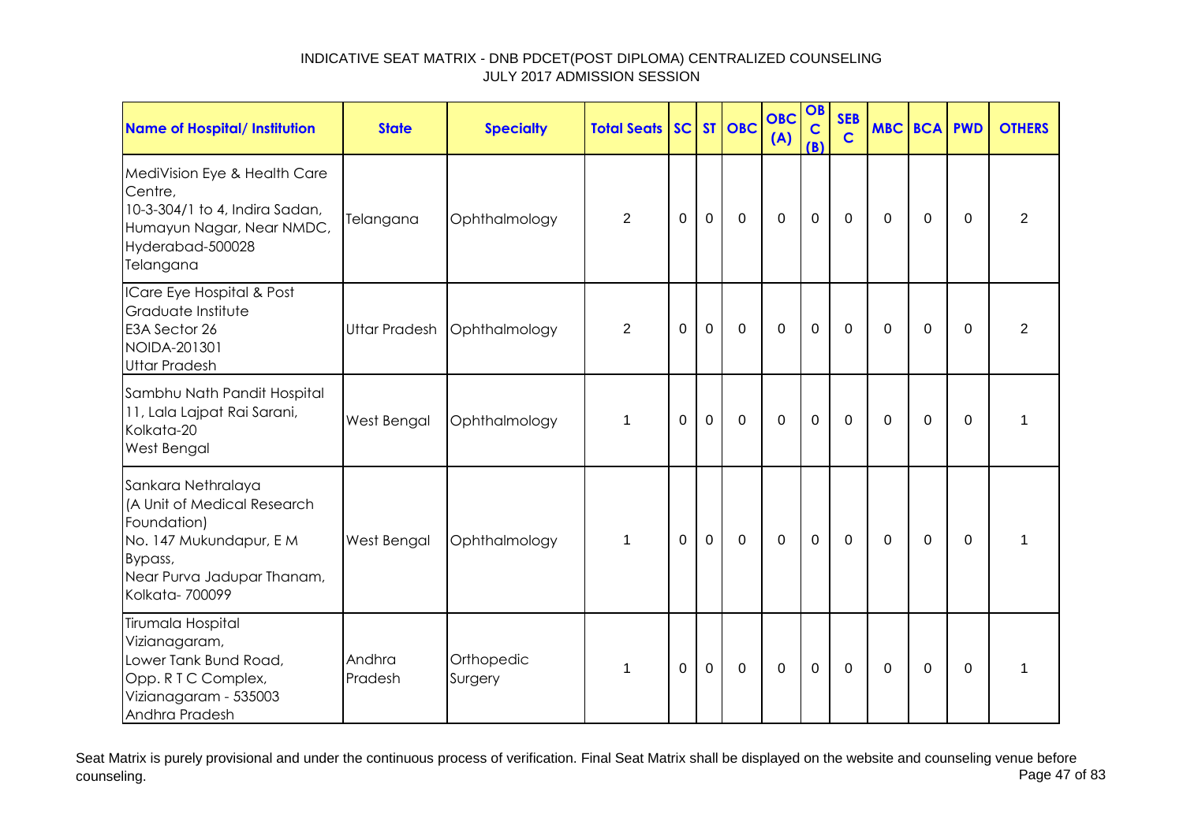# INDICATIVE SEAT MATRIX - DNB PDCET(POST DIPLOMA) CENTRALIZED COUNSELING
## JULY 2017 ADMISSION SESSION

| Name of Hospital/ Institution | State | Specialty | Total Seats | SC | ST | OBC | OBC (A) | OBC (B) | SEBC | MBC | BCA | PWD | OTHERS |
|---|---|---|---|---|---|---|---|---|---|---|---|---|---|
| MediVision Eye & Health Care Centre, 10-3-304/1 to 4, Indira Sadan, Humayun Nagar, Near NMDC, Hyderabad-500028 Telangana | Telangana | Ophthalmology | 2 | 0 | 0 | 0 | 0 | 0 | 0 | 0 | 0 | 0 | 2 |
| ICare Eye Hospital & Post Graduate Institute E3A Sector 26 NOIDA-201301 Uttar Pradesh | Uttar Pradesh | Ophthalmology | 2 | 0 | 0 | 0 | 0 | 0 | 0 | 0 | 0 | 0 | 2 |
| Sambhu Nath Pandit Hospital 11, Lala Lajpat Rai Sarani, Kolkata-20 West Bengal | West Bengal | Ophthalmology | 1 | 0 | 0 | 0 | 0 | 0 | 0 | 0 | 0 | 0 | 1 |
| Sankara Nethralaya (A Unit of Medical Research Foundation) No. 147 Mukundapur, E M Bypass, Near Purva Jadupar Thanam, Kolkata- 700099 | West Bengal | Ophthalmology | 1 | 0 | 0 | 0 | 0 | 0 | 0 | 0 | 0 | 0 | 1 |
| Tirumala Hospital Vizianagaram, Lower Tank Bund Road, Opp. R T C Complex, Vizianagaram - 535003 Andhra Pradesh | Andhra Pradesh | Orthopedic Surgery | 1 | 0 | 0 | 0 | 0 | 0 | 0 | 0 | 0 | 0 | 1 |

Seat Matrix is purely provisional and under the continuous process of verification. Final Seat Matrix shall be displayed on the website and counseling venue before counseling.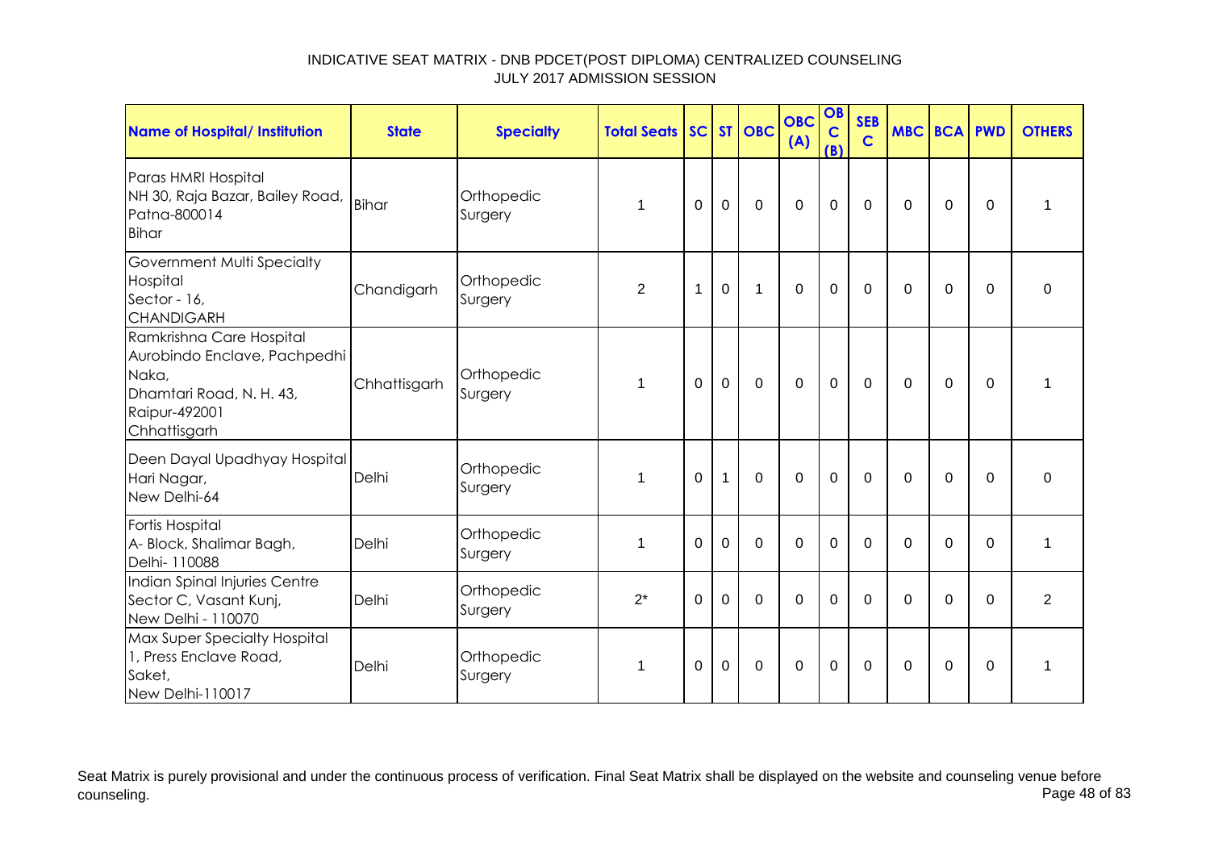INDICATIVE SEAT MATRIX - DNB PDCET(POST DIPLOMA) CENTRALIZED COUNSELING
JULY 2017 ADMISSION SESSION

| Name of Hospital/ Institution | State | Specialty | Total Seats | SC | ST | OBC | OBC (A) | OBC (B) | SEBC | MBC | BCA | PWD | OTHERS |
|---|---|---|---|---|---|---|---|---|---|---|---|---|---|
| Paras HMRI Hospital NH 30, Raja Bazar, Bailey Road, Patna-800014 Bihar | Bihar | Orthopedic Surgery | 1 | 0 | 0 | 0 | 0 | 0 | 0 | 0 | 0 | 0 | 1 |
| Government Multi Specialty Hospital Sector - 16, CHANDIGARH | Chandigarh | Orthopedic Surgery | 2 | 1 | 0 | 1 | 0 | 0 | 0 | 0 | 0 | 0 | 0 |
| Ramkrishna Care Hospital Aurobindo Enclave, Pachpedhi Naka, Dhamtari Road, N. H. 43, Raipur-492001 Chhattisgarh | Chhattisgarh | Orthopedic Surgery | 1 | 0 | 0 | 0 | 0 | 0 | 0 | 0 | 0 | 0 | 1 |
| Deen Dayal Upadhyay Hospital Hari Nagar, New Delhi-64 | Delhi | Orthopedic Surgery | 1 | 0 | 1 | 0 | 0 | 0 | 0 | 0 | 0 | 0 | 0 |
| Fortis Hospital A- Block, Shalimar Bagh, Delhi- 110088 | Delhi | Orthopedic Surgery | 1 | 0 | 0 | 0 | 0 | 0 | 0 | 0 | 0 | 0 | 1 |
| Indian Spinal Injuries Centre Sector C, Vasant Kunj, New Delhi - 110070 | Delhi | Orthopedic Surgery | 2* | 0 | 0 | 0 | 0 | 0 | 0 | 0 | 0 | 0 | 2 |
| Max Super Specialty Hospital 1, Press Enclave Road, Saket, New Delhi-110017 | Delhi | Orthopedic Surgery | 1 | 0 | 0 | 0 | 0 | 0 | 0 | 0 | 0 | 0 | 1 |

Seat Matrix is purely provisional and under the continuous process of verification. Final Seat Matrix shall be displayed on the website and counseling venue before counseling.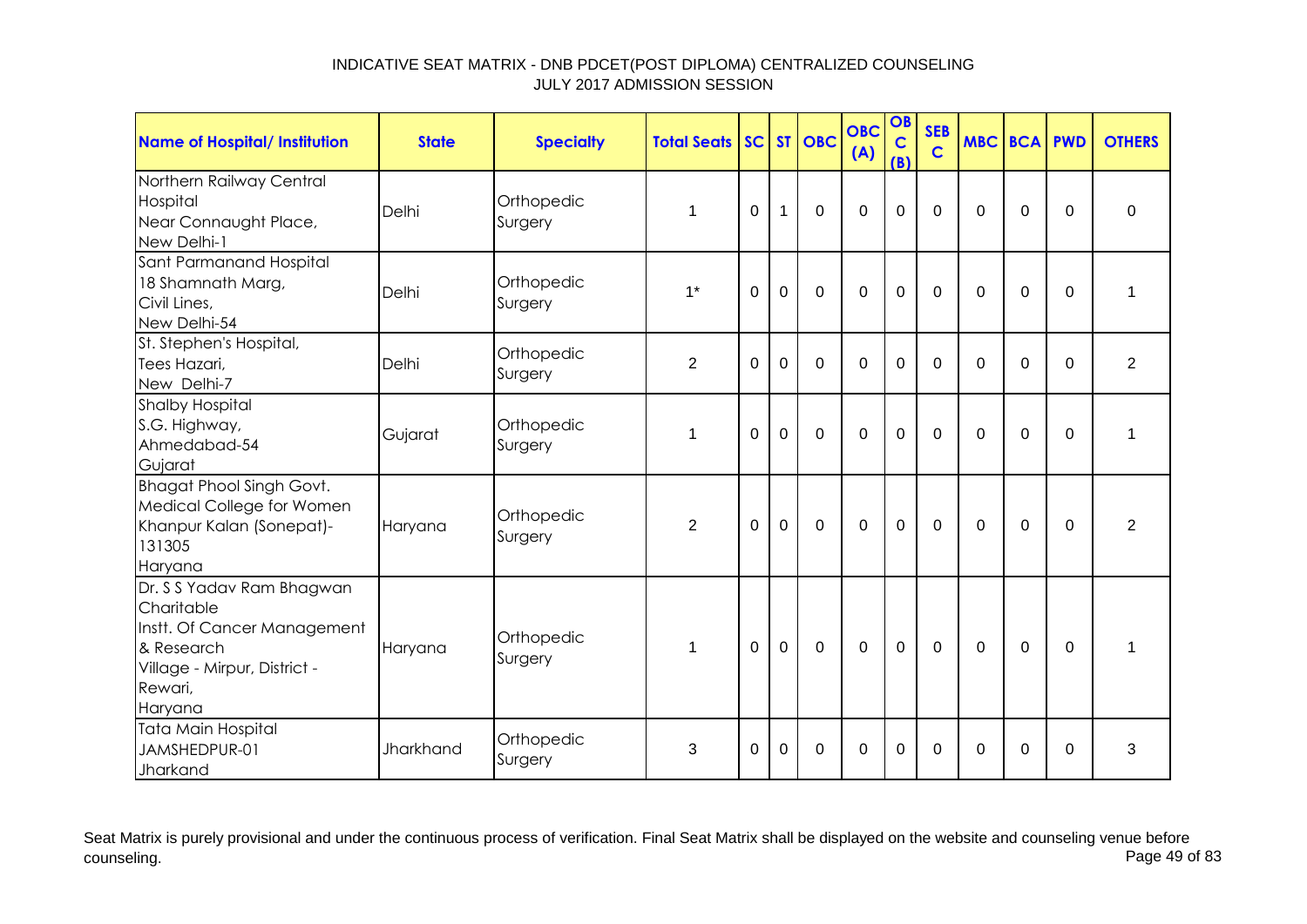# INDICATIVE SEAT MATRIX - DNB PDCET(POST DIPLOMA) CENTRALIZED COUNSELING
## JULY 2017 ADMISSION SESSION

| Name of Hospital/ Institution | State | Specialty | Total Seats | SC | ST | OBC | OBC (A) | OBC (B) | SEBC | MBC | BCA | PWD | OTHERS |
|---|---|---|---|---|---|---|---|---|---|---|---|---|---|
| Northern Railway Central Hospital Near Connaught Place, New Delhi-1 | Delhi | Orthopedic Surgery | 1 | 0 | 1 | 0 | 0 | 0 | 0 | 0 | 0 | 0 | 0 |
| Sant Parmanand Hospital 18 Shamnath Marg, Civil Lines, New Delhi-54 | Delhi | Orthopedic Surgery | 1* | 0 | 0 | 0 | 0 | 0 | 0 | 0 | 0 | 0 | 1 |
| St. Stephen's Hospital, Tees Hazari, New Delhi-7 | Delhi | Orthopedic Surgery | 2 | 0 | 0 | 0 | 0 | 0 | 0 | 0 | 0 | 0 | 2 |
| Shalby Hospital S.G. Highway, Ahmedabad-54 Gujarat | Gujarat | Orthopedic Surgery | 1 | 0 | 0 | 0 | 0 | 0 | 0 | 0 | 0 | 0 | 1 |
| Bhagat Phool Singh Govt. Medical College for Women Khanpur Kalan (Sonepat)-131305 Haryana | Haryana | Orthopedic Surgery | 2 | 0 | 0 | 0 | 0 | 0 | 0 | 0 | 0 | 0 | 2 |
| Dr. S S Yadav Ram Bhagwan Charitable Instt. Of Cancer Management & Research Village - Mirpur, District - Rewari, Haryana | Haryana | Orthopedic Surgery | 1 | 0 | 0 | 0 | 0 | 0 | 0 | 0 | 0 | 0 | 1 |
| Tata Main Hospital JAMSHEDPUR-01 Jharkand | Jharkhand | Orthopedic Surgery | 3 | 0 | 0 | 0 | 0 | 0 | 0 | 0 | 0 | 0 | 3 |

Seat Matrix is purely provisional and under the continuous process of verification. Final Seat Matrix shall be displayed on the website and counseling venue before counseling.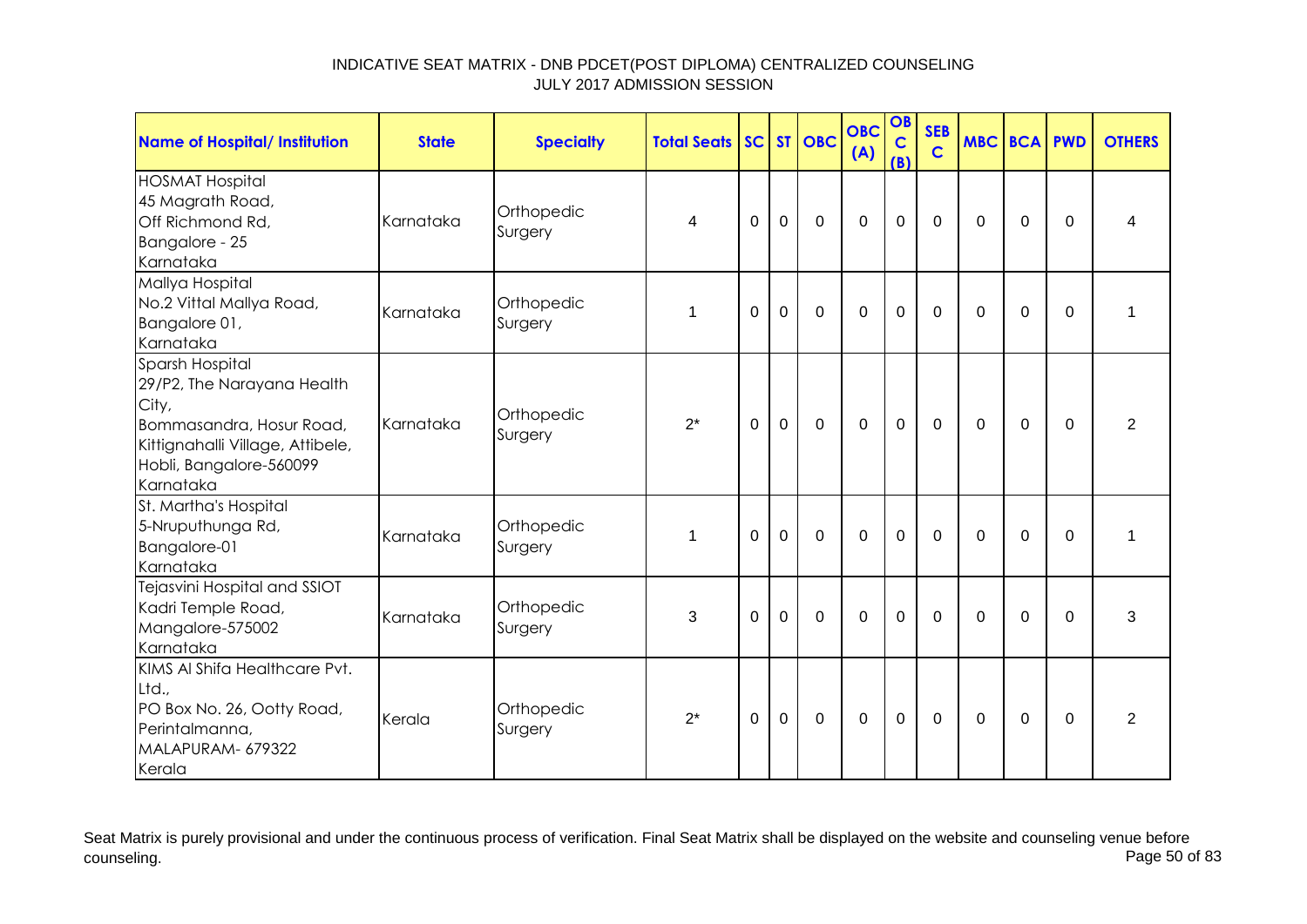INDICATIVE SEAT MATRIX - DNB PDCET(POST DIPLOMA) CENTRALIZED COUNSELING
JULY 2017 ADMISSION SESSION

| Name of Hospital/ Institution | State | Specialty | Total Seats | SC | ST | OBC | OBC (A) | OBC (B) | SEBC | MBC | BCA | PWD | OTHERS |
|---|---|---|---|---|---|---|---|---|---|---|---|---|---|
| HOSMAT Hospital 45 Magrath Road, Off Richmond Rd, Bangalore - 25 Karnataka | Karnataka | Orthopedic Surgery | 4 | 0 | 0 | 0 | 0 | 0 | 0 | 0 | 0 | 0 | 4 |
| Mallya Hospital No.2 Vittal Mallya Road, Bangalore 01, Karnataka | Karnataka | Orthopedic Surgery | 1 | 0 | 0 | 0 | 0 | 0 | 0 | 0 | 0 | 0 | 1 |
| Sparsh Hospital 29/P2, The Narayana Health City, Bommasandra, Hosur Road, Kittignahalli Village, Attibele, Hobli, Bangalore-560099 Karnataka | Karnataka | Orthopedic Surgery | 2* | 0 | 0 | 0 | 0 | 0 | 0 | 0 | 0 | 0 | 2 |
| St. Martha's Hospital 5-Nruputhunga Rd, Bangalore-01 Karnataka | Karnataka | Orthopedic Surgery | 1 | 0 | 0 | 0 | 0 | 0 | 0 | 0 | 0 | 0 | 1 |
| Tejasvini Hospital and SSIOT Kadri Temple Road, Mangalore-575002 Karnataka | Karnataka | Orthopedic Surgery | 3 | 0 | 0 | 0 | 0 | 0 | 0 | 0 | 0 | 0 | 3 |
| KIMS Al Shifa Healthcare Pvt. Ltd., PO Box No. 26, Ootty Road, Perintalmanna, MALAPURAM- 679322 Kerala | Kerala | Orthopedic Surgery | 2* | 0 | 0 | 0 | 0 | 0 | 0 | 0 | 0 | 0 | 2 |

Seat Matrix is purely provisional and under the continuous process of verification. Final Seat Matrix shall be displayed on the website and counseling venue before counseling.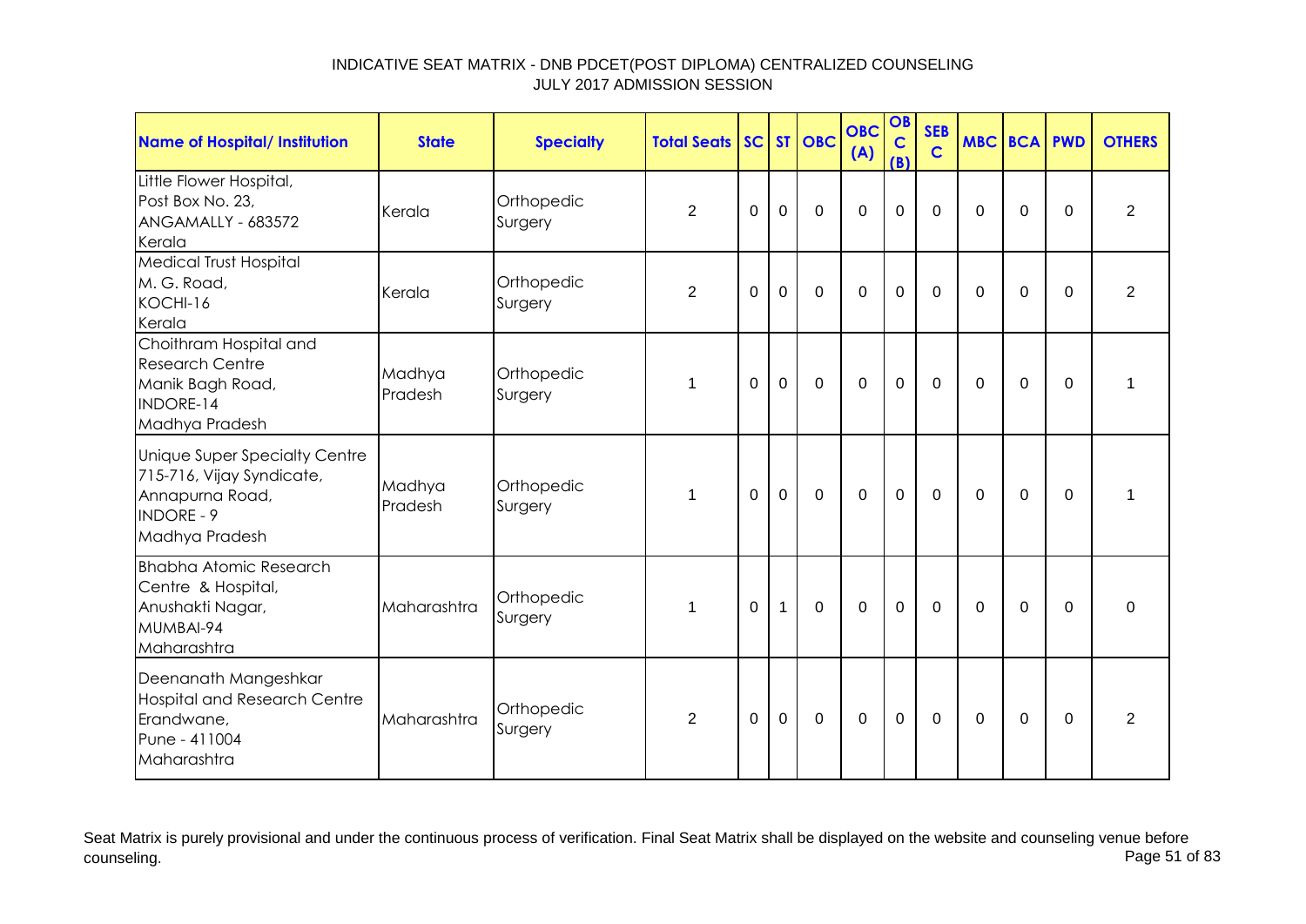INDICATIVE SEAT MATRIX - DNB PDCET(POST DIPLOMA) CENTRALIZED COUNSELING
JULY 2017 ADMISSION SESSION

| Name of Hospital/ Institution | State | Specialty | Total Seats | SC | ST | OBC | OBC (A) | OBC (B) | SEBC | MBC | BCA | PWD | OTHERS |
|---|---|---|---|---|---|---|---|---|---|---|---|---|---|
| Little Flower Hospital, Post Box No. 23, ANGAMALLY - 683572 Kerala | Kerala | Orthopedic Surgery | 2 | 0 | 0 | 0 | 0 | 0 | 0 | 0 | 0 | 0 | 2 |
| Medical Trust Hospital M. G. Road, KOCHI-16 Kerala | Kerala | Orthopedic Surgery | 2 | 0 | 0 | 0 | 0 | 0 | 0 | 0 | 0 | 0 | 2 |
| Choithram Hospital and Research Centre Manik Bagh Road, INDORE-14 Madhya Pradesh | Madhya Pradesh | Orthopedic Surgery | 1 | 0 | 0 | 0 | 0 | 0 | 0 | 0 | 0 | 0 | 1 |
| Unique Super Specialty Centre 715-716, Vijay Syndicate, Annapurna Road, INDORE - 9 Madhya Pradesh | Madhya Pradesh | Orthopedic Surgery | 1 | 0 | 0 | 0 | 0 | 0 | 0 | 0 | 0 | 0 | 1 |
| Bhabha Atomic Research Centre & Hospital, Anushakti Nagar, MUMBAI-94 Maharashtra | Maharashtra | Orthopedic Surgery | 1 | 0 | 1 | 0 | 0 | 0 | 0 | 0 | 0 | 0 | 0 |
| Deenanath Mangeshkar Hospital and Research Centre Erandwane, Pune - 411004 Maharashtra | Maharashtra | Orthopedic Surgery | 2 | 0 | 0 | 0 | 0 | 0 | 0 | 0 | 0 | 0 | 2 |

Seat Matrix is purely provisional and under the continuous process of verification. Final Seat Matrix shall be displayed on the website and counseling venue before counseling.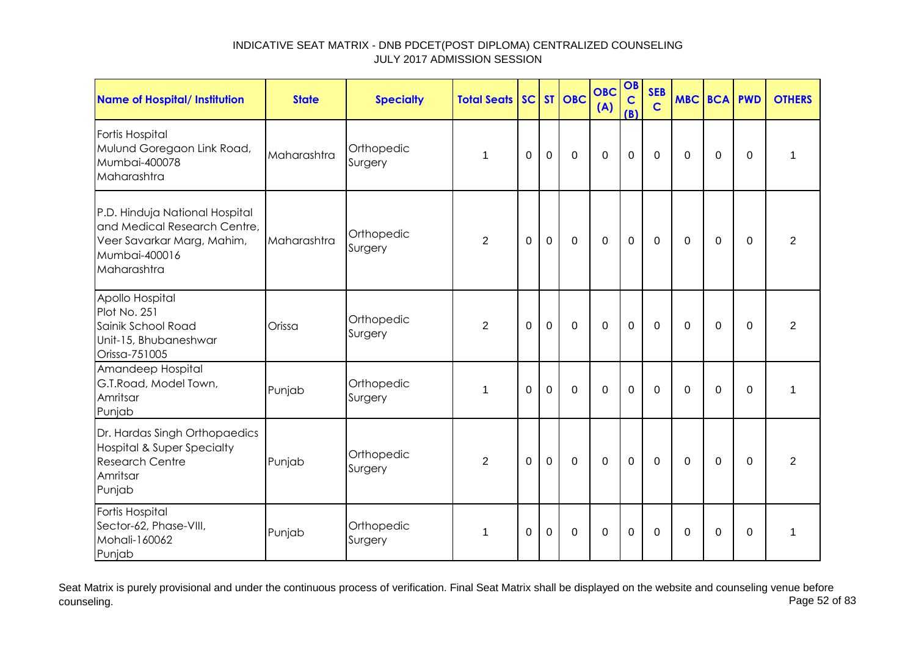INDICATIVE SEAT MATRIX - DNB PDCET(POST DIPLOMA) CENTRALIZED COUNSELING
JULY 2017 ADMISSION SESSION

| Name of Hospital/ Institution | State | Specialty | Total Seats | SC | ST | OBC | OBC (A) | OBC (B) | SEBC | MBC | BCA | PWD | OTHERS |
|---|---|---|---|---|---|---|---|---|---|---|---|---|---|
| Fortis Hospital Mulund Goregaon Link Road, Mumbai-400078 Maharashtra | Maharashtra | Orthopedic Surgery | 1 | 0 | 0 | 0 | 0 | 0 | 0 | 0 | 0 | 0 | 1 |
| P.D. Hinduja National Hospital and Medical Research Centre, Veer Savarkar Marg, Mahim, Mumbai-400016 Maharashtra | Maharashtra | Orthopedic Surgery | 2 | 0 | 0 | 0 | 0 | 0 | 0 | 0 | 0 | 0 | 2 |
| Apollo Hospital Plot No. 251 Sainik School Road Unit-15, Bhubaneshwar Orissa-751005 | Orissa | Orthopedic Surgery | 2 | 0 | 0 | 0 | 0 | 0 | 0 | 0 | 0 | 0 | 2 |
| Amandeep Hospital G.T.Road, Model Town, Amritsar Punjab | Punjab | Orthopedic Surgery | 1 | 0 | 0 | 0 | 0 | 0 | 0 | 0 | 0 | 0 | 1 |
| Dr. Hardas Singh Orthopaedics Hospital & Super Specialty Research Centre Amritsar Punjab | Punjab | Orthopedic Surgery | 2 | 0 | 0 | 0 | 0 | 0 | 0 | 0 | 0 | 0 | 2 |
| Fortis Hospital Sector-62, Phase-VIII, Mohali-160062 Punjab | Punjab | Orthopedic Surgery | 1 | 0 | 0 | 0 | 0 | 0 | 0 | 0 | 0 | 0 | 1 |

Seat Matrix is purely provisional and under the continuous process of verification. Final Seat Matrix shall be displayed on the website and counseling venue before counseling.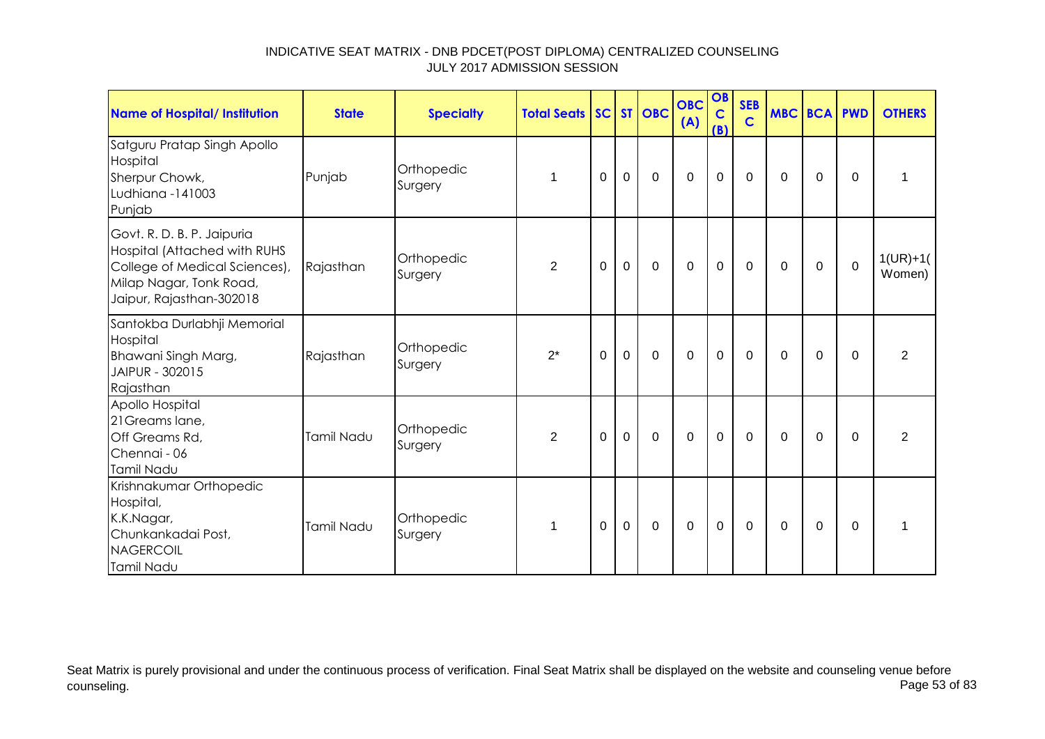INDICATIVE SEAT MATRIX - DNB PDCET(POST DIPLOMA) CENTRALIZED COUNSELING
JULY 2017 ADMISSION SESSION

| Name of Hospital/ Institution | State | Specialty | Total Seats | SC | ST | OBC | OBC (A) | OBC (B) | SEBC | MBC | BCA | PWD | OTHERS |
|---|---|---|---|---|---|---|---|---|---|---|---|---|---|
| Satguru Pratap Singh Apollo Hospital<br>Sherpur Chowk,<br>Ludhiana -141003<br>Punjab | Punjab | Orthopedic Surgery | 1 | 0 | 0 | 0 | 0 | 0 | 0 | 0 | 0 | 0 | 1 |
| Govt. R. D. B. P. Jaipuria Hospital (Attached with RUHS College of Medical Sciences), Milap Nagar, Tonk Road, Jaipur, Rajasthan-302018 | Rajasthan | Orthopedic Surgery | 2 | 0 | 0 | 0 | 0 | 0 | 0 | 0 | 0 | 0 | 1(UR)+1(Women) |
| Santokba Durlabhji Memorial Hospital<br>Bhawani Singh Marg,<br>JAIPUR - 302015<br>Rajasthan | Rajasthan | Orthopedic Surgery | 2* | 0 | 0 | 0 | 0 | 0 | 0 | 0 | 0 | 0 | 2 |
| Apollo Hospital<br>21Greams lane,<br>Off Greams Rd,<br>Chennai - 06<br>Tamil Nadu | Tamil Nadu | Orthopedic Surgery | 2 | 0 | 0 | 0 | 0 | 0 | 0 | 0 | 0 | 0 | 2 |
| Krishnakumar Orthopedic Hospital,<br>K.K.Nagar,<br>Chunkankadai Post,<br>NAGERCOIL<br>Tamil Nadu | Tamil Nadu | Orthopedic Surgery | 1 | 0 | 0 | 0 | 0 | 0 | 0 | 0 | 0 | 0 | 1 |

Seat Matrix is purely provisional and under the continuous process of verification. Final Seat Matrix shall be displayed on the website and counseling venue before counseling.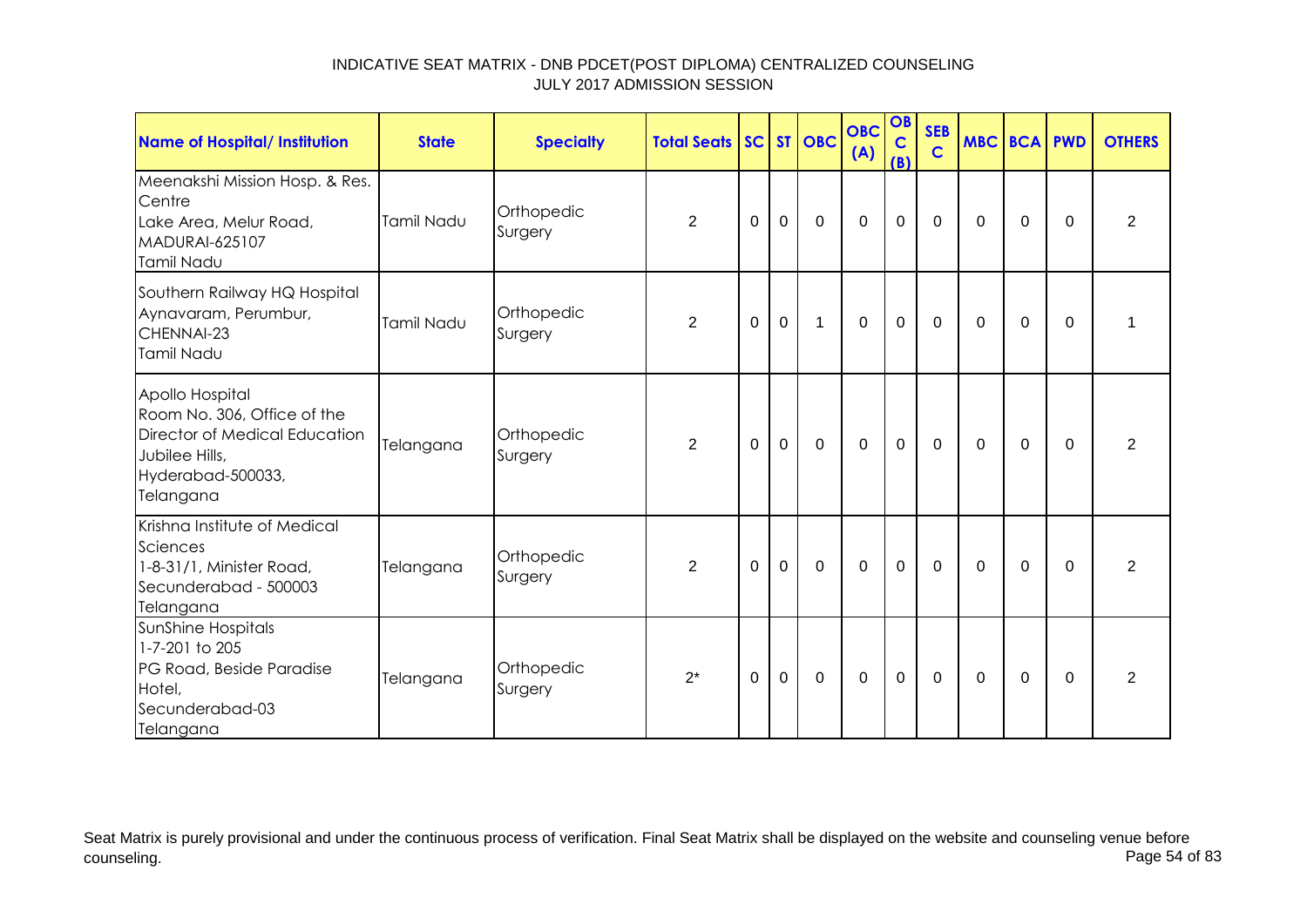INDICATIVE SEAT MATRIX - DNB PDCET(POST DIPLOMA) CENTRALIZED COUNSELING
JULY 2017 ADMISSION SESSION

| Name of Hospital/ Institution | State | Specialty | Total Seats | SC | ST | OBC | OBC (A) | OBC (B) | SEBC | MBC | BCA | PWD | OTHERS |
|---|---|---|---|---|---|---|---|---|---|---|---|---|---|
| Meenakshi Mission Hosp. & Res. Centre<br>Lake Area, Melur Road,<br>MADURAI-625107<br>Tamil Nadu | Tamil Nadu | Orthopedic Surgery | 2 | 0 | 0 | 0 | 0 | 0 | 0 | 0 | 0 | 0 | 2 |
| Southern Railway HQ Hospital<br>Aynavaram, Perumbur,<br>CHENNAI-23<br>Tamil Nadu | Tamil Nadu | Orthopedic Surgery | 2 | 0 | 0 | 1 | 0 | 0 | 0 | 0 | 0 | 0 | 1 |
| Apollo Hospital<br>Room No. 306, Office of the Director of Medical Education<br>Jubilee Hills,<br>Hyderabad-500033,<br>Telangana | Telangana | Orthopedic Surgery | 2 | 0 | 0 | 0 | 0 | 0 | 0 | 0 | 0 | 0 | 2 |
| Krishna Institute of Medical Sciences<br>1-8-31/1, Minister Road,<br>Secunderabad - 500003<br>Telangana | Telangana | Orthopedic Surgery | 2 | 0 | 0 | 0 | 0 | 0 | 0 | 0 | 0 | 0 | 2 |
| SunShine Hospitals<br>1-7-201 to 205<br>PG Road, Beside Paradise Hotel,<br>Secunderabad-03<br>Telangana | Telangana | Orthopedic Surgery | 2* | 0 | 0 | 0 | 0 | 0 | 0 | 0 | 0 | 0 | 2 |

Seat Matrix is purely provisional and under the continuous process of verification. Final Seat Matrix shall be displayed on the website and counseling venue before counseling.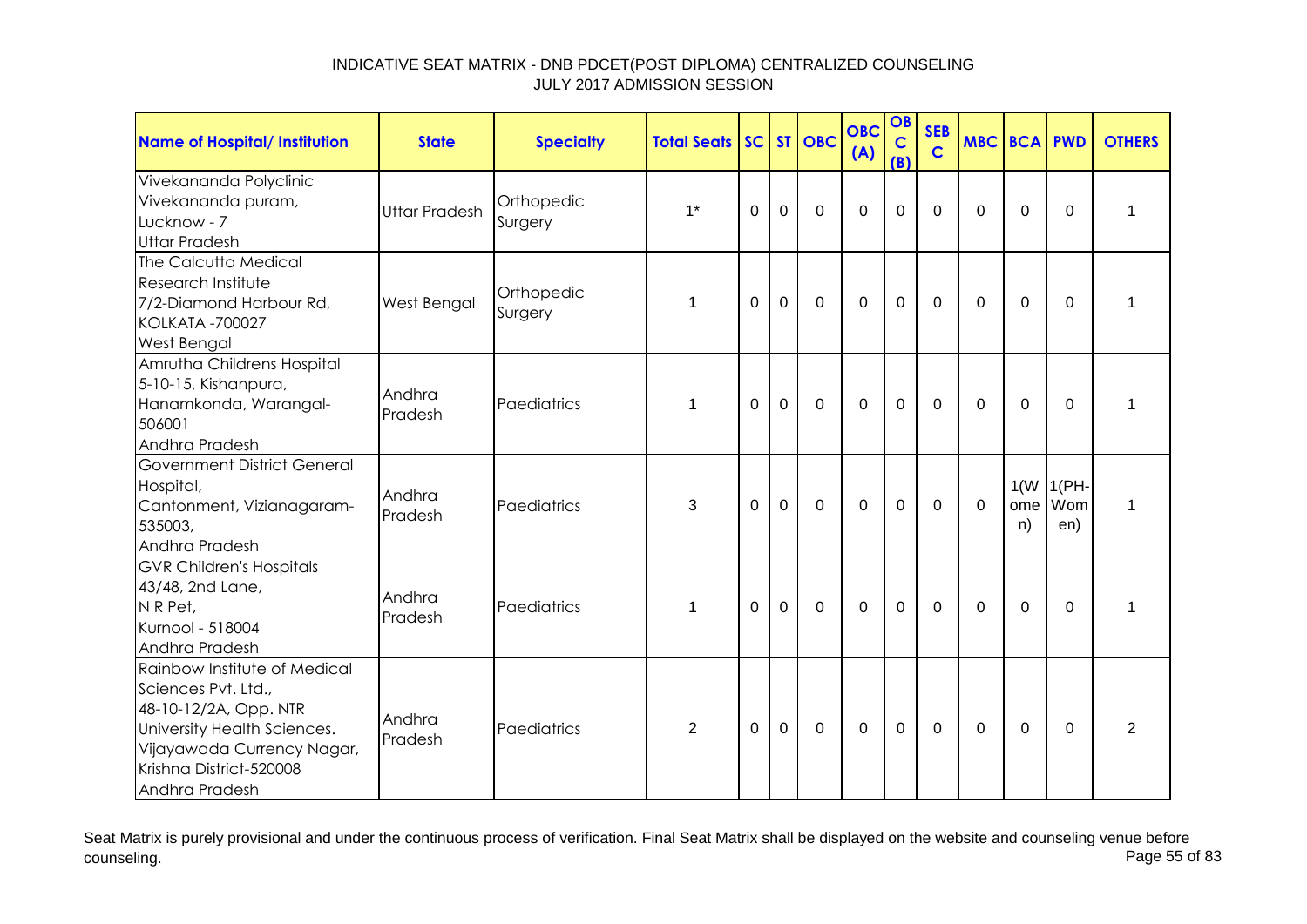# INDICATIVE SEAT MATRIX - DNB PDCET(POST DIPLOMA) CENTRALIZED COUNSELING
## JULY 2017 ADMISSION SESSION

| Name of Hospital/ Institution | State | Specialty | Total Seats | SC | ST | OBC | OBC (A) | OBC (B) | SEBC | MBC | BCA | PWD | OTHERS |
|---|---|---|---|---|---|---|---|---|---|---|---|---|---|
| Vivekananda Polyclinic Vivekananda puram, Lucknow - 7 Uttar Pradesh | Uttar Pradesh | Orthopedic Surgery | 1* | 0 | 0 | 0 | 0 | 0 | 0 | 0 | 0 | 0 | 1 |
| The Calcutta Medical Research Institute 7/2-Diamond Harbour Rd, KOLKATA -700027 West Bengal | West Bengal | Orthopedic Surgery | 1 | 0 | 0 | 0 | 0 | 0 | 0 | 0 | 0 | 0 | 1 |
| Amrutha Childrens Hospital 5-10-15, Kishanpura, Hanamkonda, Warangal-506001 Andhra Pradesh | Andhra Pradesh | Paediatrics | 1 | 0 | 0 | 0 | 0 | 0 | 0 | 0 | 0 | 0 | 1 |
| Government District General Hospital, Cantonment, Vizianagaram-535003, Andhra Pradesh | Andhra Pradesh | Paediatrics | 3 | 0 | 0 | 0 | 0 | 0 | 0 | 0 | 1(Women) | 1(PH-Women) | 1 |
| GVR Children's Hospitals 43/48, 2nd Lane, N R Pet, Kurnool - 518004 Andhra Pradesh | Andhra Pradesh | Paediatrics | 1 | 0 | 0 | 0 | 0 | 0 | 0 | 0 | 0 | 0 | 1 |
| Rainbow Institute of Medical Sciences Pvt. Ltd., 48-10-12/2A, Opp. NTR University Health Sciences. Vijayawada Currency Nagar, Krishna District-520008 Andhra Pradesh | Andhra Pradesh | Paediatrics | 2 | 0 | 0 | 0 | 0 | 0 | 0 | 0 | 0 | 0 | 2 |

Seat Matrix is purely provisional and under the continuous process of verification. Final Seat Matrix shall be displayed on the website and counseling venue before counseling.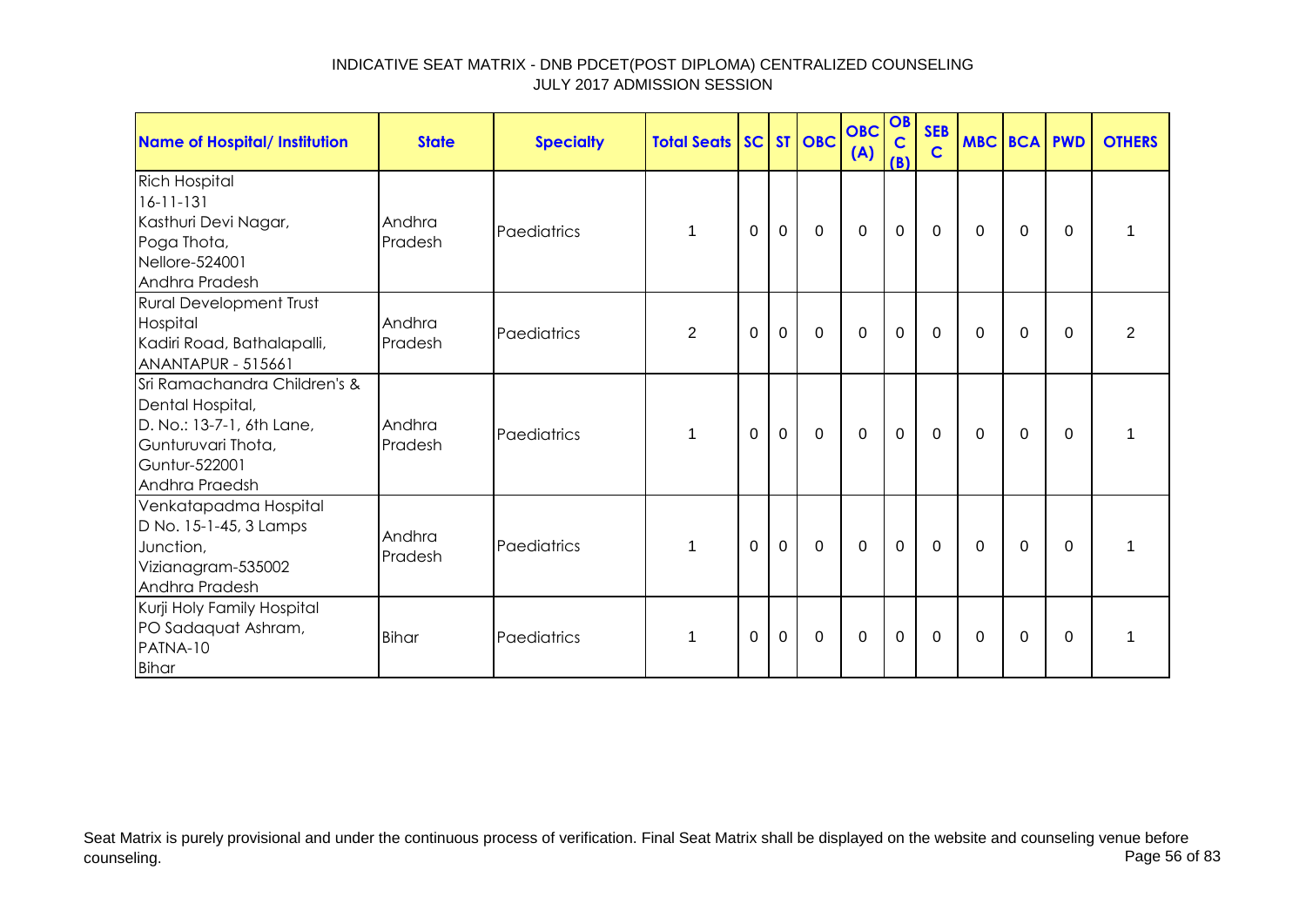INDICATIVE SEAT MATRIX - DNB PDCET(POST DIPLOMA) CENTRALIZED COUNSELING
JULY 2017 ADMISSION SESSION

| Name of Hospital/ Institution | State | Specialty | Total Seats | SC | ST | OBC | OBC (A) | OBC (B) | SEBC | MBC | BCA | PWD | OTHERS |
|---|---|---|---|---|---|---|---|---|---|---|---|---|---|
| Rich Hospital<br>16-11-131<br>Kasthuri Devi Nagar,<br>Poga Thota,<br>Nellore-524001<br>Andhra Pradesh | Andhra Pradesh | Paediatrics | 1 | 0 | 0 | 0 | 0 | 0 | 0 | 0 | 0 | 0 | 1 |
| Rural Development Trust Hospital<br>Kadiri Road, Bathalapalli,<br>ANANTAPUR - 515661 | Andhra Pradesh | Paediatrics | 2 | 0 | 0 | 0 | 0 | 0 | 0 | 0 | 0 | 0 | 2 |
| Sri Ramachandra Children's & Dental Hospital,<br>D. No.: 13-7-1, 6th Lane,<br>Gunturuvari Thota,<br>Guntur-522001<br>Andhra Praedsh | Andhra Pradesh | Paediatrics | 1 | 0 | 0 | 0 | 0 | 0 | 0 | 0 | 0 | 0 | 1 |
| Venkatapadma Hospital<br>D No. 15-1-45, 3 Lamps Junction,<br>Vizianagram-535002<br>Andhra Pradesh | Andhra Pradesh | Paediatrics | 1 | 0 | 0 | 0 | 0 | 0 | 0 | 0 | 0 | 0 | 1 |
| Kurji Holy Family Hospital<br>PO Sadaquat Ashram,<br>PATNA-10<br>Bihar | Bihar | Paediatrics | 1 | 0 | 0 | 0 | 0 | 0 | 0 | 0 | 0 | 0 | 1 |

Seat Matrix is purely provisional and under the continuous process of verification. Final Seat Matrix shall be displayed on the website and counseling venue before counseling.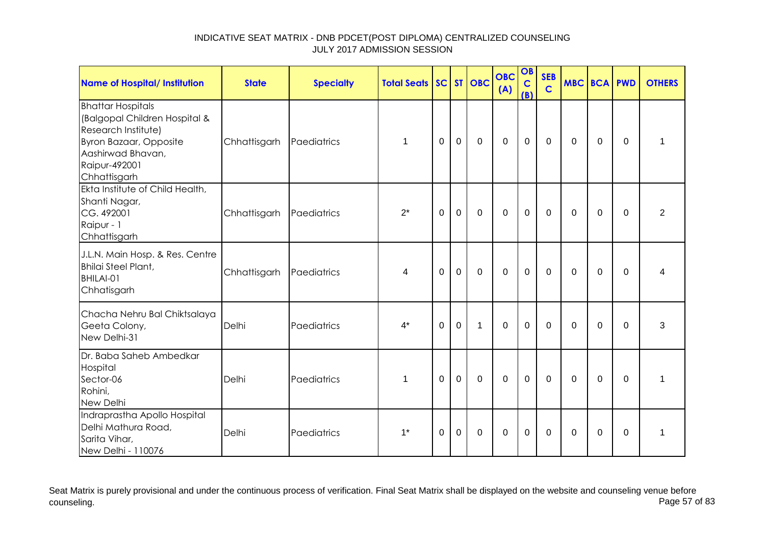INDICATIVE SEAT MATRIX - DNB PDCET(POST DIPLOMA) CENTRALIZED COUNSELING
JULY 2017 ADMISSION SESSION

| Name of Hospital/ Institution | State | Specialty | Total Seats | SC | ST | OBC | OBC (A) | OBC (B) | SEBC | MBC | BCA | PWD | OTHERS |
|---|---|---|---|---|---|---|---|---|---|---|---|---|---|
| Bhattar Hospitals (Balgopal Children Hospital & Research Institute) Byron Bazaar, Opposite Aashirwad Bhavan, Raipur-492001 Chhattisgarh | Chhattisgarh | Paediatrics | 1 | 0 | 0 | 0 | 0 | 0 | 0 | 0 | 0 | 0 | 1 |
| Ekta Institute of Child Health, Shanti Nagar, CG. 492001 Raipur - 1 Chhattisgarh | Chhattisgarh | Paediatrics | 2* | 0 | 0 | 0 | 0 | 0 | 0 | 0 | 0 | 0 | 2 |
| J.L.N. Main Hosp. & Res. Centre Bhilai Steel Plant, BHILAI-01 Chhatisgarh | Chhattisgarh | Paediatrics | 4 | 0 | 0 | 0 | 0 | 0 | 0 | 0 | 0 | 0 | 4 |
| Chacha Nehru Bal Chiktsalaya Geeta Colony, New Delhi-31 | Delhi | Paediatrics | 4* | 0 | 0 | 1 | 0 | 0 | 0 | 0 | 0 | 0 | 3 |
| Dr. Baba Saheb Ambedkar Hospital Sector-06 Rohini, New Delhi | Delhi | Paediatrics | 1 | 0 | 0 | 0 | 0 | 0 | 0 | 0 | 0 | 0 | 1 |
| Indraprastha Apollo Hospital Delhi Mathura Road, Sarita Vihar, New Delhi - 110076 | Delhi | Paediatrics | 1* | 0 | 0 | 0 | 0 | 0 | 0 | 0 | 0 | 0 | 1 |

Seat Matrix is purely provisional and under the continuous process of verification. Final Seat Matrix shall be displayed on the website and counseling venue before counseling.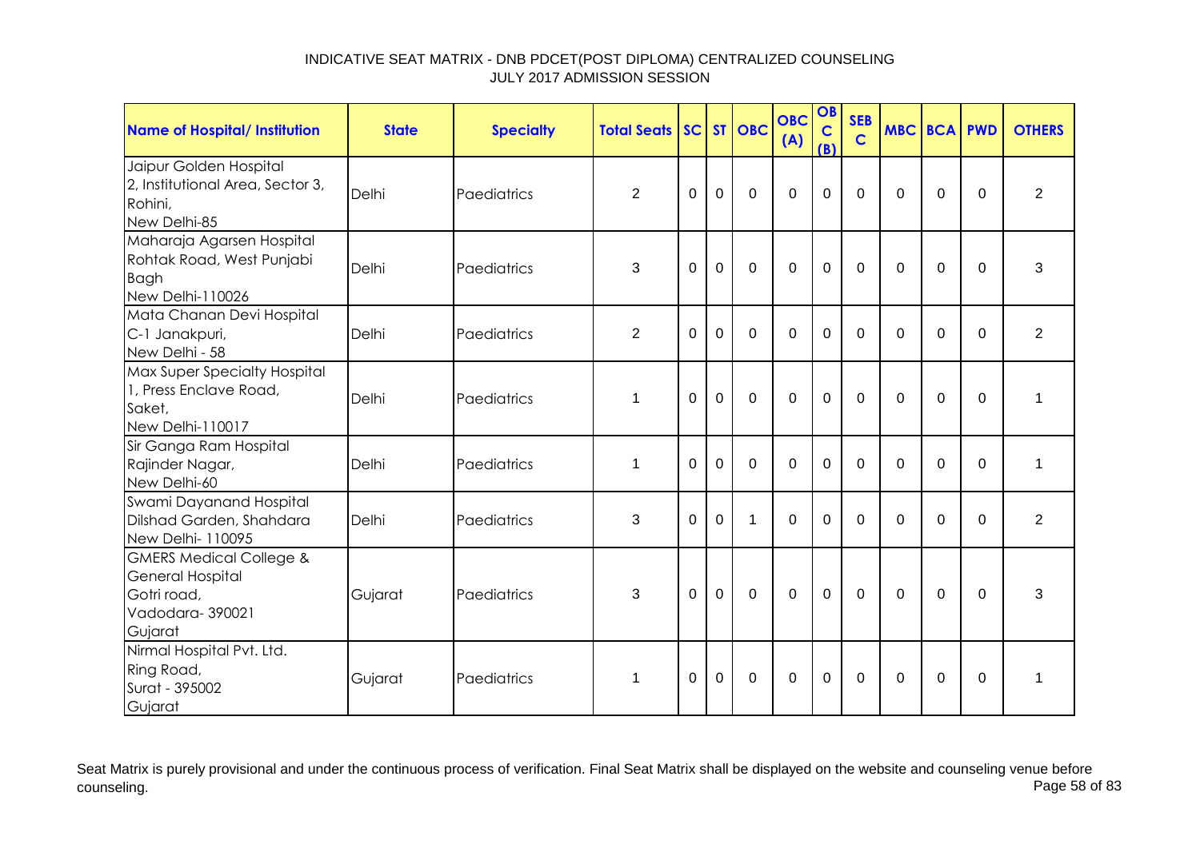# INDICATIVE SEAT MATRIX - DNB PDCET(POST DIPLOMA) CENTRALIZED COUNSELING
## JULY 2017 ADMISSION SESSION

| Name of Hospital/ Institution | State | Specialty | Total Seats | SC | ST | OBC | OBC (A) | OBC (B) | SEBC | MBC | BCA | PWD | OTHERS |
|---|---|---|---|---|---|---|---|---|---|---|---|---|---|
| Jaipur Golden Hospital 2, Institutional Area, Sector 3, Rohini, New Delhi-85 | Delhi | Paediatrics | 2 | 0 | 0 | 0 | 0 | 0 | 0 | 0 | 0 | 0 | 2 |
| Maharaja Agarsen Hospital Rohtak Road, West Punjabi Bagh New Delhi-110026 | Delhi | Paediatrics | 3 | 0 | 0 | 0 | 0 | 0 | 0 | 0 | 0 | 0 | 3 |
| Mata Chanan Devi Hospital C-1 Janakpuri, New Delhi - 58 | Delhi | Paediatrics | 2 | 0 | 0 | 0 | 0 | 0 | 0 | 0 | 0 | 0 | 2 |
| Max Super Specialty Hospital 1, Press Enclave Road, Saket, New Delhi-110017 | Delhi | Paediatrics | 1 | 0 | 0 | 0 | 0 | 0 | 0 | 0 | 0 | 0 | 1 |
| Sir Ganga Ram Hospital Rajinder Nagar, New Delhi-60 | Delhi | Paediatrics | 1 | 0 | 0 | 0 | 0 | 0 | 0 | 0 | 0 | 0 | 1 |
| Swami Dayanand Hospital Dilshad Garden, Shahdara New Delhi- 110095 | Delhi | Paediatrics | 3 | 0 | 0 | 1 | 0 | 0 | 0 | 0 | 0 | 0 | 2 |
| GMERS Medical College & General Hospital Gotri road, Vadodara- 390021 Gujarat | Gujarat | Paediatrics | 3 | 0 | 0 | 0 | 0 | 0 | 0 | 0 | 0 | 0 | 3 |
| Nirmal Hospital Pvt. Ltd. Ring Road, Surat - 395002 Gujarat | Gujarat | Paediatrics | 1 | 0 | 0 | 0 | 0 | 0 | 0 | 0 | 0 | 0 | 1 |

Seat Matrix is purely provisional and under the continuous process of verification. Final Seat Matrix shall be displayed on the website and counseling venue before counseling.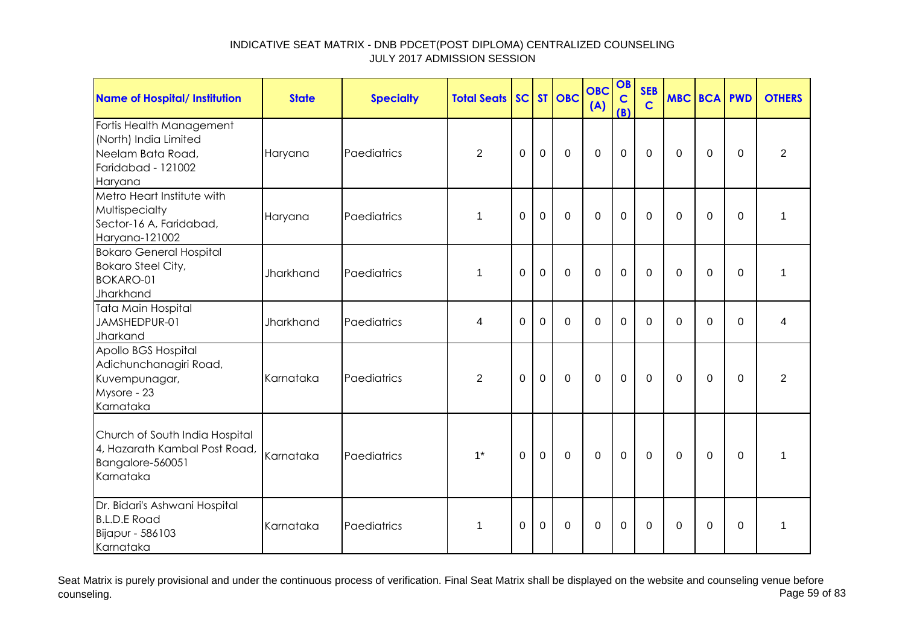# INDICATIVE SEAT MATRIX - DNB PDCET(POST DIPLOMA) CENTRALIZED COUNSELING
## JULY 2017 ADMISSION SESSION

| Name of Hospital/ Institution | State | Specialty | Total Seats | SC | ST | OBC | OBC (A) | OBC (B) | SEBC | MBC | BCA | PWD | OTHERS |
|---|---|---|---|---|---|---|---|---|---|---|---|---|---|
| Fortis Health Management (North) India Limited Neelam Bata Road, Faridabad - 121002 Haryana | Haryana | Paediatrics | 2 | 0 | 0 | 0 | 0 | 0 | 0 | 0 | 0 | 0 | 2 |
| Metro Heart Institute with Multispecialty Sector-16 A, Faridabad, Haryana-121002 | Haryana | Paediatrics | 1 | 0 | 0 | 0 | 0 | 0 | 0 | 0 | 0 | 0 | 1 |
| Bokaro General Hospital Bokaro Steel City, BOKARO-01 Jharkhand | Jharkhand | Paediatrics | 1 | 0 | 0 | 0 | 0 | 0 | 0 | 0 | 0 | 0 | 1 |
| Tata Main Hospital JAMSHEDPUR-01 Jharkand | Jharkhand | Paediatrics | 4 | 0 | 0 | 0 | 0 | 0 | 0 | 0 | 0 | 0 | 4 |
| Apollo BGS Hospital Adichunchanagiri Road, Kuvempunagar, Mysore - 23 Karnataka | Karnataka | Paediatrics | 2 | 0 | 0 | 0 | 0 | 0 | 0 | 0 | 0 | 0 | 2 |
| Church of South India Hospital 4, Hazarath Kambal Post Road, Bangalore-560051 Karnataka | Karnataka | Paediatrics | 1* | 0 | 0 | 0 | 0 | 0 | 0 | 0 | 0 | 0 | 1 |
| Dr. Bidari's Ashwani Hospital B.L.D.E Road Bijapur - 586103 Karnataka | Karnataka | Paediatrics | 1 | 0 | 0 | 0 | 0 | 0 | 0 | 0 | 0 | 0 | 1 |

Seat Matrix is purely provisional and under the continuous process of verification. Final Seat Matrix shall be displayed on the website and counseling venue before counseling.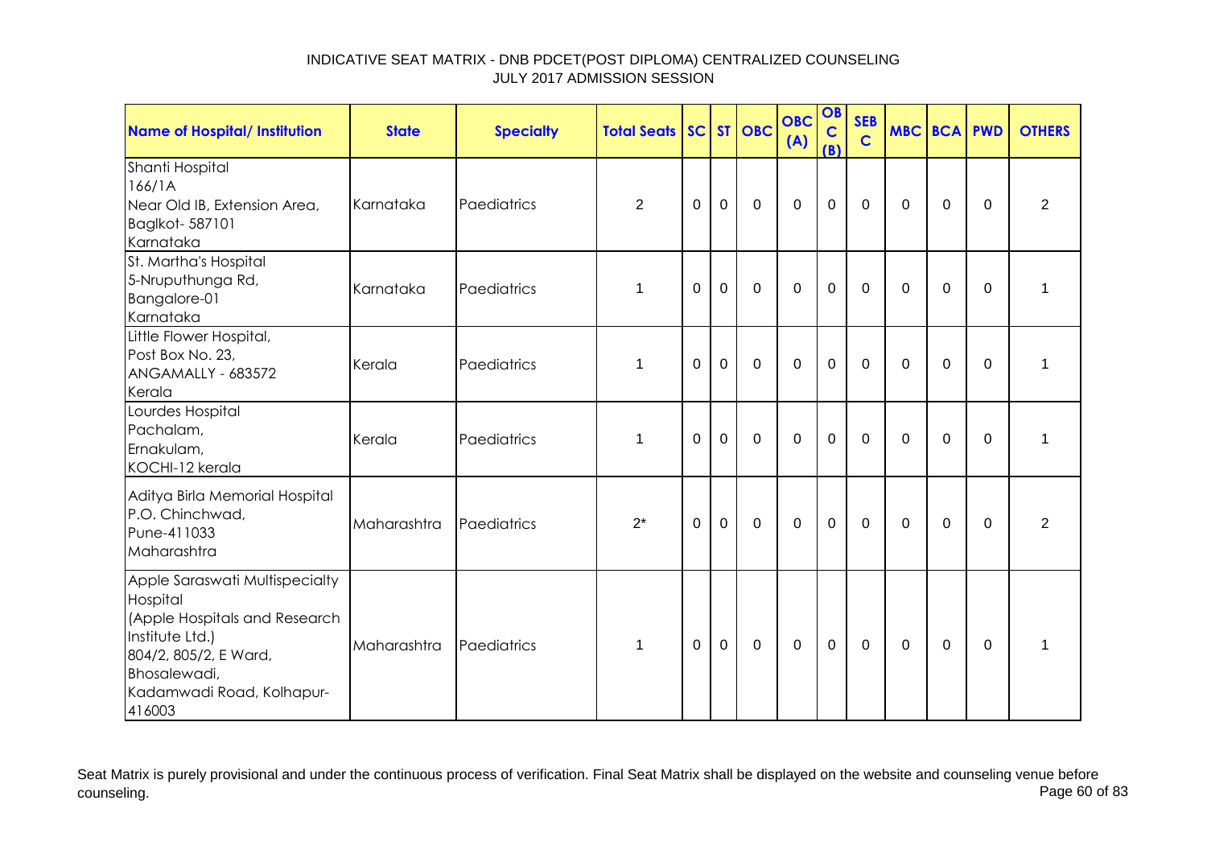INDICATIVE SEAT MATRIX - DNB PDCET(POST DIPLOMA) CENTRALIZED COUNSELING
JULY 2017 ADMISSION SESSION

| Name of Hospital/ Institution | State | Specialty | Total Seats | SC | ST | OBC | OBC (A) | OBC (B) | SEBC | MBC | BCA | PWD | OTHERS |
|---|---|---|---|---|---|---|---|---|---|---|---|---|---|
| Shanti Hospital 166/1A Near Old IB, Extension Area, Baglkot- 587101 Karnataka | Karnataka | Paediatrics | 2 | 0 | 0 | 0 | 0 | 0 | 0 | 0 | 0 | 0 | 2 |
| St. Martha's Hospital 5-Nruputhunga Rd, Bangalore-01 Karnataka | Karnataka | Paediatrics | 1 | 0 | 0 | 0 | 0 | 0 | 0 | 0 | 0 | 0 | 1 |
| Little Flower Hospital, Post Box No. 23, ANGAMALLY - 683572 Kerala | Kerala | Paediatrics | 1 | 0 | 0 | 0 | 0 | 0 | 0 | 0 | 0 | 0 | 1 |
| Lourdes Hospital Pachalam, Ernakulam, KOCHI-12 kerala | Kerala | Paediatrics | 1 | 0 | 0 | 0 | 0 | 0 | 0 | 0 | 0 | 0 | 1 |
| Aditya Birla Memorial Hospital P.O. Chinchwad, Pune-411033 Maharashtra | Maharashtra | Paediatrics | 2* | 0 | 0 | 0 | 0 | 0 | 0 | 0 | 0 | 0 | 2 |
| Apple Saraswati Multispecialty Hospital (Apple Hospitals and Research Institute Ltd.) 804/2, 805/2, E Ward, Bhosalewadi, Kadamwadi Road, Kolhapur-416003 | Maharashtra | Paediatrics | 1 | 0 | 0 | 0 | 0 | 0 | 0 | 0 | 0 | 0 | 1 |

Seat Matrix is purely provisional and under the continuous process of verification. Final Seat Matrix shall be displayed on the website and counseling venue before counseling.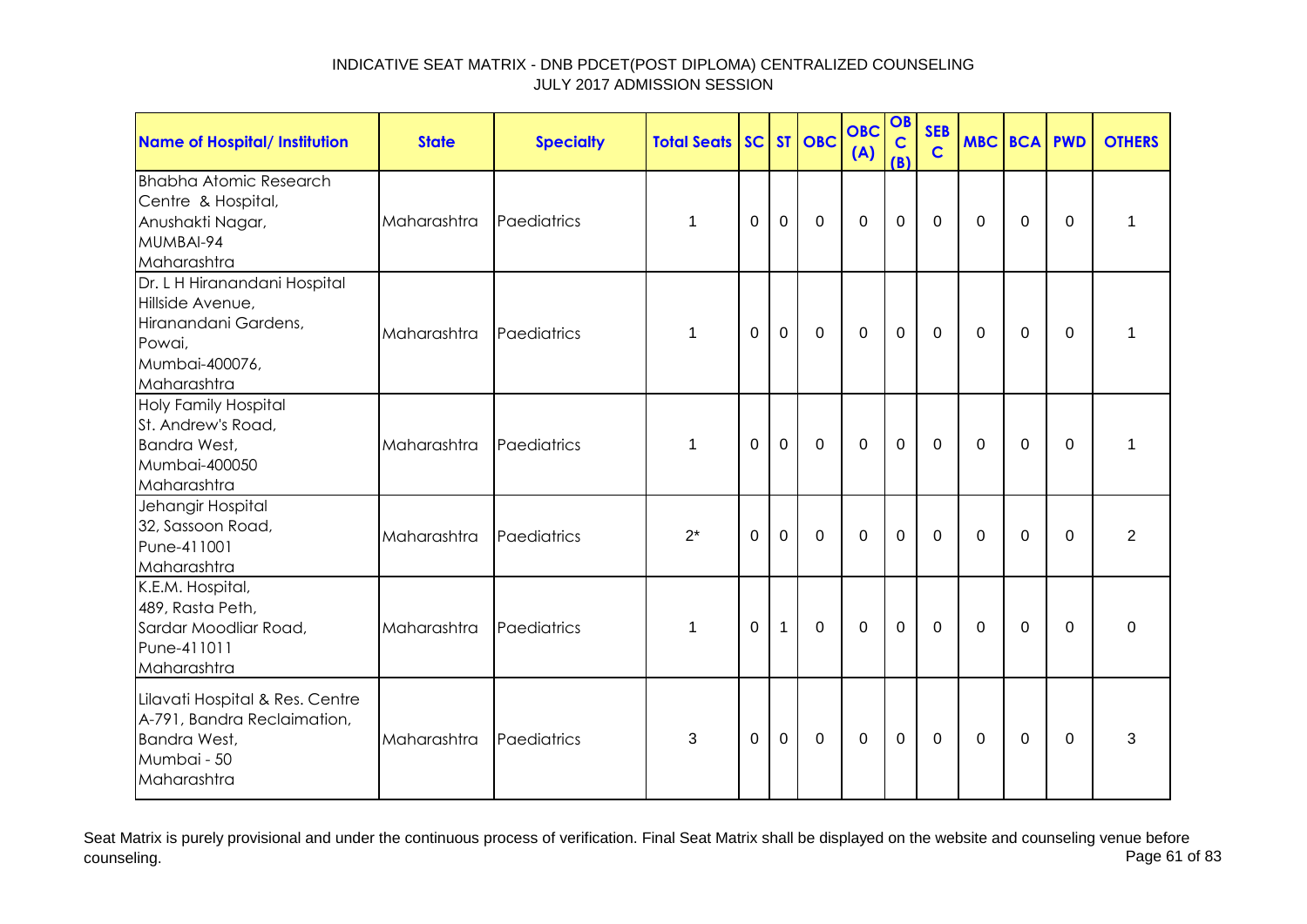INDICATIVE SEAT MATRIX - DNB PDCET(POST DIPLOMA) CENTRALIZED COUNSELING
JULY 2017 ADMISSION SESSION

| Name of Hospital/ Institution | State | Specialty | Total Seats | SC | ST | OBC | OBC (A) | OBC (B) | SEB C | MBC | BCA | PWD | OTHERS |
|---|---|---|---|---|---|---|---|---|---|---|---|---|---|
| Bhabha Atomic Research Centre & Hospital, Anushakti Nagar, MUMBAI-94 Maharashtra | Maharashtra | Paediatrics | 1 | 0 | 0 | 0 | 0 | 0 | 0 | 0 | 0 | 0 | 1 |
| Dr. L H Hiranandani Hospital Hillside Avenue, Hiranandani Gardens, Powai, Mumbai-400076, Maharashtra | Maharashtra | Paediatrics | 1 | 0 | 0 | 0 | 0 | 0 | 0 | 0 | 0 | 0 | 1 |
| Holy Family Hospital St. Andrew's Road, Bandra West, Mumbai-400050 Maharashtra | Maharashtra | Paediatrics | 1 | 0 | 0 | 0 | 0 | 0 | 0 | 0 | 0 | 0 | 1 |
| Jehangir Hospital 32, Sassoon Road, Pune-411001 Maharashtra | Maharashtra | Paediatrics | 2* | 0 | 0 | 0 | 0 | 0 | 0 | 0 | 0 | 0 | 2 |
| K.E.M. Hospital, 489, Rasta Peth, Sardar Moodliar Road, Pune-411011 Maharashtra | Maharashtra | Paediatrics | 1 | 0 | 1 | 0 | 0 | 0 | 0 | 0 | 0 | 0 | 0 |
| Lilavati Hospital & Res. Centre A-791, Bandra Reclaimation, Bandra West, Mumbai - 50 Maharashtra | Maharashtra | Paediatrics | 3 | 0 | 0 | 0 | 0 | 0 | 0 | 0 | 0 | 0 | 3 |

Seat Matrix is purely provisional and under the continuous process of verification. Final Seat Matrix shall be displayed on the website and counseling venue before counseling.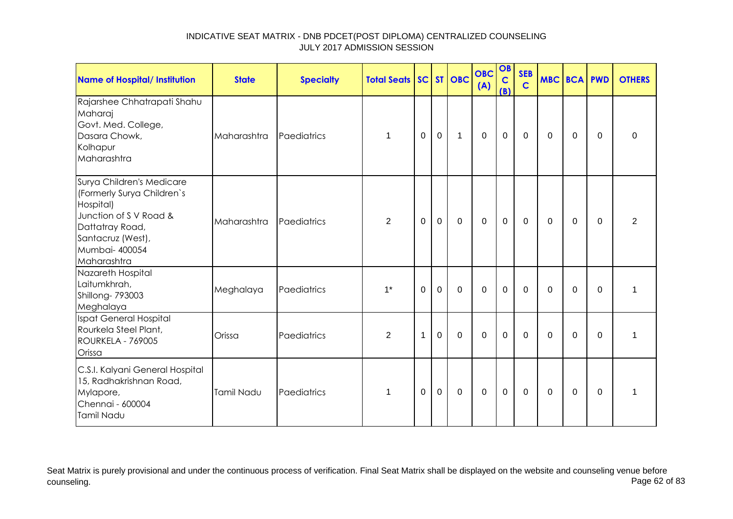INDICATIVE SEAT MATRIX - DNB PDCET(POST DIPLOMA) CENTRALIZED COUNSELING
JULY 2017 ADMISSION SESSION

| Name of Hospital/ Institution | State | Specialty | Total Seats | SC | ST | OBC | OBC (A) | OBC (B) | SEBC | MBC | BCA | PWD | OTHERS |
|---|---|---|---|---|---|---|---|---|---|---|---|---|---|
| Rajarshee Chhatrapati Shahu Maharaj Govt. Med. College, Dasara Chowk, Kolhapur Maharashtra | Maharashtra | Paediatrics | 1 | 0 | 0 | 1 | 0 | 0 | 0 | 0 | 0 | 0 | 0 |
| Surya Children's Medicare (Formerly Surya Children`s Hospital) Junction of S V Road & Dattatray Road, Santacruz (West), Mumbai- 400054 Maharashtra | Maharashtra | Paediatrics | 2 | 0 | 0 | 0 | 0 | 0 | 0 | 0 | 0 | 0 | 2 |
| Nazareth Hospital Laitumkhrah, Shillong- 793003 Meghalaya | Meghalaya | Paediatrics | 1* | 0 | 0 | 0 | 0 | 0 | 0 | 0 | 0 | 0 | 1 |
| Ispat General Hospital Rourkela Steel Plant, ROURKELA - 769005 Orissa | Orissa | Paediatrics | 2 | 1 | 0 | 0 | 0 | 0 | 0 | 0 | 0 | 0 | 1 |
| C.S.I. Kalyani General Hospital 15, Radhakrishnan Road, Mylapore, Chennai - 600004 Tamil Nadu | Tamil Nadu | Paediatrics | 1 | 0 | 0 | 0 | 0 | 0 | 0 | 0 | 0 | 0 | 1 |

Seat Matrix is purely provisional and under the continuous process of verification. Final Seat Matrix shall be displayed on the website and counseling venue before counseling.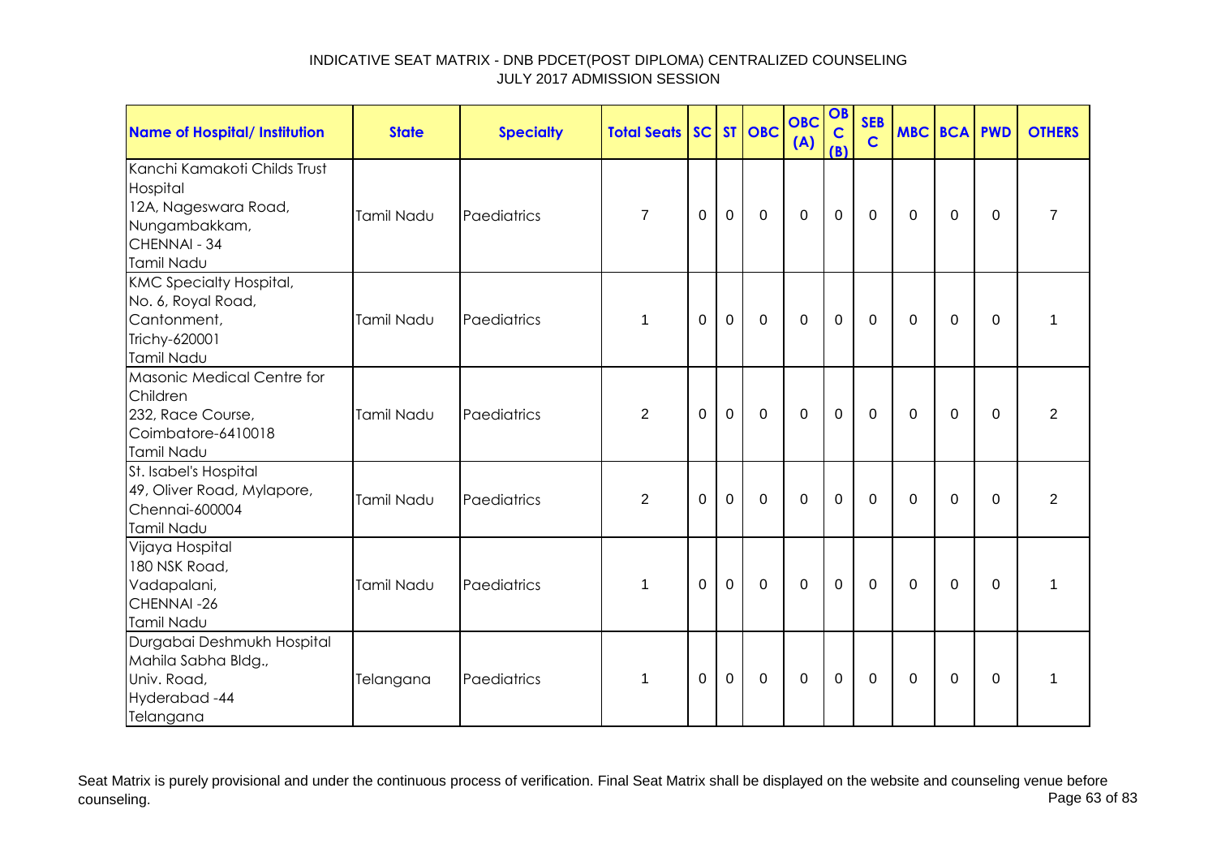# INDICATIVE SEAT MATRIX - DNB PDCET(POST DIPLOMA) CENTRALIZED COUNSELING
## JULY 2017 ADMISSION SESSION

| Name of Hospital/ Institution | State | Specialty | Total Seats | SC | ST | OBC | OBC (A) | OBC (B) | SEBC | MBC | BCA | PWD | OTHERS |
|---|---|---|---|---|---|---|---|---|---|---|---|---|---|
| Kanchi Kamakoti Childs Trust Hospital<br>12A, Nageswara Road,<br>Nungambakkam,<br>CHENNAI - 34<br>Tamil Nadu | Tamil Nadu | Paediatrics | 7 | 0 | 0 | 0 | 0 | 0 | 0 | 0 | 0 | 0 | 7 |
| KMC Specialty Hospital,<br>No. 6, Royal Road,<br>Cantonment,<br>Trichy-620001<br>Tamil Nadu | Tamil Nadu | Paediatrics | 1 | 0 | 0 | 0 | 0 | 0 | 0 | 0 | 0 | 0 | 1 |
| Masonic Medical Centre for Children<br>232, Race Course,<br>Coimbatore-6410018<br>Tamil Nadu | Tamil Nadu | Paediatrics | 2 | 0 | 0 | 0 | 0 | 0 | 0 | 0 | 0 | 0 | 2 |
| St. Isabel's Hospital<br>49, Oliver Road, Mylapore,<br>Chennai-600004<br>Tamil Nadu | Tamil Nadu | Paediatrics | 2 | 0 | 0 | 0 | 0 | 0 | 0 | 0 | 0 | 0 | 2 |
| Vijaya Hospital<br>180 NSK Road,<br>Vadapalani,<br>CHENNAI -26<br>Tamil Nadu | Tamil Nadu | Paediatrics | 1 | 0 | 0 | 0 | 0 | 0 | 0 | 0 | 0 | 0 | 1 |
| Durgabai Deshmukh Hospital<br>Mahila Sabha Bldg.,<br>Univ. Road,<br>Hyderabad -44<br>Telangana | Telangana | Paediatrics | 1 | 0 | 0 | 0 | 0 | 0 | 0 | 0 | 0 | 0 | 1 |

Seat Matrix is purely provisional and under the continuous process of verification. Final Seat Matrix shall be displayed on the website and counseling venue before counseling.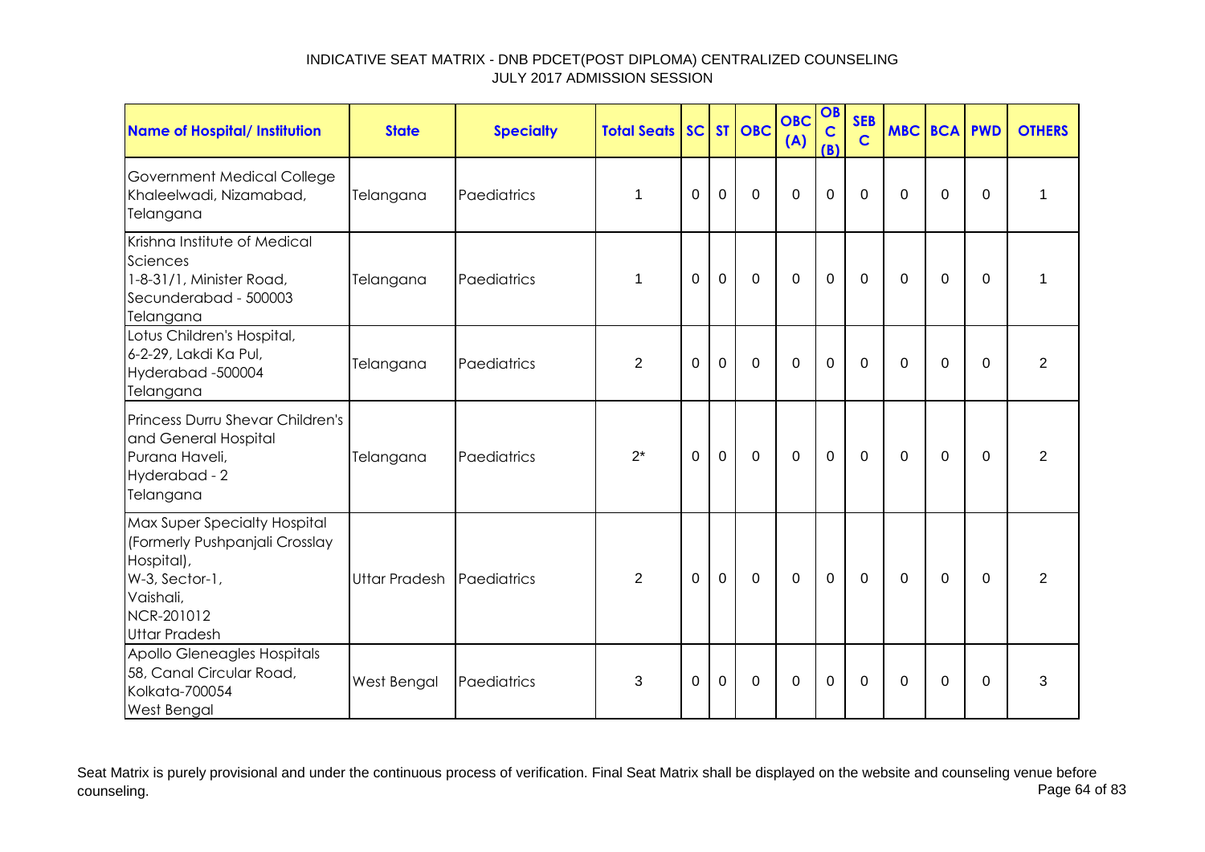INDICATIVE SEAT MATRIX - DNB PDCET(POST DIPLOMA) CENTRALIZED COUNSELING
JULY 2017 ADMISSION SESSION

| Name of Hospital/ Institution | State | Specialty | Total Seats | SC | ST | OBC | OBC (A) | OBC (B) | SEB C | MBC | BCA | PWD | OTHERS |
|---|---|---|---|---|---|---|---|---|---|---|---|---|---|
| Government Medical College Khaleelwadi, Nizamabad, Telangana | Telangana | Paediatrics | 1 | 0 | 0 | 0 | 0 | 0 | 0 | 0 | 0 | 0 | 1 |
| Krishna Institute of Medical Sciences 1-8-31/1, Minister Road, Secunderabad - 500003 Telangana | Telangana | Paediatrics | 1 | 0 | 0 | 0 | 0 | 0 | 0 | 0 | 0 | 0 | 1 |
| Lotus Children's Hospital, 6-2-29, Lakdi Ka Pul, Hyderabad -500004 Telangana | Telangana | Paediatrics | 2 | 0 | 0 | 0 | 0 | 0 | 0 | 0 | 0 | 0 | 2 |
| Princess Durru Shevar Children's and General Hospital Purana Haveli, Hyderabad - 2 Telangana | Telangana | Paediatrics | 2* | 0 | 0 | 0 | 0 | 0 | 0 | 0 | 0 | 0 | 2 |
| Max Super Specialty Hospital (Formerly Pushpanjali Crosslay Hospital), W-3, Sector-1, Vaishali, NCR-201012 Uttar Pradesh | Uttar Pradesh | Paediatrics | 2 | 0 | 0 | 0 | 0 | 0 | 0 | 0 | 0 | 0 | 2 |
| Apollo Gleneagles Hospitals 58, Canal Circular Road, Kolkata-700054 West Bengal | West Bengal | Paediatrics | 3 | 0 | 0 | 0 | 0 | 0 | 0 | 0 | 0 | 0 | 3 |

Seat Matrix is purely provisional and under the continuous process of verification. Final Seat Matrix shall be displayed on the website and counseling venue before counseling.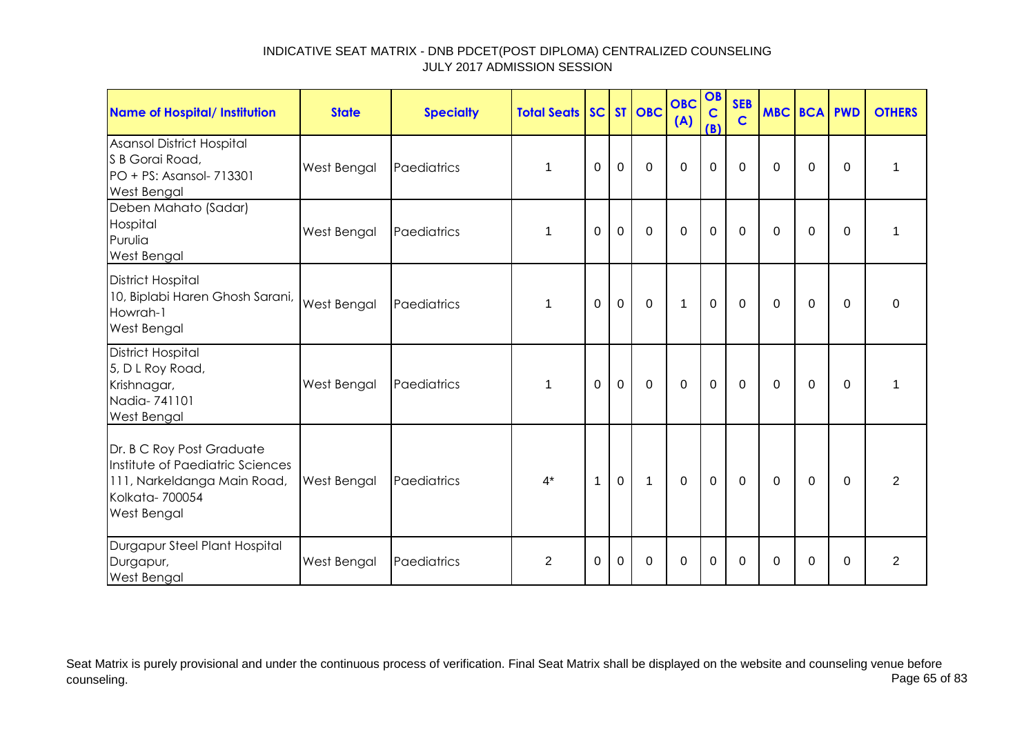INDICATIVE SEAT MATRIX - DNB PDCET(POST DIPLOMA) CENTRALIZED COUNSELING
JULY 2017 ADMISSION SESSION

| Name of Hospital/ Institution | State | Specialty | Total Seats | SC | ST | OBC | OBC (A) | OBC (B) | SEBC | MBC | BCA | PWD | OTHERS |
|---|---|---|---|---|---|---|---|---|---|---|---|---|---|
| Asansol District Hospital S B Gorai Road, PO + PS: Asansol- 713301 West Bengal | West Bengal | Paediatrics | 1 | 0 | 0 | 0 | 0 | 0 | 0 | 0 | 0 | 0 | 1 |
| Deben Mahato (Sadar) Hospital Purulia West Bengal | West Bengal | Paediatrics | 1 | 0 | 0 | 0 | 0 | 0 | 0 | 0 | 0 | 0 | 1 |
| District Hospital 10, Biplabi Haren Ghosh Sarani, Howrah-1 West Bengal | West Bengal | Paediatrics | 1 | 0 | 0 | 0 | 1 | 0 | 0 | 0 | 0 | 0 | 0 |
| District Hospital 5, D L Roy Road, Krishnagar, Nadia- 741101 West Bengal | West Bengal | Paediatrics | 1 | 0 | 0 | 0 | 0 | 0 | 0 | 0 | 0 | 0 | 1 |
| Dr. B C Roy Post Graduate Institute of Paediatric Sciences 111, Narkeldanga Main Road, Kolkata- 700054 West Bengal | West Bengal | Paediatrics | 4* | 1 | 0 | 1 | 0 | 0 | 0 | 0 | 0 | 0 | 2 |
| Durgapur Steel Plant Hospital Durgapur, West Bengal | West Bengal | Paediatrics | 2 | 0 | 0 | 0 | 0 | 0 | 0 | 0 | 0 | 0 | 2 |

Seat Matrix is purely provisional and under the continuous process of verification. Final Seat Matrix shall be displayed on the website and counseling venue before counseling.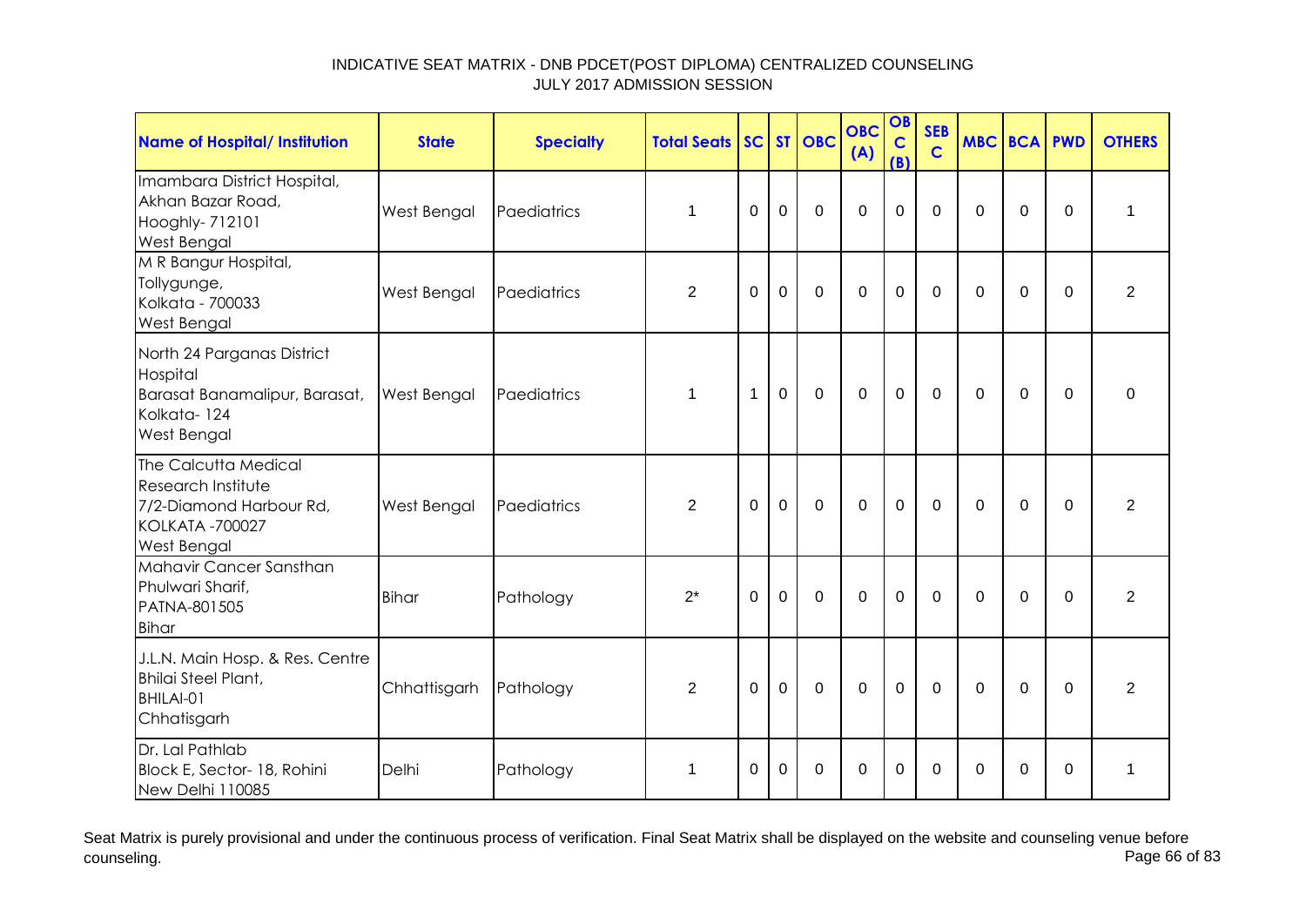# INDICATIVE SEAT MATRIX - DNB PDCET(POST DIPLOMA) CENTRALIZED COUNSELING
## JULY 2017 ADMISSION SESSION

| Name of Hospital/ Institution | State | Specialty | Total Seats | SC | ST | OBC | OBC (A) | OBC (B) | SEBC | MBC | BCA | PWD | OTHERS |
|---|---|---|---|---|---|---|---|---|---|---|---|---|---|
| Imambara District Hospital, Akhan Bazar Road, Hooghly- 712101 West Bengal | West Bengal | Paediatrics | 1 | 0 | 0 | 0 | 0 | 0 | 0 | 0 | 0 | 0 | 1 |
| M R Bangur Hospital, Tollygunge, Kolkata - 700033 West Bengal | West Bengal | Paediatrics | 2 | 0 | 0 | 0 | 0 | 0 | 0 | 0 | 0 | 0 | 2 |
| North 24 Parganas District Hospital Barasat Banamalipur, Barasat, Kolkata- 124 West Bengal | West Bengal | Paediatrics | 1 | 1 | 0 | 0 | 0 | 0 | 0 | 0 | 0 | 0 | 0 |
| The Calcutta Medical Research Institute 7/2-Diamond Harbour Rd, KOLKATA -700027 West Bengal | West Bengal | Paediatrics | 2 | 0 | 0 | 0 | 0 | 0 | 0 | 0 | 0 | 0 | 2 |
| Mahavir Cancer Sansthan Phulwari Sharif, PATNA-801505 Bihar | Bihar | Pathology | 2* | 0 | 0 | 0 | 0 | 0 | 0 | 0 | 0 | 0 | 2 |
| J.L.N. Main Hosp. & Res. Centre Bhilai Steel Plant, BHILAI-01 Chhatisgarh | Chhattisgarh | Pathology | 2 | 0 | 0 | 0 | 0 | 0 | 0 | 0 | 0 | 0 | 2 |
| Dr. Lal Pathlab Block E, Sector- 18, Rohini New Delhi 110085 | Delhi | Pathology | 1 | 0 | 0 | 0 | 0 | 0 | 0 | 0 | 0 | 0 | 1 |

Seat Matrix is purely provisional and under the continuous process of verification. Final Seat Matrix shall be displayed on the website and counseling venue before counseling.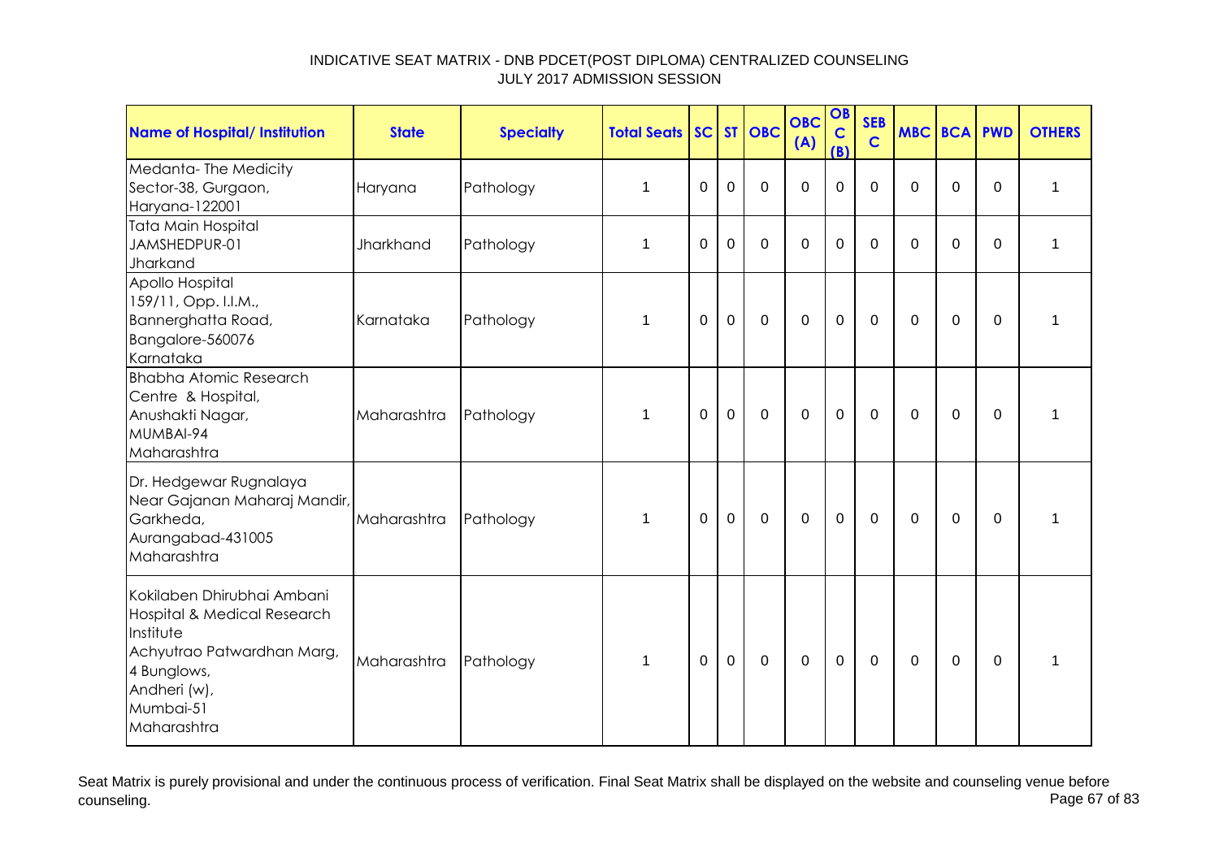INDICATIVE SEAT MATRIX - DNB PDCET(POST DIPLOMA) CENTRALIZED COUNSELING
JULY 2017 ADMISSION SESSION

| Name of Hospital/ Institution | State | Specialty | Total Seats | SC | ST | OBC | OBC (A) | OBC (B) | SEB C | MBC | BCA | PWD | OTHERS |
|---|---|---|---|---|---|---|---|---|---|---|---|---|---|
| Medanta- The Medicity Sector-38, Gurgaon, Haryana-122001 | Haryana | Pathology | 1 | 0 | 0 | 0 | 0 | 0 | 0 | 0 | 0 | 0 | 1 |
| Tata Main Hospital JAMSHEDPUR-01 Jharkand | Jharkhand | Pathology | 1 | 0 | 0 | 0 | 0 | 0 | 0 | 0 | 0 | 0 | 1 |
| Apollo Hospital 159/11, Opp. I.I.M., Bannerghatta Road, Bangalore-560076 Karnataka | Karnataka | Pathology | 1 | 0 | 0 | 0 | 0 | 0 | 0 | 0 | 0 | 0 | 1 |
| Bhabha Atomic Research Centre & Hospital, Anushakti Nagar, MUMBAI-94 Maharashtra | Maharashtra | Pathology | 1 | 0 | 0 | 0 | 0 | 0 | 0 | 0 | 0 | 0 | 1 |
| Dr. Hedgewar Rugnalaya Near Gajanan Maharaj Mandir, Garkheda, Aurangabad-431005 Maharashtra | Maharashtra | Pathology | 1 | 0 | 0 | 0 | 0 | 0 | 0 | 0 | 0 | 0 | 1 |
| Kokilaben Dhirubhai Ambani Hospital & Medical Research Institute Achyutrao Patwardhan Marg, 4 Bunglows, Andheri (w), Mumbai-51 Maharashtra | Maharashtra | Pathology | 1 | 0 | 0 | 0 | 0 | 0 | 0 | 0 | 0 | 0 | 1 |

Seat Matrix is purely provisional and under the continuous process of verification. Final Seat Matrix shall be displayed on the website and counseling venue before counseling.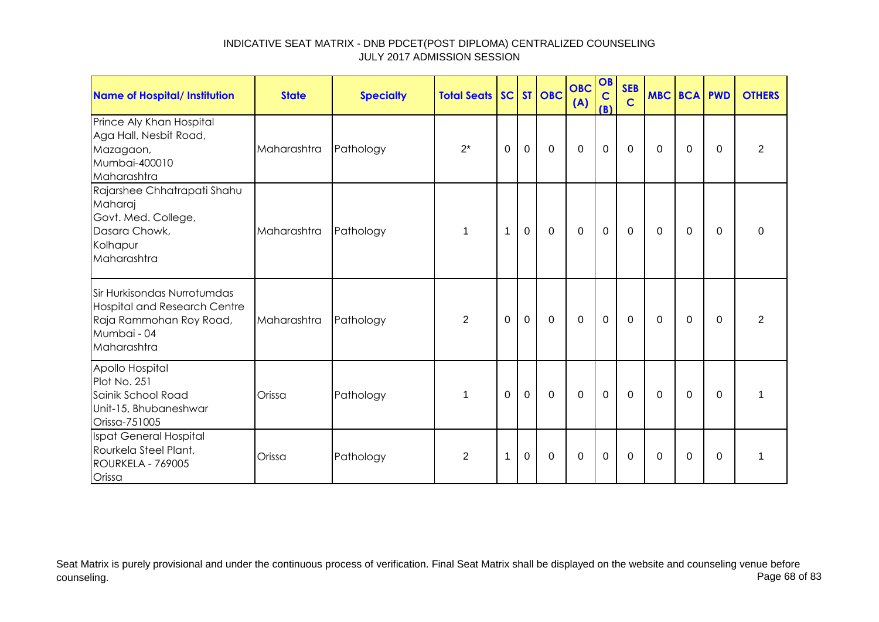# INDICATIVE SEAT MATRIX - DNB PDCET(POST DIPLOMA) CENTRALIZED COUNSELING
## JULY 2017 ADMISSION SESSION

| Name of Hospital/ Institution | State | Specialty | Total Seats | SC | ST | OBC | OBC (A) | OBC (B) | SEBC | MBC | BCA | PWD | OTHERS |
|---|---|---|---|---|---|---|---|---|---|---|---|---|---|
| Prince Aly Khan Hospital Aga Hall, Nesbit Road, Mazagaon, Mumbai-400010 Maharashtra | Maharashtra | Pathology | 2* | 0 | 0 | 0 | 0 | 0 | 0 | 0 | 0 | 0 | 2 |
| Rajarshee Chhatrapati Shahu Maharaj Govt. Med. College, Dasara Chowk, Kolhapur Maharashtra | Maharashtra | Pathology | 1 | 1 | 0 | 0 | 0 | 0 | 0 | 0 | 0 | 0 | 0 |
| Sir Hurkisondas Nurrotumdas Hospital and Research Centre Raja Rammohan Roy Road, Mumbai - 04 Maharashtra | Maharashtra | Pathology | 2 | 0 | 0 | 0 | 0 | 0 | 0 | 0 | 0 | 0 | 2 |
| Apollo Hospital Plot No. 251 Sainik School Road Unit-15, Bhubaneshwar Orissa-751005 | Orissa | Pathology | 1 | 0 | 0 | 0 | 0 | 0 | 0 | 0 | 0 | 0 | 1 |
| Ispat General Hospital Rourkela Steel Plant, ROURKELA - 769005 Orissa | Orissa | Pathology | 2 | 1 | 0 | 0 | 0 | 0 | 0 | 0 | 0 | 0 | 1 |

Seat Matrix is purely provisional and under the continuous process of verification. Final Seat Matrix shall be displayed on the website and counseling venue before counseling.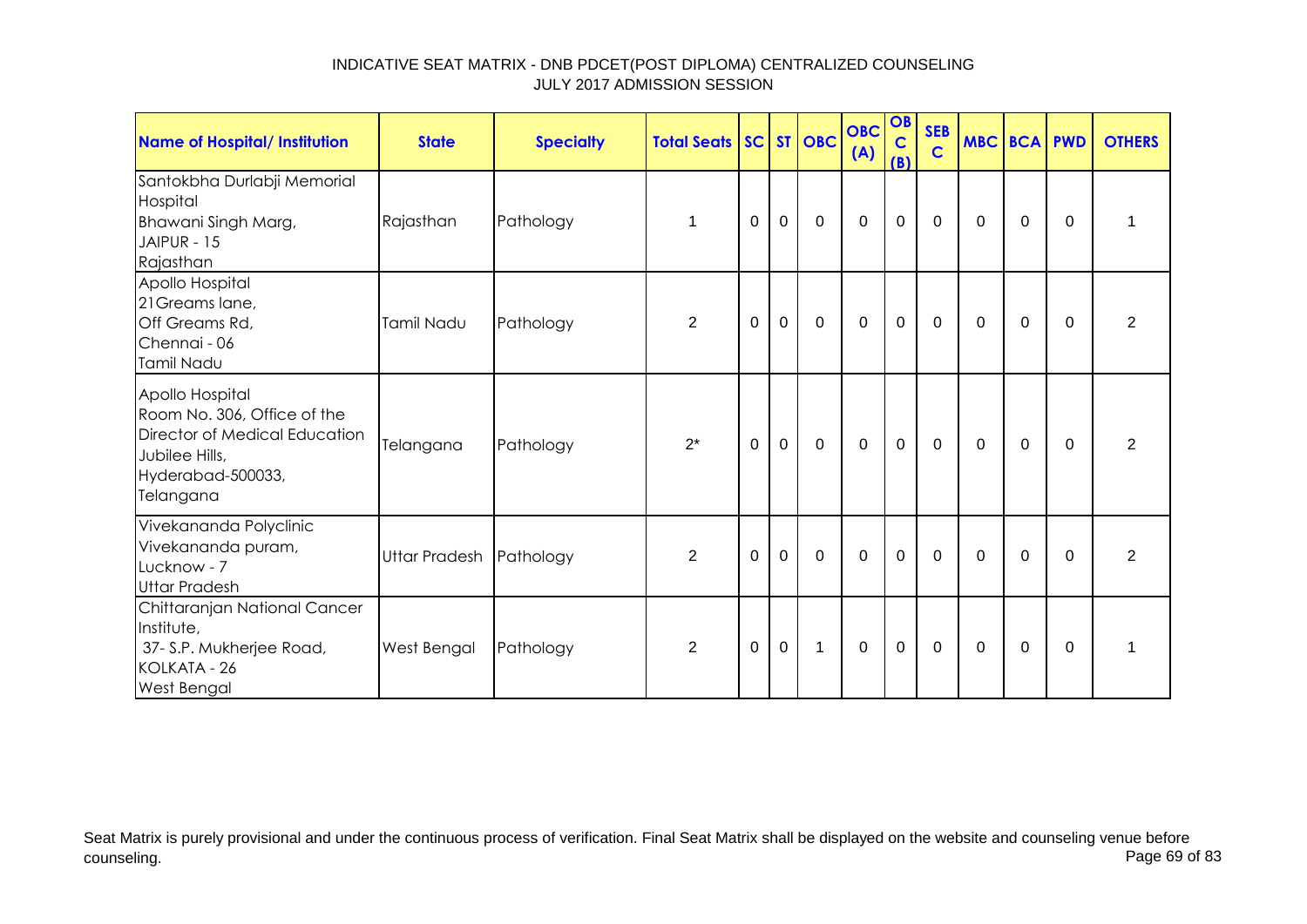INDICATIVE SEAT MATRIX - DNB PDCET(POST DIPLOMA) CENTRALIZED COUNSELING
JULY 2017 ADMISSION SESSION

| Name of Hospital/ Institution | State | Specialty | Total Seats | SC | ST | OBC | OBC (A) | OBC (B) | SEB C | MBC | BCA | PWD | OTHERS |
|---|---|---|---|---|---|---|---|---|---|---|---|---|---|
| Santokbha Durlabji Memorial Hospital Bhawani Singh Marg, JAIPUR - 15 Rajasthan | Rajasthan | Pathology | 1 | 0 | 0 | 0 | 0 | 0 | 0 | 0 | 0 | 0 | 1 |
| Apollo Hospital 21Greams lane, Off Greams Rd, Chennai - 06 Tamil Nadu | Tamil Nadu | Pathology | 2 | 0 | 0 | 0 | 0 | 0 | 0 | 0 | 0 | 0 | 2 |
| Apollo Hospital Room No. 306, Office of the Director of Medical Education Jubilee Hills, Hyderabad-500033, Telangana | Telangana | Pathology | 2* | 0 | 0 | 0 | 0 | 0 | 0 | 0 | 0 | 0 | 2 |
| Vivekananda Polyclinic Vivekananda puram, Lucknow - 7 Uttar Pradesh | Uttar Pradesh | Pathology | 2 | 0 | 0 | 0 | 0 | 0 | 0 | 0 | 0 | 0 | 2 |
| Chittaranjan National Cancer Institute, 37- S.P. Mukherjee Road, KOLKATA - 26 West Bengal | West Bengal | Pathology | 2 | 0 | 0 | 1 | 0 | 0 | 0 | 0 | 0 | 0 | 1 |

Seat Matrix is purely provisional and under the continuous process of verification. Final Seat Matrix shall be displayed on the website and counseling venue before counseling.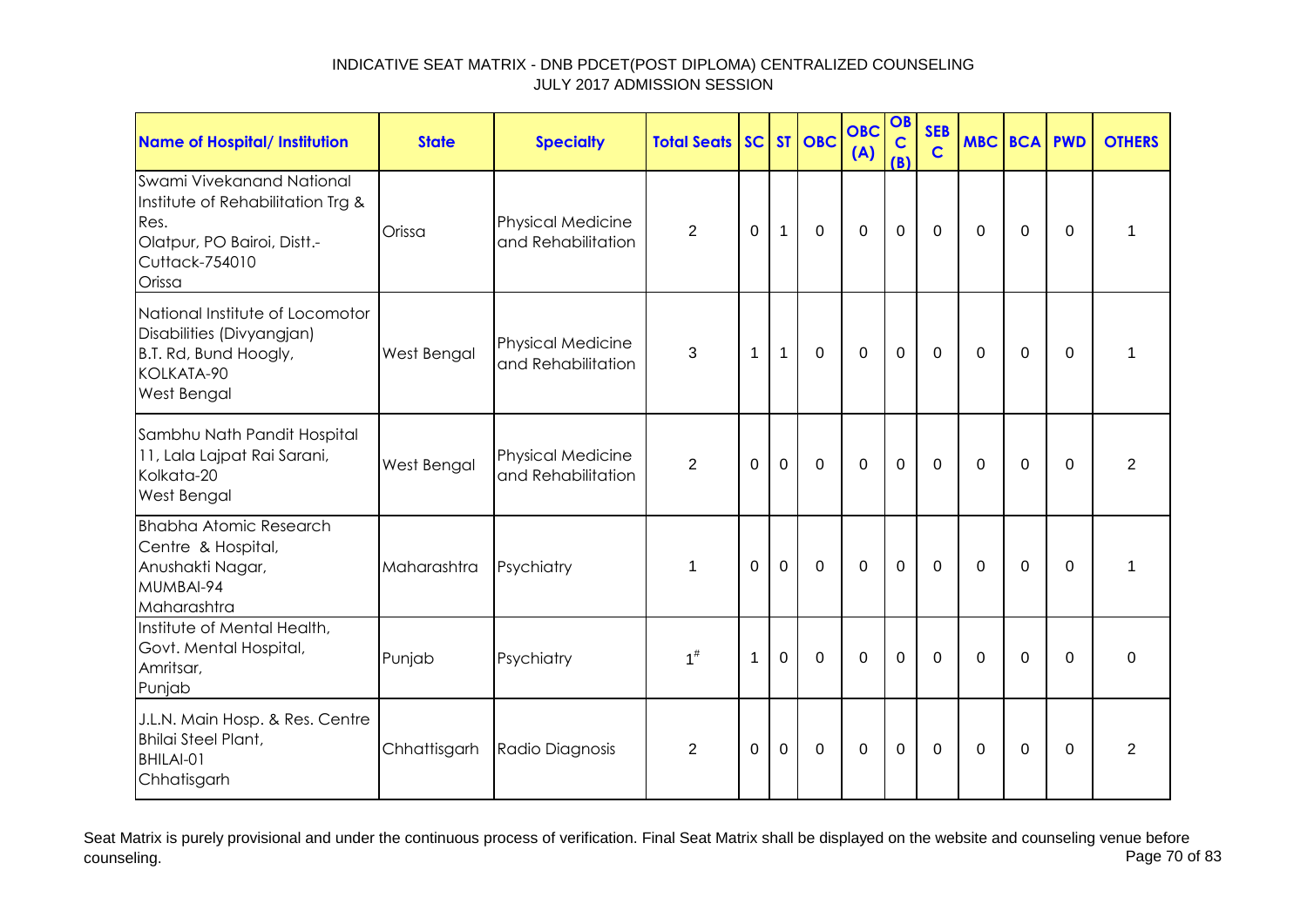INDICATIVE SEAT MATRIX - DNB PDCET(POST DIPLOMA) CENTRALIZED COUNSELING
JULY 2017 ADMISSION SESSION

| Name of Hospital/ Institution | State | Specialty | Total Seats | SC | ST | OBC | OBC (A) | OBC (B) | SEBC | MBC | BCA | PWD | OTHERS |
|---|---|---|---|---|---|---|---|---|---|---|---|---|---|
| Swami Vivekanand National Institute of Rehabilitation Trg & Res. Olatpur, PO Bairoi, Distt.- Cuttack-754010 Orissa | Orissa | Physical Medicine and Rehabilitation | 2 | 0 | 1 | 0 | 0 | 0 | 0 | 0 | 0 | 0 | 1 |
| National Institute of Locomotor Disabilities (Divyangjan) B.T. Rd, Bund Hoogly, KOLKATA-90 West Bengal | West Bengal | Physical Medicine and Rehabilitation | 3 | 1 | 1 | 0 | 0 | 0 | 0 | 0 | 0 | 0 | 1 |
| Sambhu Nath Pandit Hospital 11, Lala Lajpat Rai Sarani, Kolkata-20 West Bengal | West Bengal | Physical Medicine and Rehabilitation | 2 | 0 | 0 | 0 | 0 | 0 | 0 | 0 | 0 | 0 | 2 |
| Bhabha Atomic Research Centre & Hospital, Anushakti Nagar, MUMBAI-94 Maharashtra | Maharashtra | Psychiatry | 1 | 0 | 0 | 0 | 0 | 0 | 0 | 0 | 0 | 0 | 1 |
| Institute of Mental Health, Govt. Mental Hospital, Amritsar, Punjab | Punjab | Psychiatry | 1# | 1 | 0 | 0 | 0 | 0 | 0 | 0 | 0 | 0 | 0 |
| J.L.N. Main Hosp. & Res. Centre Bhilai Steel Plant, BHILAI-01 Chhatisgarh | Chhattisgarh | Radio Diagnosis | 2 | 0 | 0 | 0 | 0 | 0 | 0 | 0 | 0 | 0 | 2 |

Seat Matrix is purely provisional and under the continuous process of verification. Final Seat Matrix shall be displayed on the website and counseling venue before counseling.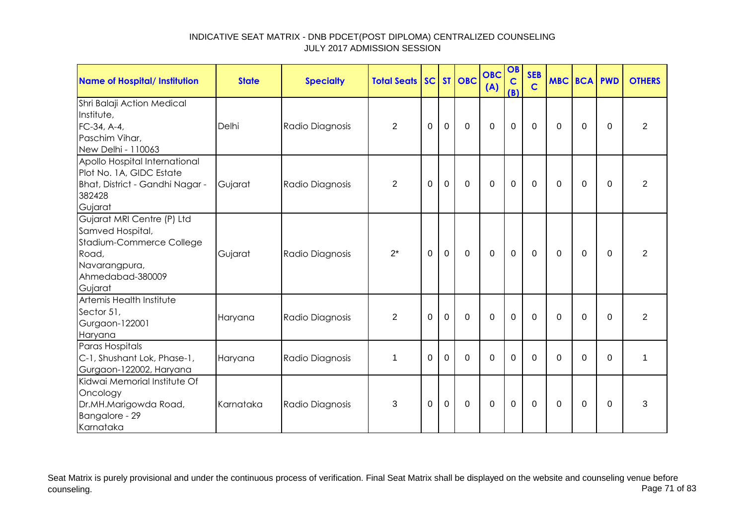# INDICATIVE SEAT MATRIX - DNB PDCET(POST DIPLOMA) CENTRALIZED COUNSELING
## JULY 2017 ADMISSION SESSION

| Name of Hospital/ Institution | State | Specialty | Total Seats | SC | ST | OBC | OBC (A) | OBC (B) | SEB C | MBC | BCA | PWD | OTHERS |
|---|---|---|---|---|---|---|---|---|---|---|---|---|---|
| Shri Balaji Action Medical Institute, FC-34, A-4, Paschim Vihar, New Delhi - 110063 | Delhi | Radio Diagnosis | 2 | 0 | 0 | 0 | 0 | 0 | 0 | 0 | 0 | 0 | 2 |
| Apollo Hospital International Plot No. 1A, GIDC Estate Bhat, District - Gandhi Nagar - 382428 Gujarat | Gujarat | Radio Diagnosis | 2 | 0 | 0 | 0 | 0 | 0 | 0 | 0 | 0 | 0 | 2 |
| Gujarat MRI Centre (P) Ltd Samved Hospital, Stadium-Commerce College Road, Navarangpura, Ahmedabad-380009 Gujarat | Gujarat | Radio Diagnosis | 2* | 0 | 0 | 0 | 0 | 0 | 0 | 0 | 0 | 0 | 2 |
| Artemis Health Institute Sector 51, Gurgaon-122001 Haryana | Haryana | Radio Diagnosis | 2 | 0 | 0 | 0 | 0 | 0 | 0 | 0 | 0 | 0 | 2 |
| Paras Hospitals C-1, Shushant Lok, Phase-1, Gurgaon-122002, Haryana | Haryana | Radio Diagnosis | 1 | 0 | 0 | 0 | 0 | 0 | 0 | 0 | 0 | 0 | 1 |
| Kidwai Memorial Institute Of Oncology Dr.MH.Marigowda Road, Bangalore - 29 Karnataka | Karnataka | Radio Diagnosis | 3 | 0 | 0 | 0 | 0 | 0 | 0 | 0 | 0 | 0 | 3 |

Seat Matrix is purely provisional and under the continuous process of verification. Final Seat Matrix shall be displayed on the website and counseling venue before counseling.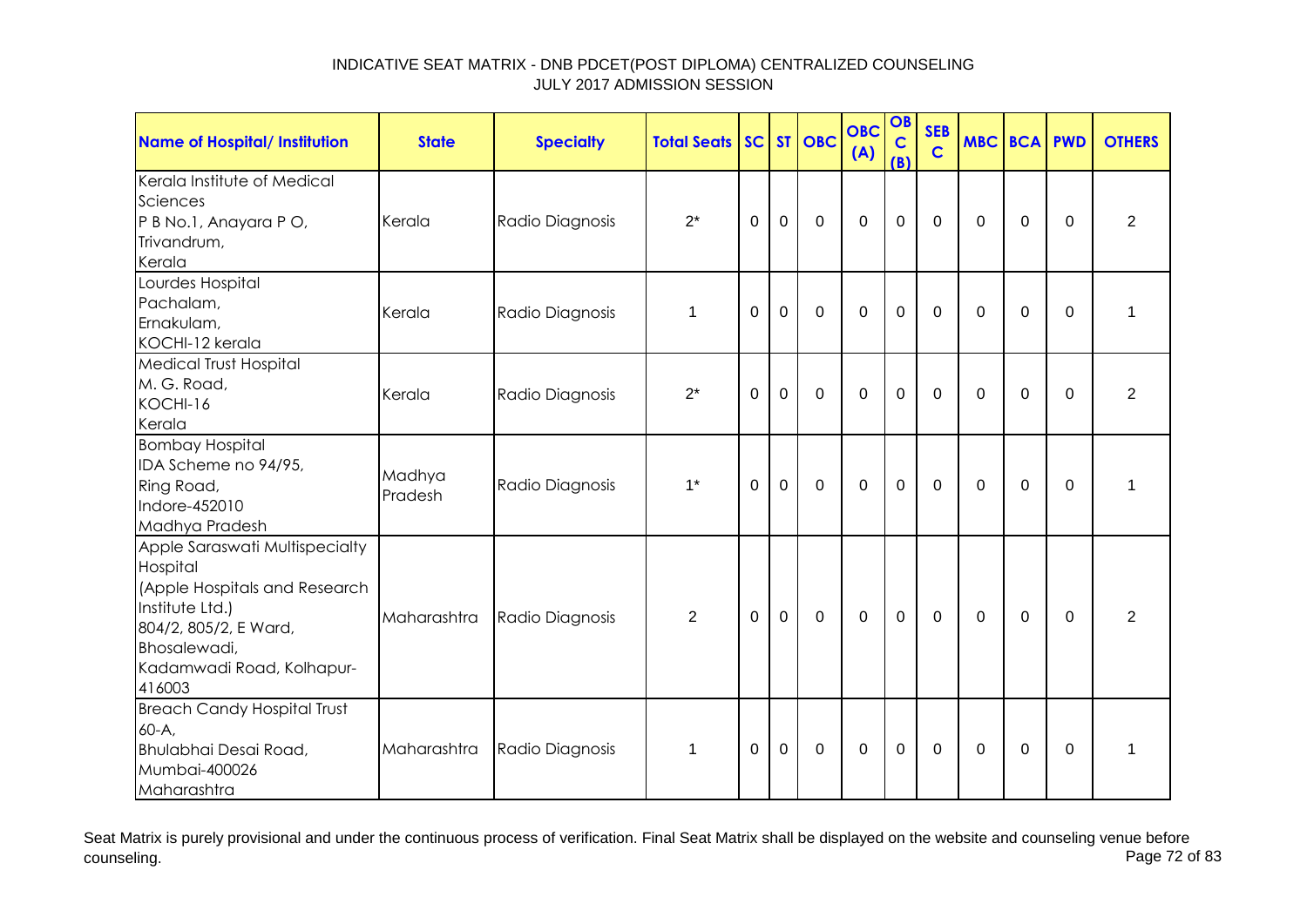INDICATIVE SEAT MATRIX - DNB PDCET(POST DIPLOMA) CENTRALIZED COUNSELING
JULY 2017 ADMISSION SESSION

| Name of Hospital/ Institution | State | Specialty | Total Seats | SC | ST | OBC | OBC (A) | OBC (B) | SEBC | MBC | BCA | PWD | OTHERS |
|---|---|---|---|---|---|---|---|---|---|---|---|---|---|
| Kerala Institute of Medical Sciences P B No.1, Anayara P O, Trivandrum, Kerala | Kerala | Radio Diagnosis | 2* | 0 | 0 | 0 | 0 | 0 | 0 | 0 | 0 | 0 | 2 |
| Lourdes Hospital Pachalam, Ernakulam, KOCHI-12 kerala | Kerala | Radio Diagnosis | 1 | 0 | 0 | 0 | 0 | 0 | 0 | 0 | 0 | 0 | 1 |
| Medical Trust Hospital M. G. Road, KOCHI-16 Kerala | Kerala | Radio Diagnosis | 2* | 0 | 0 | 0 | 0 | 0 | 0 | 0 | 0 | 0 | 2 |
| Bombay Hospital IDA Scheme no 94/95, Ring Road, Indore-452010 Madhya Pradesh | Madhya Pradesh | Radio Diagnosis | 1* | 0 | 0 | 0 | 0 | 0 | 0 | 0 | 0 | 0 | 1 |
| Apple Saraswati Multispecialty Hospital (Apple Hospitals and Research Institute Ltd.) 804/2, 805/2, E Ward, Bhosalewadi, Kadamwadi Road, Kolhapur-416003 | Maharashtra | Radio Diagnosis | 2 | 0 | 0 | 0 | 0 | 0 | 0 | 0 | 0 | 0 | 2 |
| Breach Candy Hospital Trust 60-A, Bhulabhai Desai Road, Mumbai-400026 Maharashtra | Maharashtra | Radio Diagnosis | 1 | 0 | 0 | 0 | 0 | 0 | 0 | 0 | 0 | 0 | 1 |

Seat Matrix is purely provisional and under the continuous process of verification. Final Seat Matrix shall be displayed on the website and counseling venue before counseling.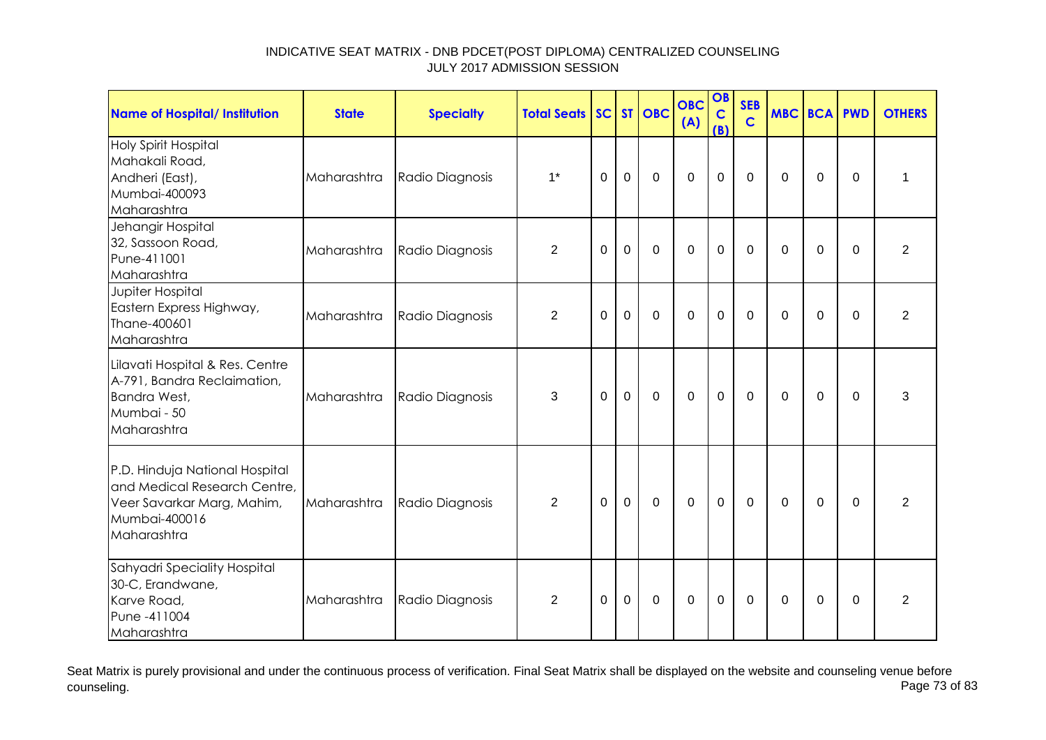INDICATIVE SEAT MATRIX - DNB PDCET(POST DIPLOMA) CENTRALIZED COUNSELING
JULY 2017 ADMISSION SESSION

| Name of Hospital/ Institution | State | Specialty | Total Seats | SC | ST | OBC | OBC (A) | OBC (B) | SEBC | MBC | BCA | PWD | OTHERS |
|---|---|---|---|---|---|---|---|---|---|---|---|---|---|
| Holy Spirit Hospital Mahakali Road, Andheri (East), Mumbai-400093 Maharashtra | Maharashtra | Radio Diagnosis | 1* | 0 | 0 | 0 | 0 | 0 | 0 | 0 | 0 | 0 | 1 |
| Jehangir Hospital 32, Sassoon Road, Pune-411001 Maharashtra | Maharashtra | Radio Diagnosis | 2 | 0 | 0 | 0 | 0 | 0 | 0 | 0 | 0 | 0 | 2 |
| Jupiter Hospital Eastern Express Highway, Thane-400601 Maharashtra | Maharashtra | Radio Diagnosis | 2 | 0 | 0 | 0 | 0 | 0 | 0 | 0 | 0 | 0 | 2 |
| Lilavati Hospital & Res. Centre A-791, Bandra Reclaimation, Bandra West, Mumbai - 50 Maharashtra | Maharashtra | Radio Diagnosis | 3 | 0 | 0 | 0 | 0 | 0 | 0 | 0 | 0 | 0 | 3 |
| P.D. Hinduja National Hospital and Medical Research Centre, Veer Savarkar Marg, Mahim, Mumbai-400016 Maharashtra | Maharashtra | Radio Diagnosis | 2 | 0 | 0 | 0 | 0 | 0 | 0 | 0 | 0 | 0 | 2 |
| Sahyadri Speciality Hospital 30-C, Erandwane, Karve Road, Pune -411004 Maharashtra | Maharashtra | Radio Diagnosis | 2 | 0 | 0 | 0 | 0 | 0 | 0 | 0 | 0 | 0 | 2 |

Seat Matrix is purely provisional and under the continuous process of verification. Final Seat Matrix shall be displayed on the website and counseling venue before counseling.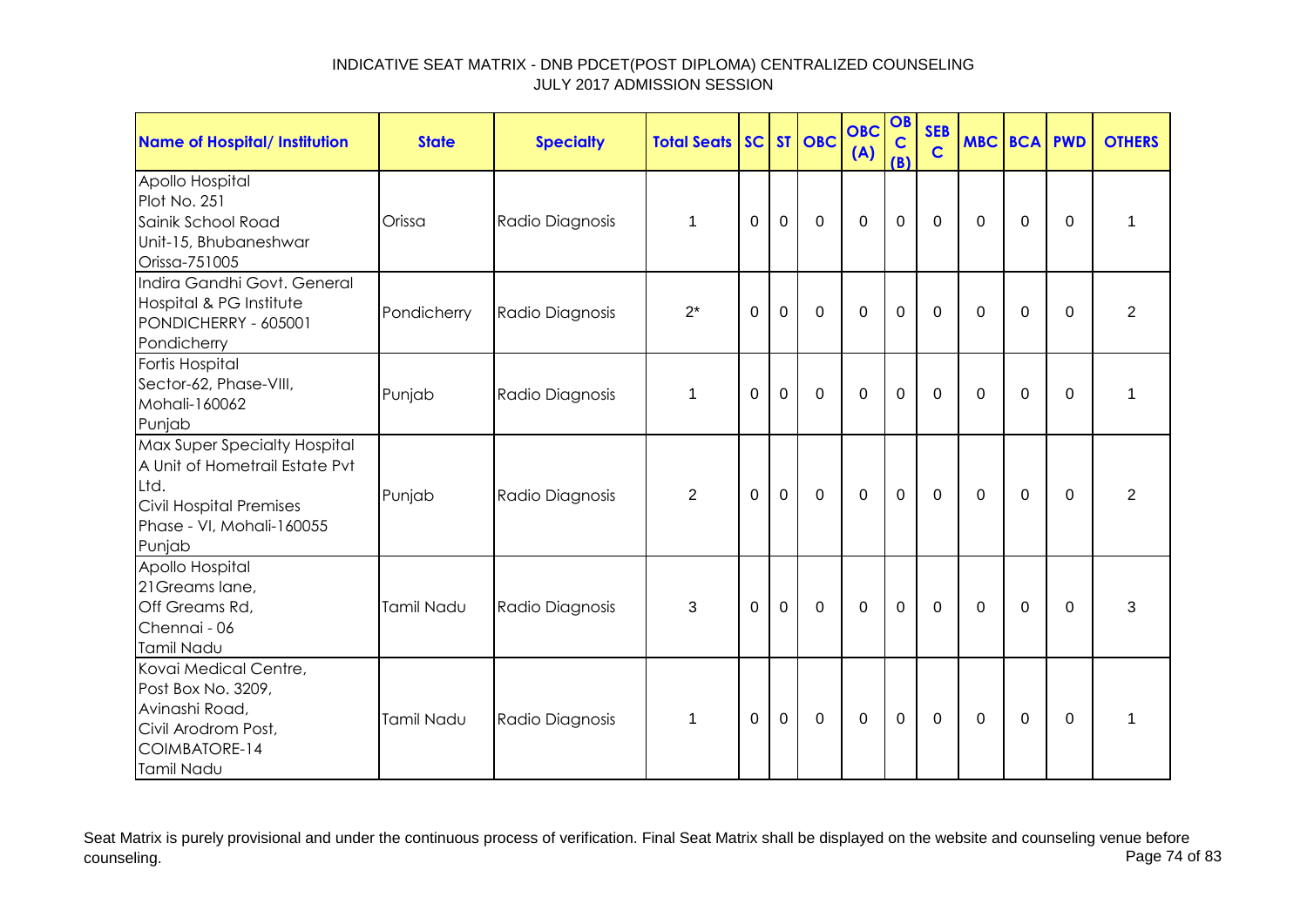# INDICATIVE SEAT MATRIX - DNB PDCET(POST DIPLOMA) CENTRALIZED COUNSELING
## JULY 2017 ADMISSION SESSION

| Name of Hospital/ Institution | State | Specialty | Total Seats | SC | ST | OBC | OBC (A) | OBC (B) | SEBC | MBC | BCA | PWD | OTHERS |
|---|---|---|---|---|---|---|---|---|---|---|---|---|---|
| Apollo Hospital<br>Plot No. 251<br>Sainik School Road<br>Unit-15, Bhubaneshwar<br>Orissa-751005 | Orissa | Radio Diagnosis | 1 | 0 | 0 | 0 | 0 | 0 | 0 | 0 | 0 | 0 | 1 |
| Indira Gandhi Govt. General Hospital & PG Institute<br>PONDICHERRY - 605001<br>Pondicherry | Pondicherry | Radio Diagnosis | 2* | 0 | 0 | 0 | 0 | 0 | 0 | 0 | 0 | 0 | 2 |
| Fortis Hospital<br>Sector-62, Phase-VIII,<br>Mohali-160062<br>Punjab | Punjab | Radio Diagnosis | 1 | 0 | 0 | 0 | 0 | 0 | 0 | 0 | 0 | 0 | 1 |
| Max Super Specialty Hospital<br>A Unit of Hometrail Estate Pvt Ltd.<br>Civil Hospital Premises<br>Phase - VI, Mohali-160055<br>Punjab | Punjab | Radio Diagnosis | 2 | 0 | 0 | 0 | 0 | 0 | 0 | 0 | 0 | 0 | 2 |
| Apollo Hospital<br>21Greams lane,<br>Off Greams Rd,<br>Chennai - 06<br>Tamil Nadu | Tamil Nadu | Radio Diagnosis | 3 | 0 | 0 | 0 | 0 | 0 | 0 | 0 | 0 | 0 | 3 |
| Kovai Medical Centre,<br>Post Box No. 3209,<br>Avinashi Road,<br>Civil Arodrom Post,<br>COIMBATORE-14<br>Tamil Nadu | Tamil Nadu | Radio Diagnosis | 1 | 0 | 0 | 0 | 0 | 0 | 0 | 0 | 0 | 0 | 1 |

Seat Matrix is purely provisional and under the continuous process of verification. Final Seat Matrix shall be displayed on the website and counseling venue before counseling.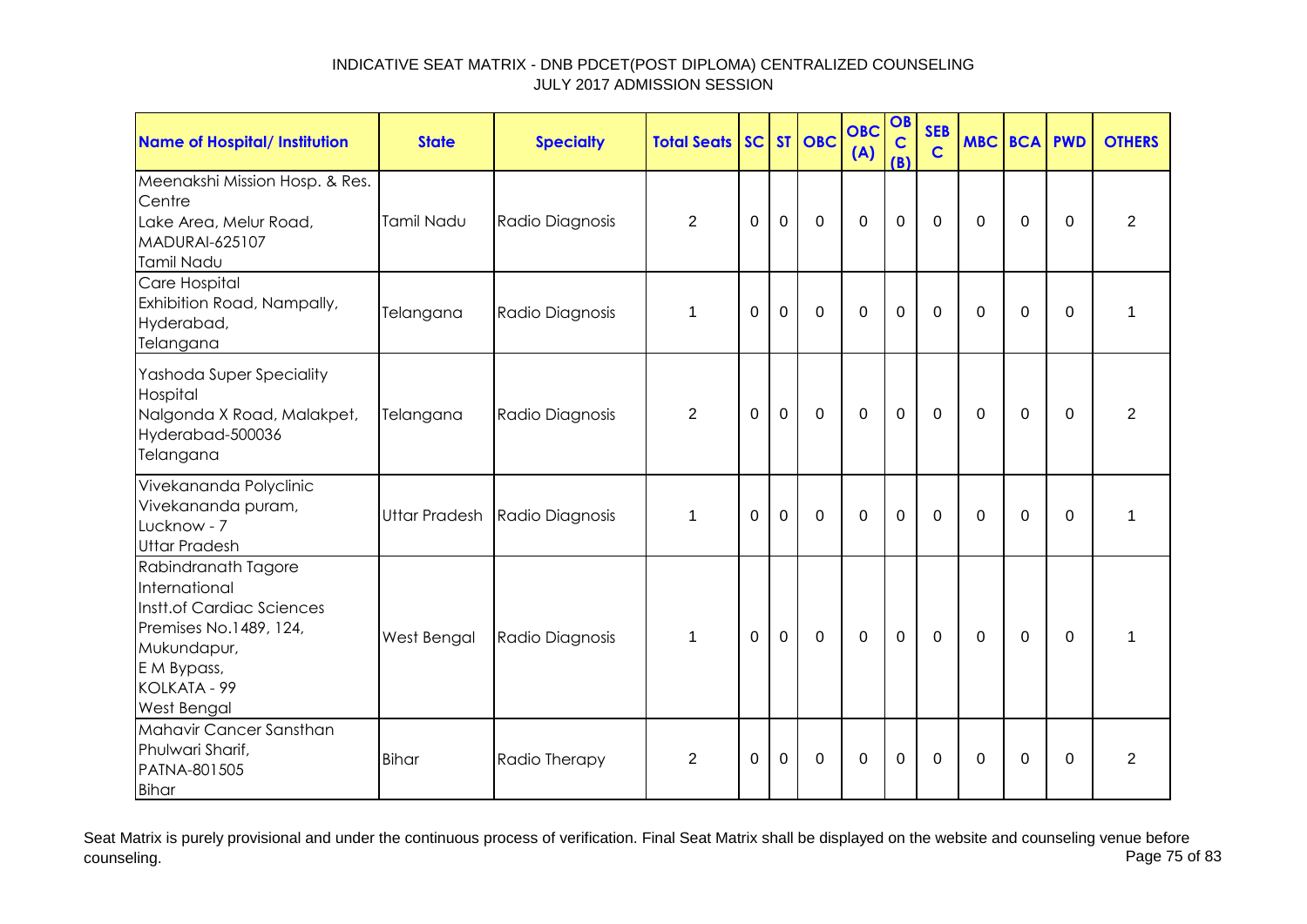INDICATIVE SEAT MATRIX - DNB PDCET(POST DIPLOMA) CENTRALIZED COUNSELING
JULY 2017 ADMISSION SESSION

| Name of Hospital/ Institution | State | Specialty | Total Seats | SC | ST | OBC | OBC (A) | OBC (B) | SEBC | MBC | BCA | PWD | OTHERS |
|---|---|---|---|---|---|---|---|---|---|---|---|---|---|
| Meenakshi Mission Hosp. & Res. Centre<br>Lake Area, Melur Road,<br>MADURAI-625107<br>Tamil Nadu | Tamil Nadu | Radio Diagnosis | 2 | 0 | 0 | 0 | 0 | 0 | 0 | 0 | 0 | 0 | 2 |
| Care Hospital<br>Exhibition Road, Nampally,<br>Hyderabad,<br>Telangana | Telangana | Radio Diagnosis | 1 | 0 | 0 | 0 | 0 | 0 | 0 | 0 | 0 | 0 | 1 |
| Yashoda Super Speciality Hospital<br>Nalgonda X Road, Malakpet,<br>Hyderabad-500036<br>Telangana | Telangana | Radio Diagnosis | 2 | 0 | 0 | 0 | 0 | 0 | 0 | 0 | 0 | 0 | 2 |
| Vivekananda Polyclinic<br>Vivekananda puram,<br>Lucknow - 7<br>Uttar Pradesh | Uttar Pradesh | Radio Diagnosis | 1 | 0 | 0 | 0 | 0 | 0 | 0 | 0 | 0 | 0 | 1 |
| Rabindranath Tagore International<br>Instt.of Cardiac Sciences<br>Premises No.1489, 124,<br>Mukundapur,<br>E M Bypass,<br>KOLKATA - 99<br>West Bengal | West Bengal | Radio Diagnosis | 1 | 0 | 0 | 0 | 0 | 0 | 0 | 0 | 0 | 0 | 1 |
| Mahavir Cancer Sansthan<br>Phulwari Sharif,<br>PATNA-801505<br>Bihar | Bihar | Radio Therapy | 2 | 0 | 0 | 0 | 0 | 0 | 0 | 0 | 0 | 0 | 2 |

Seat Matrix is purely provisional and under the continuous process of verification. Final Seat Matrix shall be displayed on the website and counseling venue before counseling.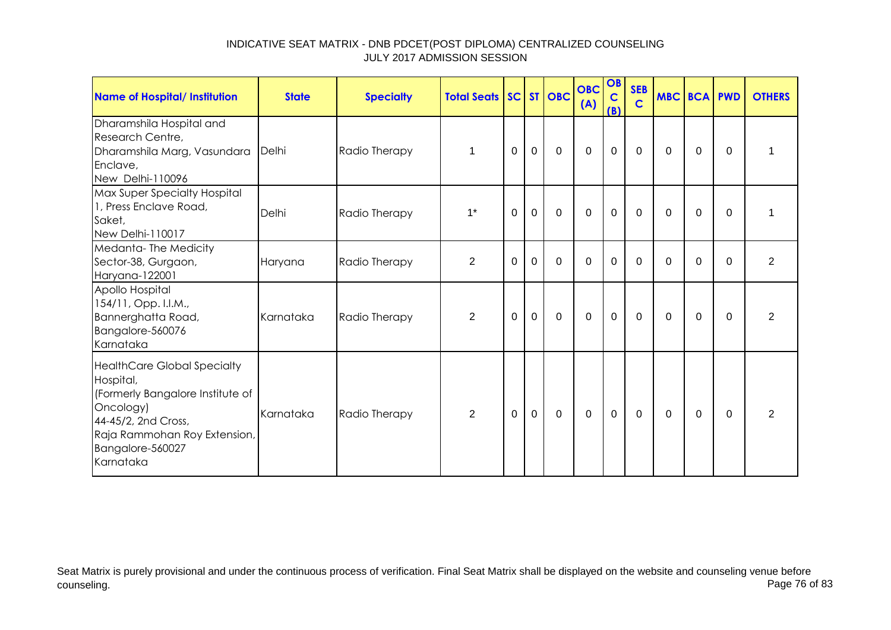# INDICATIVE SEAT MATRIX - DNB PDCET(POST DIPLOMA) CENTRALIZED COUNSELING
## JULY 2017 ADMISSION SESSION

| Name of Hospital/ Institution | State | Specialty | Total Seats | SC | ST | OBC | OBC (A) | OBC (B) | SEBC | MBC | BCA | PWD | OTHERS |
|---|---|---|---|---|---|---|---|---|---|---|---|---|---|
| Dharamshila Hospital and Research Centre, Dharamshila Marg, Vasundara Enclave, New Delhi-110096 | Delhi | Radio Therapy | 1 | 0 | 0 | 0 | 0 | 0 | 0 | 0 | 0 | 0 | 1 |
| Max Super Specialty Hospital 1, Press Enclave Road, Saket, New Delhi-110017 | Delhi | Radio Therapy | 1* | 0 | 0 | 0 | 0 | 0 | 0 | 0 | 0 | 0 | 1 |
| Medanta- The Medicity Sector-38, Gurgaon, Haryana-122001 | Haryana | Radio Therapy | 2 | 0 | 0 | 0 | 0 | 0 | 0 | 0 | 0 | 0 | 2 |
| Apollo Hospital 154/11, Opp. I.I.M., Bannerghatta Road, Bangalore-560076 Karnataka | Karnataka | Radio Therapy | 2 | 0 | 0 | 0 | 0 | 0 | 0 | 0 | 0 | 0 | 2 |
| HealthCare Global Specialty Hospital, (Formerly Bangalore Institute of Oncology) 44-45/2, 2nd Cross, Raja Rammohan Roy Extension, Bangalore-560027 Karnataka | Karnataka | Radio Therapy | 2 | 0 | 0 | 0 | 0 | 0 | 0 | 0 | 0 | 0 | 2 |

Seat Matrix is purely provisional and under the continuous process of verification. Final Seat Matrix shall be displayed on the website and counseling venue before counseling.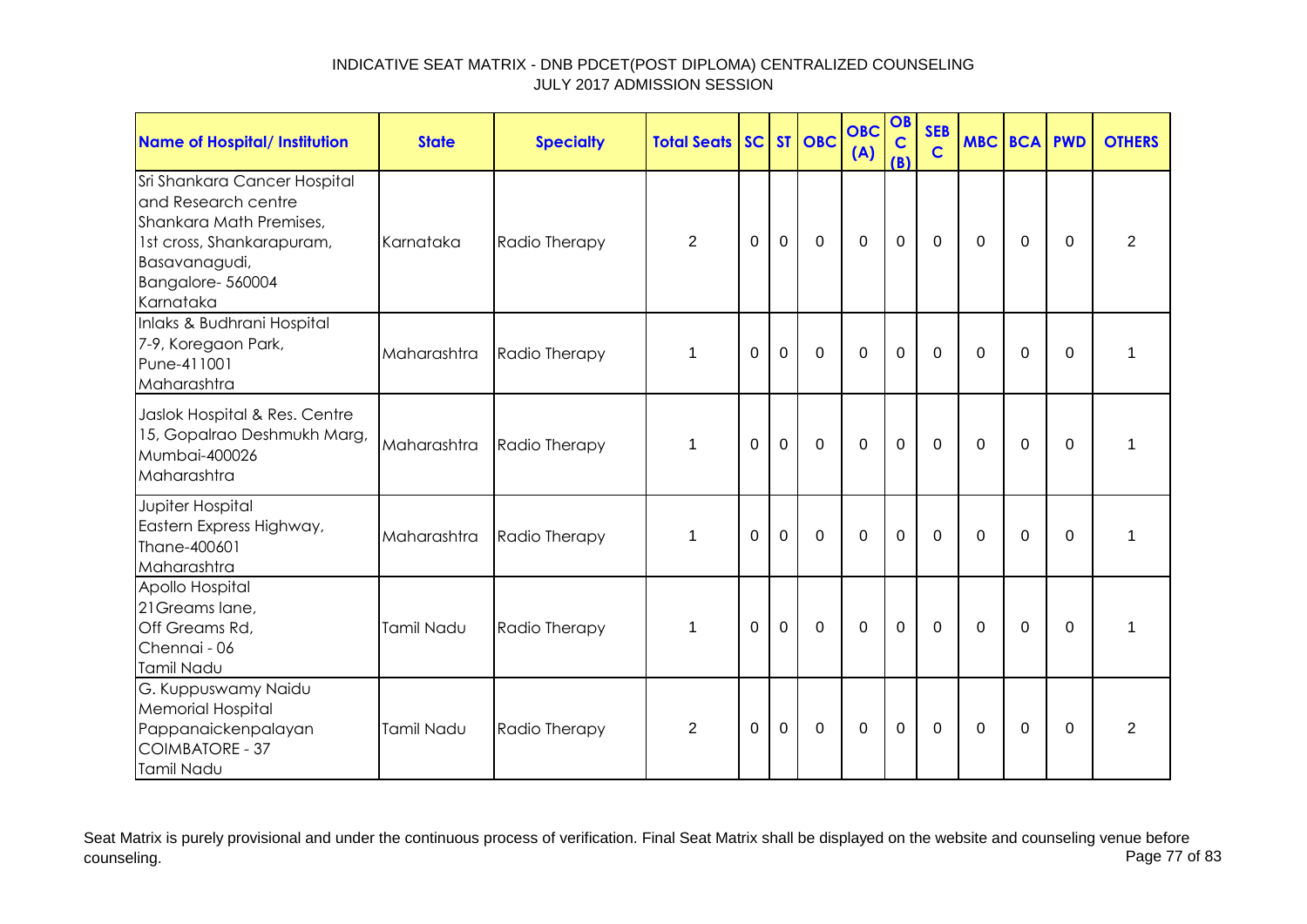INDICATIVE SEAT MATRIX - DNB PDCET(POST DIPLOMA) CENTRALIZED COUNSELING
JULY 2017 ADMISSION SESSION

| Name of Hospital/ Institution | State | Specialty | Total Seats | SC | ST | OBC | OBC (A) | OBC (B) | SEBC | MBC | BCA | PWD | OTHERS |
|---|---|---|---|---|---|---|---|---|---|---|---|---|---|
| Sri Shankara Cancer Hospital and Research centre Shankara Math Premises, 1st cross, Shankarapuram, Basavanagudi, Bangalore- 560004 Karnataka | Karnataka | Radio Therapy | 2 | 0 | 0 | 0 | 0 | 0 | 0 | 0 | 0 | 0 | 2 |
| Inlaks & Budhrani Hospital 7-9, Koregaon Park, Pune-411001 Maharashtra | Maharashtra | Radio Therapy | 1 | 0 | 0 | 0 | 0 | 0 | 0 | 0 | 0 | 0 | 1 |
| Jaslok Hospital & Res. Centre 15, Gopalrao Deshmukh Marg, Mumbai-400026 Maharashtra | Maharashtra | Radio Therapy | 1 | 0 | 0 | 0 | 0 | 0 | 0 | 0 | 0 | 0 | 1 |
| Jupiter Hospital Eastern Express Highway, Thane-400601 Maharashtra | Maharashtra | Radio Therapy | 1 | 0 | 0 | 0 | 0 | 0 | 0 | 0 | 0 | 0 | 1 |
| Apollo Hospital 21Greams lane, Off Greams Rd, Chennai - 06 Tamil Nadu | Tamil Nadu | Radio Therapy | 1 | 0 | 0 | 0 | 0 | 0 | 0 | 0 | 0 | 0 | 1 |
| G. Kuppuswamy Naidu Memorial Hospital Pappanaickenpalayan COIMBATORE - 37 Tamil Nadu | Tamil Nadu | Radio Therapy | 2 | 0 | 0 | 0 | 0 | 0 | 0 | 0 | 0 | 0 | 2 |

Seat Matrix is purely provisional and under the continuous process of verification. Final Seat Matrix shall be displayed on the website and counseling venue before counseling.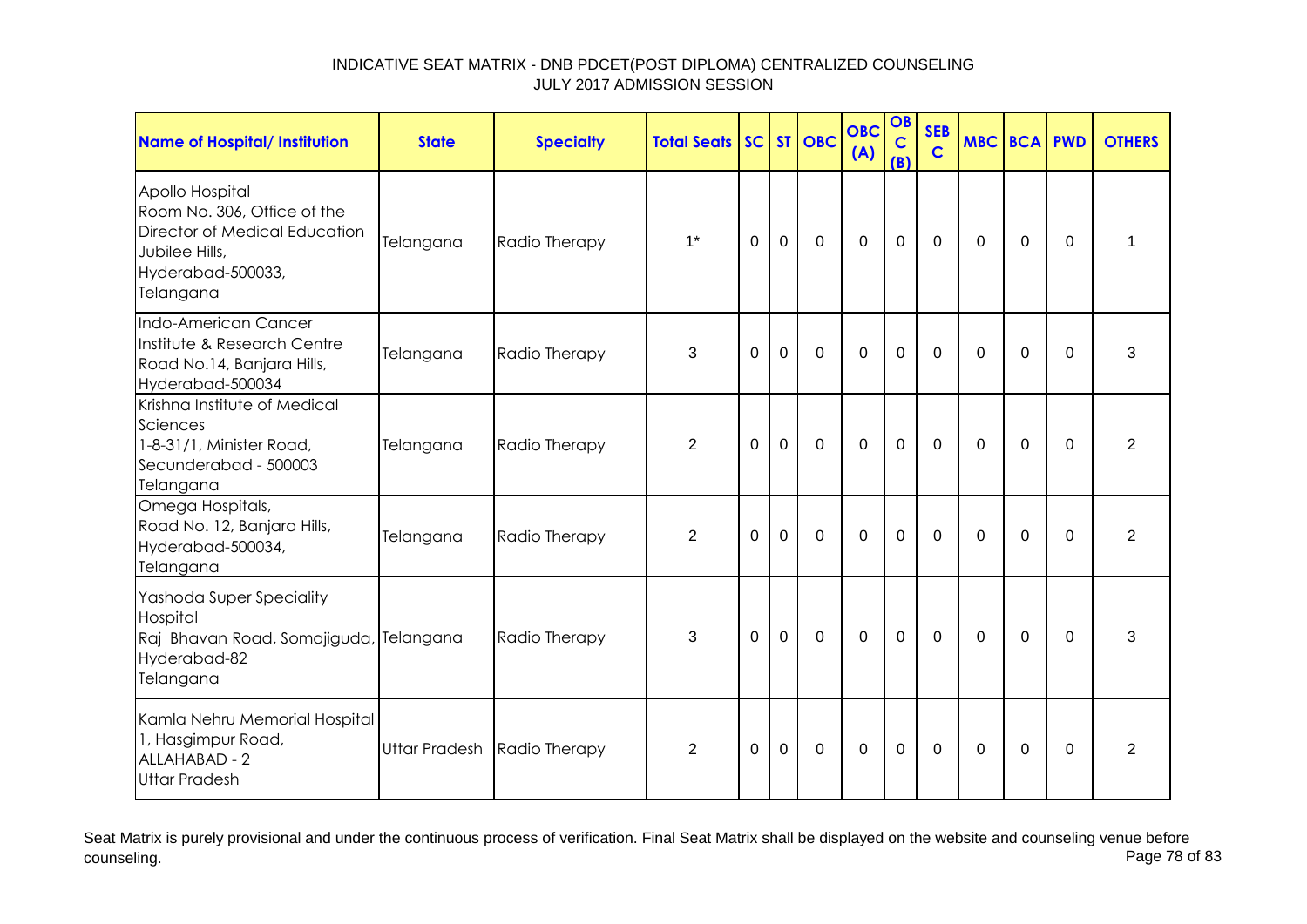INDICATIVE SEAT MATRIX - DNB PDCET(POST DIPLOMA) CENTRALIZED COUNSELING
JULY 2017 ADMISSION SESSION

| Name of Hospital/ Institution | State | Specialty | Total Seats | SC | ST | OBC | OBC (A) | OBC (B) | SEBC | MBC | BCA | PWD | OTHERS |
|---|---|---|---|---|---|---|---|---|---|---|---|---|---|
| Apollo Hospital Room No. 306, Office of the Director of Medical Education Jubilee Hills, Hyderabad-500033, Telangana | Telangana | Radio Therapy | 1* | 0 | 0 | 0 | 0 | 0 | 0 | 0 | 0 | 0 | 1 |
| Indo-American Cancer Institute & Research Centre Road No.14, Banjara Hills, Hyderabad-500034 | Telangana | Radio Therapy | 3 | 0 | 0 | 0 | 0 | 0 | 0 | 0 | 0 | 0 | 3 |
| Krishna Institute of Medical Sciences 1-8-31/1, Minister Road, Secunderabad - 500003 Telangana | Telangana | Radio Therapy | 2 | 0 | 0 | 0 | 0 | 0 | 0 | 0 | 0 | 0 | 2 |
| Omega Hospitals, Road No. 12, Banjara Hills, Hyderabad-500034, Telangana | Telangana | Radio Therapy | 2 | 0 | 0 | 0 | 0 | 0 | 0 | 0 | 0 | 0 | 2 |
| Yashoda Super Speciality Hospital Raj Bhavan Road, Somajiguda, Hyderabad-82 Telangana | Telangana | Radio Therapy | 3 | 0 | 0 | 0 | 0 | 0 | 0 | 0 | 0 | 0 | 3 |
| Kamla Nehru Memorial Hospital 1, Hasgimpur Road, ALLAHABAD - 2 Uttar Pradesh | Uttar Pradesh | Radio Therapy | 2 | 0 | 0 | 0 | 0 | 0 | 0 | 0 | 0 | 0 | 2 |

Seat Matrix is purely provisional and under the continuous process of verification. Final Seat Matrix shall be displayed on the website and counseling venue before counseling.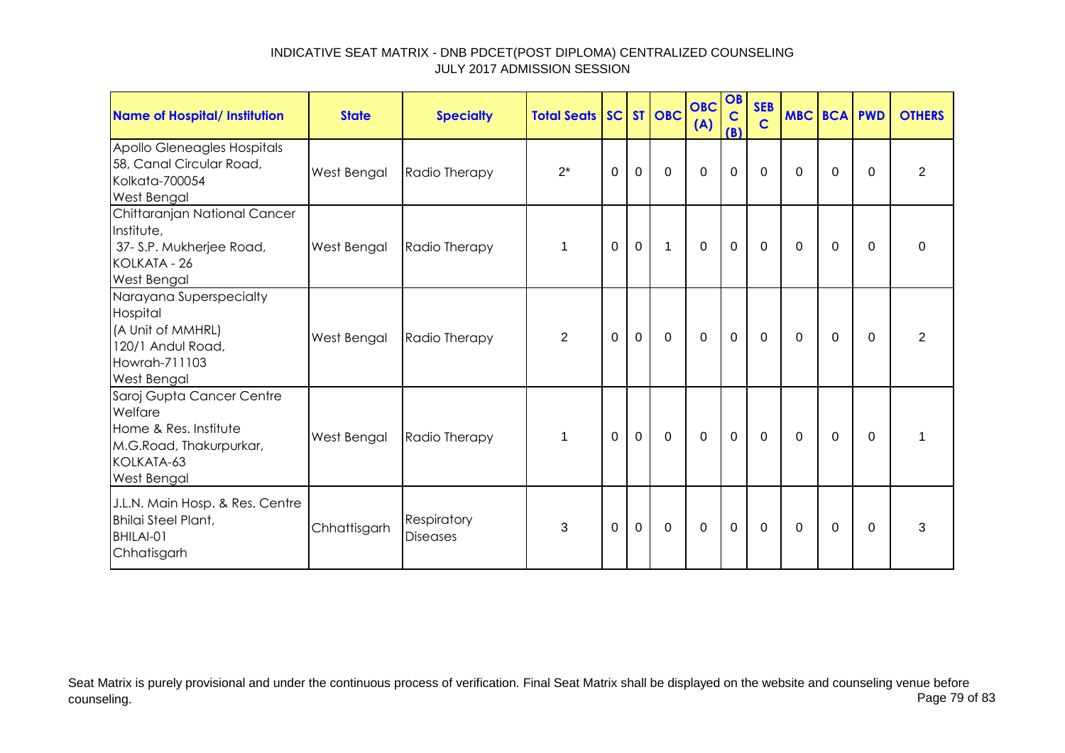# INDICATIVE SEAT MATRIX - DNB PDCET(POST DIPLOMA) CENTRALIZED COUNSELING
## JULY 2017 ADMISSION SESSION

| Name of Hospital/ Institution | State | Specialty | Total Seats | SC | ST | OBC | OBC (A) | OBC (B) | SEBC | MBC | BCA | PWD | OTHERS |
|---|---|---|---|---|---|---|---|---|---|---|---|---|---|
| Apollo Gleneagles Hospitals 58, Canal Circular Road, Kolkata-700054 West Bengal | West Bengal | Radio Therapy | 2* | 0 | 0 | 0 | 0 | 0 | 0 | 0 | 0 | 0 | 2 |
| Chittaranjan National Cancer Institute, 37- S.P. Mukherjee Road, KOLKATA - 26 West Bengal | West Bengal | Radio Therapy | 1 | 0 | 0 | 1 | 0 | 0 | 0 | 0 | 0 | 0 | 0 |
| Narayana Superspecialty Hospital (A Unit of MMHRL) 120/1 Andul Road, Howrah-711103 West Bengal | West Bengal | Radio Therapy | 2 | 0 | 0 | 0 | 0 | 0 | 0 | 0 | 0 | 0 | 2 |
| Saroj Gupta Cancer Centre Welfare Home & Res. Institute M.G.Road, Thakurpurkar, KOLKATA-63 West Bengal | West Bengal | Radio Therapy | 1 | 0 | 0 | 0 | 0 | 0 | 0 | 0 | 0 | 0 | 1 |
| J.L.N. Main Hosp. & Res. Centre Bhilai Steel Plant, BHILAI-01 Chhatisgarh | Chhattisgarh | Respiratory Diseases | 3 | 0 | 0 | 0 | 0 | 0 | 0 | 0 | 0 | 0 | 3 |

Seat Matrix is purely provisional and under the continuous process of verification. Final Seat Matrix shall be displayed on the website and counseling venue before counseling.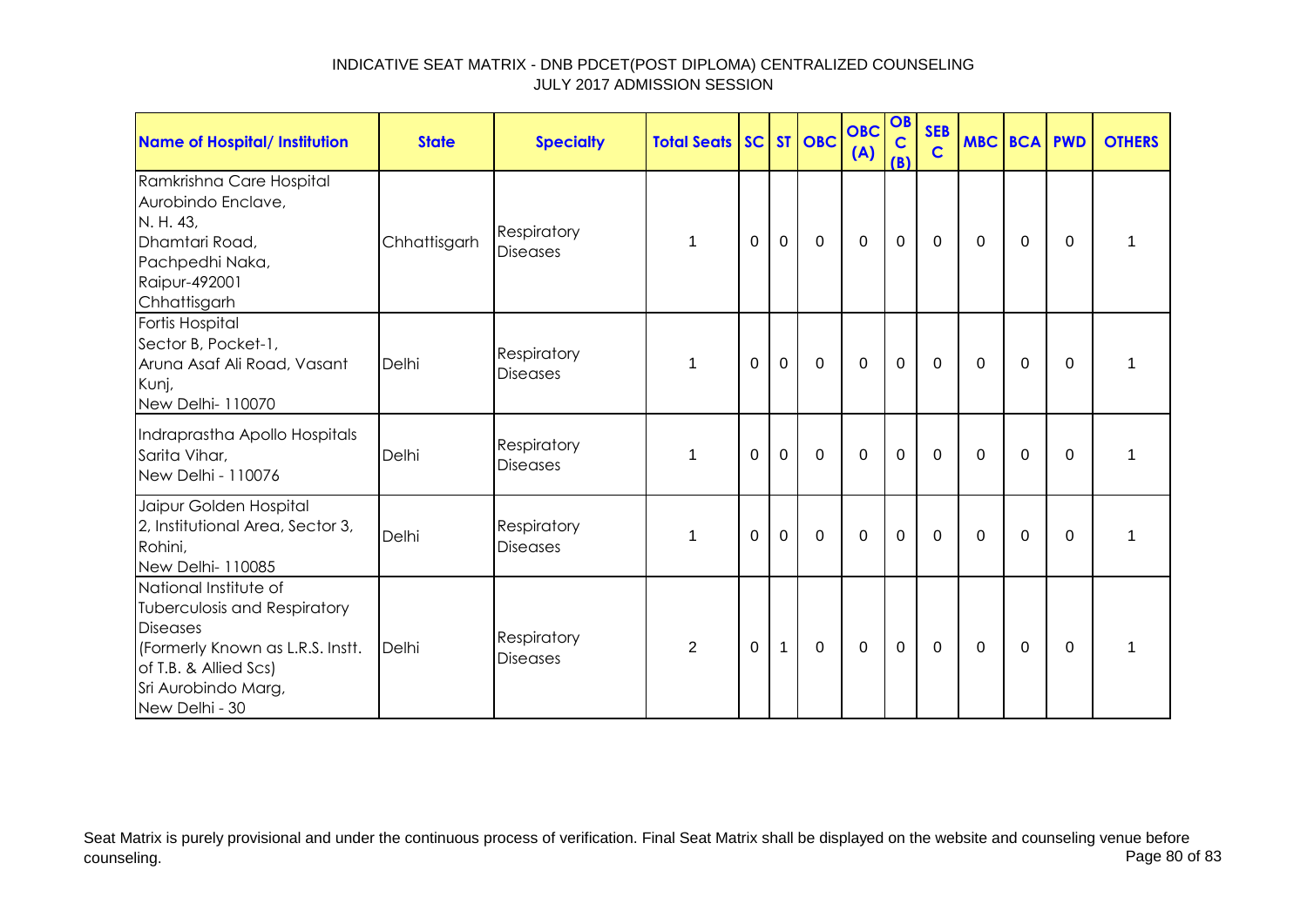# INDICATIVE SEAT MATRIX - DNB PDCET(POST DIPLOMA) CENTRALIZED COUNSELING
## JULY 2017 ADMISSION SESSION

| Name of Hospital/ Institution | State | Specialty | Total Seats | SC | ST | OBC | OBC (A) | OBC (B) | SEBC | MBC | BCA | PWD | OTHERS |
|---|---|---|---|---|---|---|---|---|---|---|---|---|---|
| Ramkrishna Care Hospital Aurobindo Enclave, N. H. 43, Dhamtari Road, Pachpedhi Naka, Raipur-492001 Chhattisgarh | Chhattisgarh | Respiratory Diseases | 1 | 0 | 0 | 0 | 0 | 0 | 0 | 0 | 0 | 0 | 1 |
| Fortis Hospital Sector B, Pocket-1, Aruna Asaf Ali Road, Vasant Kunj, New Delhi- 110070 | Delhi | Respiratory Diseases | 1 | 0 | 0 | 0 | 0 | 0 | 0 | 0 | 0 | 0 | 1 |
| Indraprastha Apollo Hospitals Sarita Vihar, New Delhi - 110076 | Delhi | Respiratory Diseases | 1 | 0 | 0 | 0 | 0 | 0 | 0 | 0 | 0 | 0 | 1 |
| Jaipur Golden Hospital 2, Institutional Area, Sector 3, Rohini, New Delhi- 110085 | Delhi | Respiratory Diseases | 1 | 0 | 0 | 0 | 0 | 0 | 0 | 0 | 0 | 0 | 1 |
| National Institute of Tuberculosis and Respiratory Diseases (Formerly Known as L.R.S. Instt. of T.B. & Allied Scs) Sri Aurobindo Marg, New Delhi - 30 | Delhi | Respiratory Diseases | 2 | 0 | 1 | 0 | 0 | 0 | 0 | 0 | 0 | 0 | 1 |

Seat Matrix is purely provisional and under the continuous process of verification. Final Seat Matrix shall be displayed on the website and counseling venue before counseling.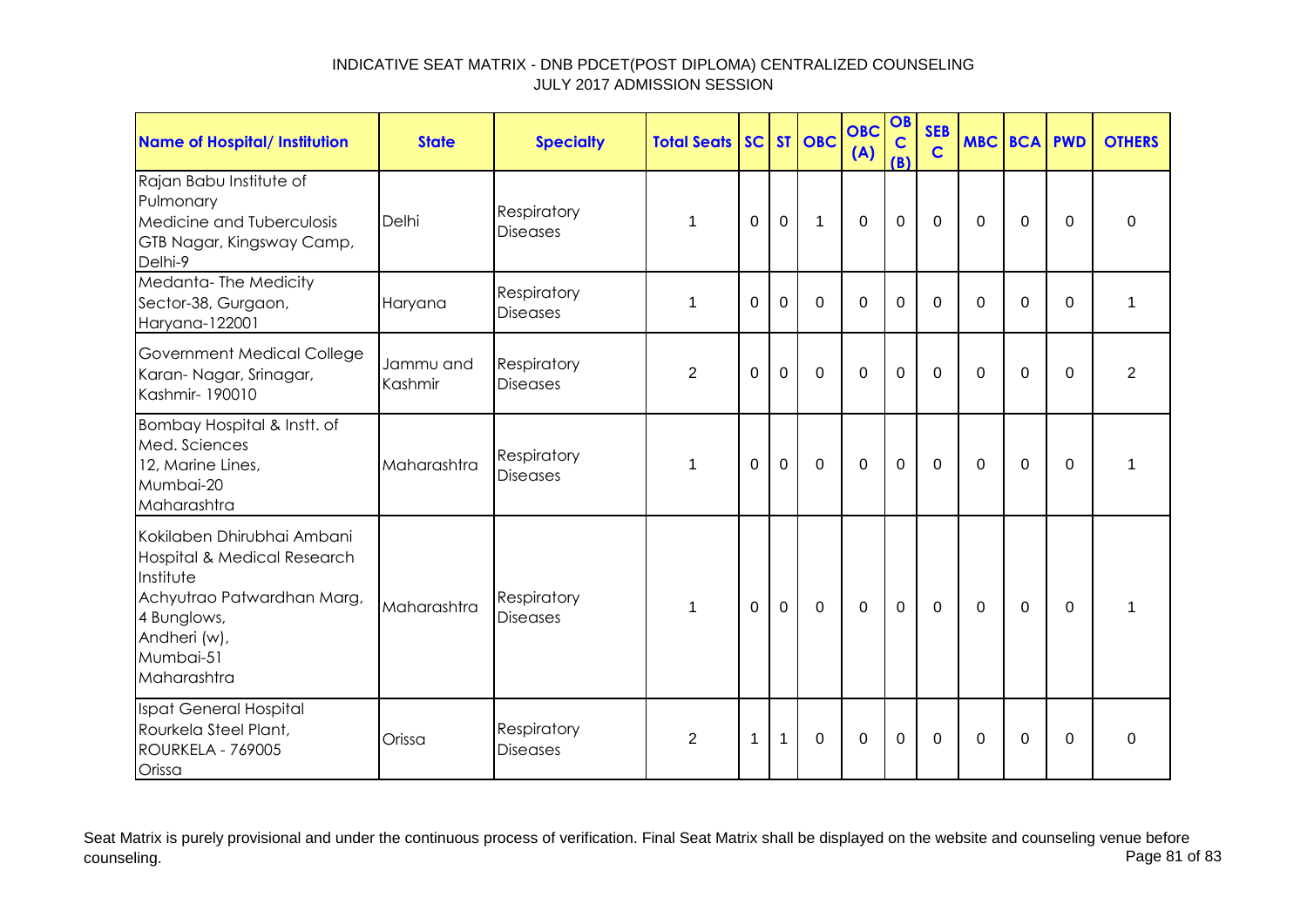INDICATIVE SEAT MATRIX - DNB PDCET(POST DIPLOMA) CENTRALIZED COUNSELING
JULY 2017 ADMISSION SESSION

| Name of Hospital/ Institution | State | Specialty | Total Seats | SC | ST | OBC | OBC (A) | OBC (B) | SEBC | MBC | BCA | PWD | OTHERS |
|---|---|---|---|---|---|---|---|---|---|---|---|---|---|
| Rajan Babu Institute of Pulmonary Medicine and Tuberculosis GTB Nagar, Kingsway Camp, Delhi-9 | Delhi | Respiratory Diseases | 1 | 0 | 0 | 1 | 0 | 0 | 0 | 0 | 0 | 0 | 0 |
| Medanta- The Medicity Sector-38, Gurgaon, Haryana-122001 | Haryana | Respiratory Diseases | 1 | 0 | 0 | 0 | 0 | 0 | 0 | 0 | 0 | 0 | 1 |
| Government Medical College Karan- Nagar, Srinagar, Kashmir- 190010 | Jammu and Kashmir | Respiratory Diseases | 2 | 0 | 0 | 0 | 0 | 0 | 0 | 0 | 0 | 0 | 2 |
| Bombay Hospital & Instt. of Med. Sciences 12, Marine Lines, Mumbai-20 Maharashtra | Maharashtra | Respiratory Diseases | 1 | 0 | 0 | 0 | 0 | 0 | 0 | 0 | 0 | 0 | 1 |
| Kokilaben Dhirubhai Ambani Hospital & Medical Research Institute Achyutrao Patwardhan Marg, 4 Bunglows, Andheri (w), Mumbai-51 Maharashtra | Maharashtra | Respiratory Diseases | 1 | 0 | 0 | 0 | 0 | 0 | 0 | 0 | 0 | 0 | 1 |
| Ispat General Hospital Rourkela Steel Plant, ROURKELA - 769005 Orissa | Orissa | Respiratory Diseases | 2 | 1 | 1 | 0 | 0 | 0 | 0 | 0 | 0 | 0 | 0 |

Seat Matrix is purely provisional and under the continuous process of verification. Final Seat Matrix shall be displayed on the website and counseling venue before counseling.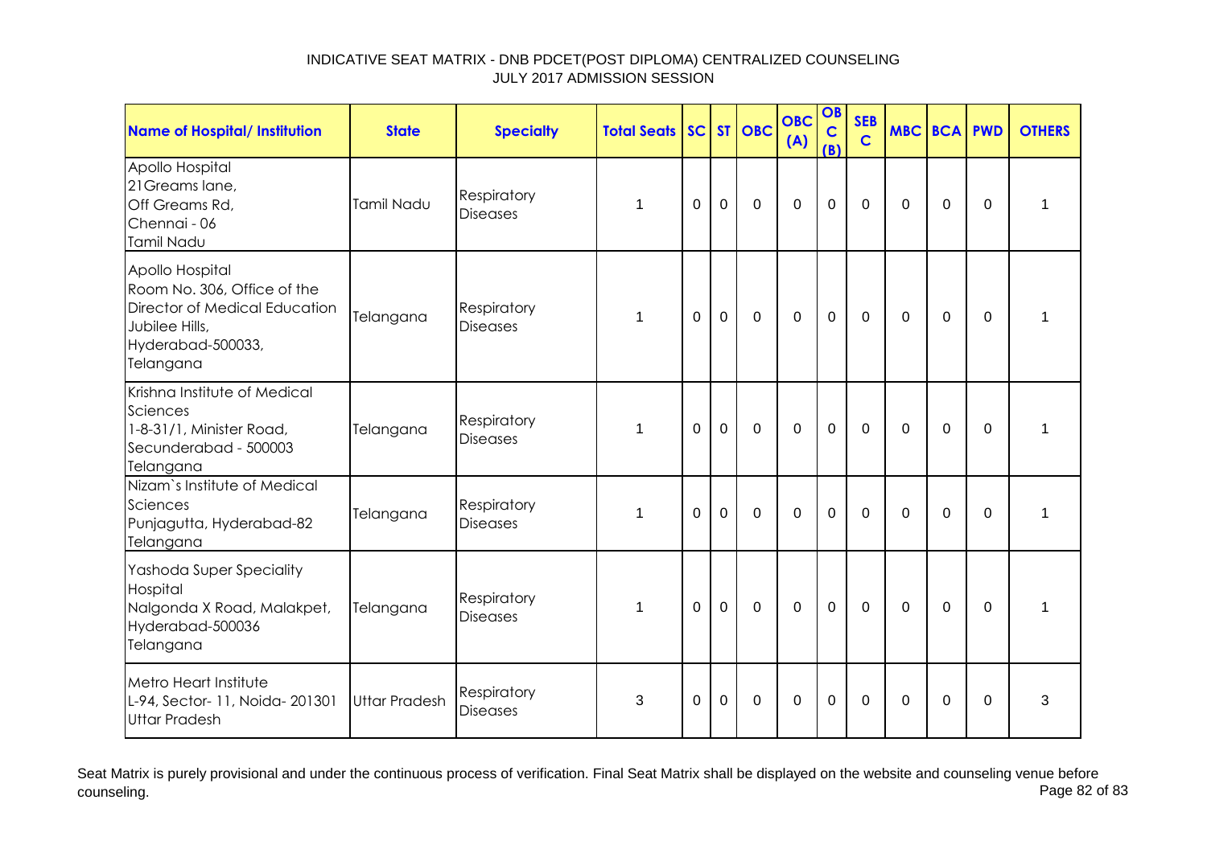INDICATIVE SEAT MATRIX - DNB PDCET(POST DIPLOMA) CENTRALIZED COUNSELING
JULY 2017 ADMISSION SESSION

| Name of Hospital/ Institution | State | Specialty | Total Seats | SC | ST | OBC | OBC (A) | OBC (B) | SEBC | MBC | BCA | PWD | OTHERS |
|---|---|---|---|---|---|---|---|---|---|---|---|---|---|
| Apollo Hospital 21Greams lane, Off Greams Rd, Chennai - 06 Tamil Nadu | Tamil Nadu | Respiratory Diseases | 1 | 0 | 0 | 0 | 0 | 0 | 0 | 0 | 0 | 0 | 1 |
| Apollo Hospital Room No. 306, Office of the Director of Medical Education Jubilee Hills, Hyderabad-500033, Telangana | Telangana | Respiratory Diseases | 1 | 0 | 0 | 0 | 0 | 0 | 0 | 0 | 0 | 0 | 1 |
| Krishna Institute of Medical Sciences 1-8-31/1, Minister Road, Secunderabad - 500003 Telangana | Telangana | Respiratory Diseases | 1 | 0 | 0 | 0 | 0 | 0 | 0 | 0 | 0 | 0 | 1 |
| Nizam`s Institute of Medical Sciences Punjagutta, Hyderabad-82 Telangana | Telangana | Respiratory Diseases | 1 | 0 | 0 | 0 | 0 | 0 | 0 | 0 | 0 | 0 | 1 |
| Yashoda Super Speciality Hospital Nalgonda X Road, Malakpet, Hyderabad-500036 Telangana | Telangana | Respiratory Diseases | 1 | 0 | 0 | 0 | 0 | 0 | 0 | 0 | 0 | 0 | 1 |
| Metro Heart Institute L-94, Sector- 11, Noida- 201301 Uttar Pradesh | Uttar Pradesh | Respiratory Diseases | 3 | 0 | 0 | 0 | 0 | 0 | 0 | 0 | 0 | 0 | 3 |

Seat Matrix is purely provisional and under the continuous process of verification. Final Seat Matrix shall be displayed on the website and counseling venue before counseling.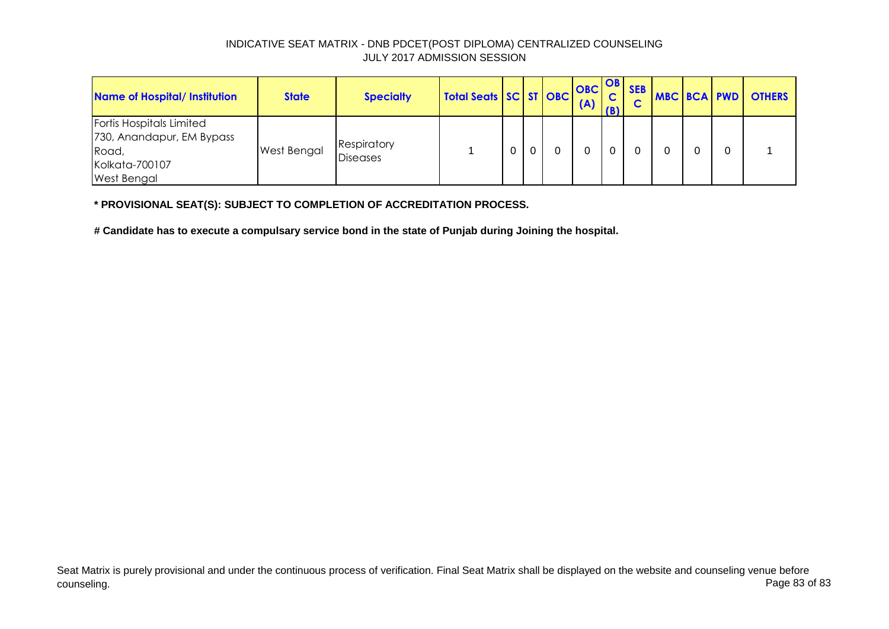INDICATIVE SEAT MATRIX - DNB PDCET(POST DIPLOMA) CENTRALIZED COUNSELING
JULY 2017 ADMISSION SESSION

| Name of Hospital/ Institution | State | Specialty | Total Seats | SC | ST | OBC | OBC (A) | OBC (B) | SEBC | MBC | BCA | PWD | OTHERS |
|---|---|---|---|---|---|---|---|---|---|---|---|---|---|
| Fortis Hospitals Limited 730, Anandapur, EM Bypass Road, Kolkata-700107 West Bengal | West Bengal | Respiratory Diseases | 1 | 0 | 0 | 0 | 0 | 0 | 0 | 0 | 0 | 0 | 1 |

**\* PROVISIONAL SEAT(S): SUBJECT TO COMPLETION OF ACCREDITATION PROCESS.**

**# Candidate has to execute a compulsary service bond in the state of Punjab during Joining the hospital.**

Seat Matrix is purely provisional and under the continuous process of verification. Final Seat Matrix shall be displayed on the website and counseling venue before counseling.